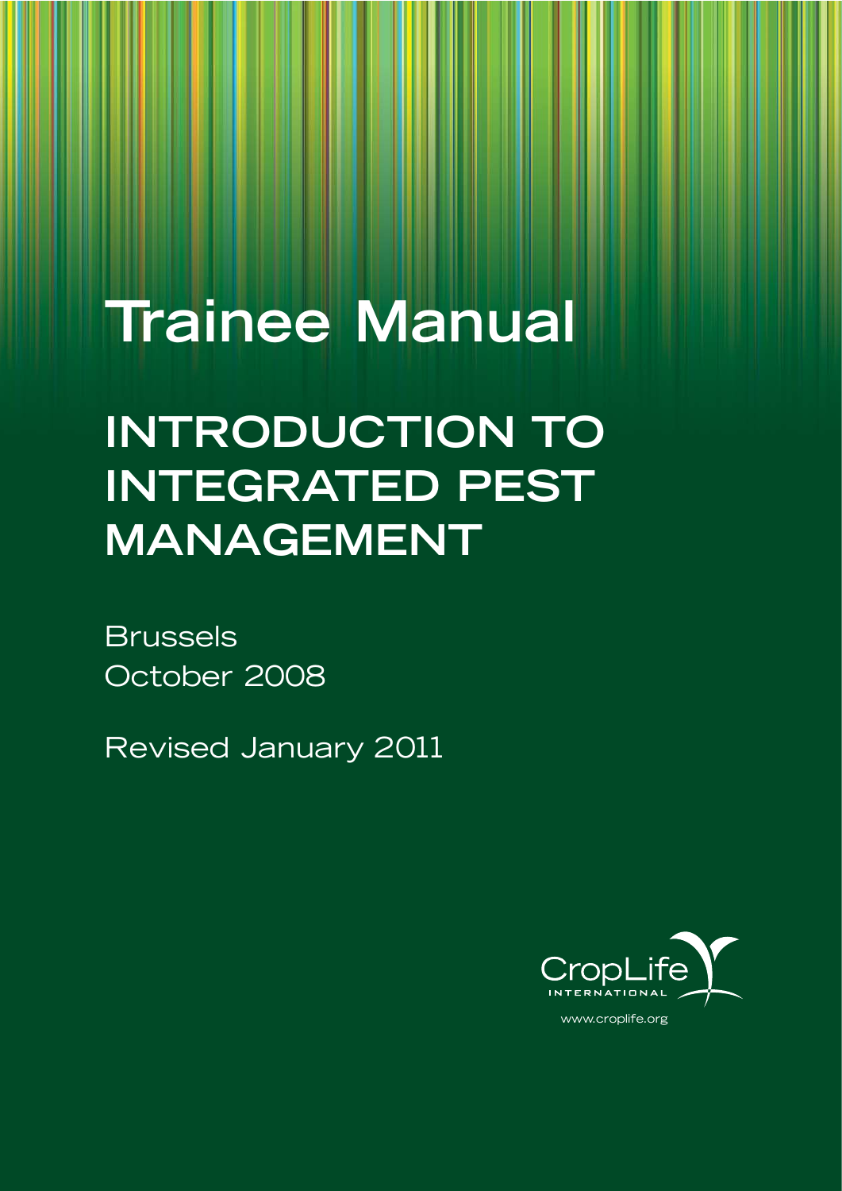# Trainee Manual

## INTRODUCTION TO INTEGRATED PEST MANAGEMENT

Brussels
October 2008

Revised January 2011

CropLife
INTERNATIONAL

www.croplife.org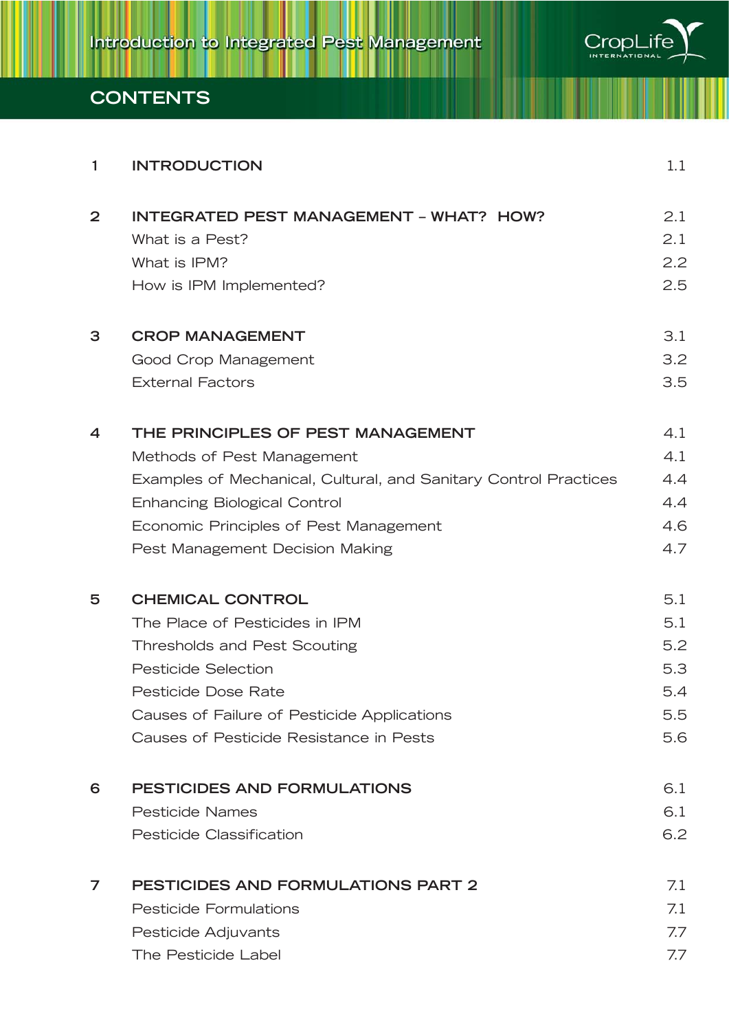# CONTENTS

| | | |
|---|---|---|
| 1 | **INTRODUCTION** | 1.1 |
| 2 | **INTEGRATED PEST MANAGEMENT – WHAT? HOW?** | 2.1 |
| | What is a Pest? | 2.1 |
| | What is IPM? | 2.2 |
| | How is IPM Implemented? | 2.5 |
| 3 | **CROP MANAGEMENT** | 3.1 |
| | Good Crop Management | 3.2 |
| | External Factors | 3.5 |
| 4 | **THE PRINCIPLES OF PEST MANAGEMENT** | 4.1 |
| | Methods of Pest Management | 4.1 |
| | Examples of Mechanical, Cultural, and Sanitary Control Practices | 4.4 |
| | Enhancing Biological Control | 4.4 |
| | Economic Principles of Pest Management | 4.6 |
| | Pest Management Decision Making | 4.7 |
| 5 | **CHEMICAL CONTROL** | 5.1 |
| | The Place of Pesticides in IPM | 5.1 |
| | Thresholds and Pest Scouting | 5.2 |
| | Pesticide Selection | 5.3 |
| | Pesticide Dose Rate | 5.4 |
| | Causes of Failure of Pesticide Applications | 5.5 |
| | Causes of Pesticide Resistance in Pests | 5.6 |
| 6 | **PESTICIDES AND FORMULATIONS** | 6.1 |
| | Pesticide Names | 6.1 |
| | Pesticide Classification | 6.2 |
| 7 | **PESTICIDES AND FORMULATIONS PART 2** | 7.1 |
| | Pesticide Formulations | 7.1 |
| | Pesticide Adjuvants | 7.7 |
| | The Pesticide Label | 7.7 |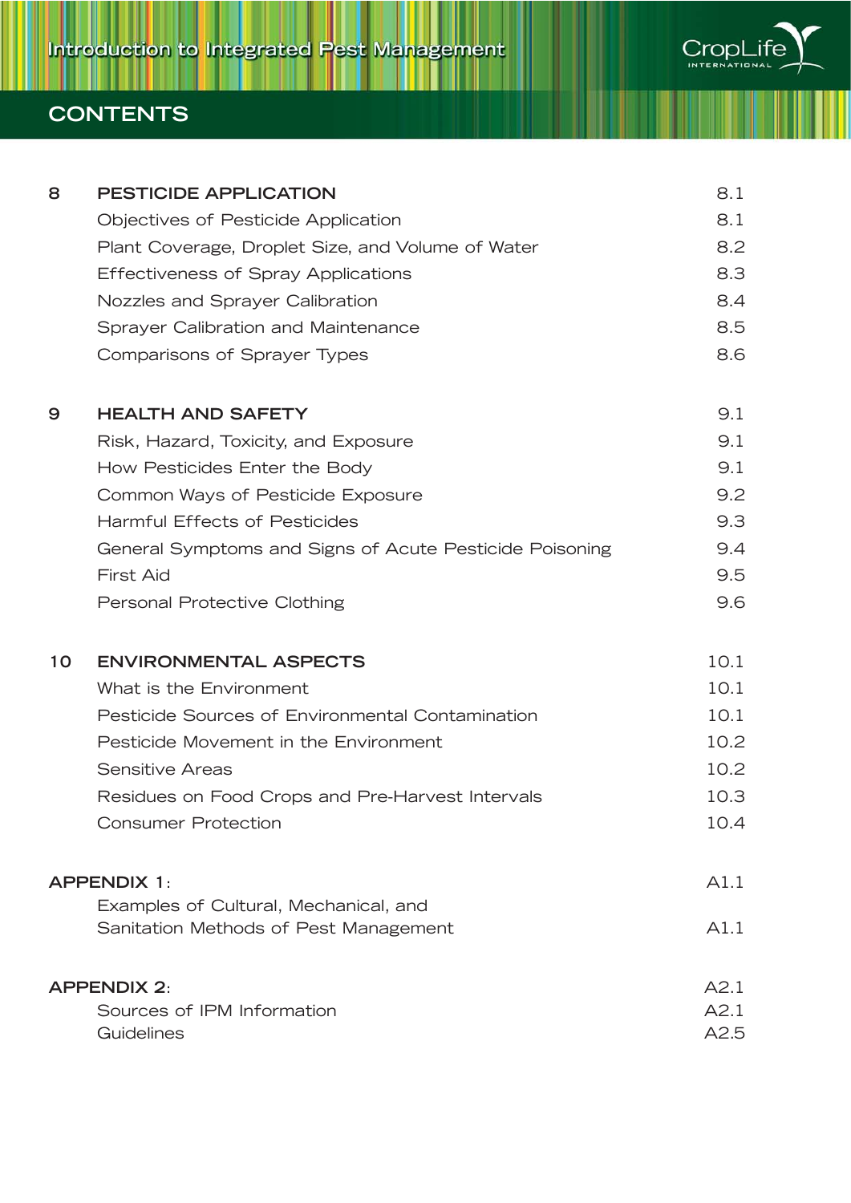## CONTENTS

| | | |
|---|---|---|
| **8** | **PESTICIDE APPLICATION** | 8.1 |
| | Objectives of Pesticide Application | 8.1 |
| | Plant Coverage, Droplet Size, and Volume of Water | 8.2 |
| | Effectiveness of Spray Applications | 8.3 |
| | Nozzles and Sprayer Calibration | 8.4 |
| | Sprayer Calibration and Maintenance | 8.5 |
| | Comparisons of Sprayer Types | 8.6 |
| **9** | **HEALTH AND SAFETY** | 9.1 |
| | Risk, Hazard, Toxicity, and Exposure | 9.1 |
| | How Pesticides Enter the Body | 9.1 |
| | Common Ways of Pesticide Exposure | 9.2 |
| | Harmful Effects of Pesticides | 9.3 |
| | General Symptoms and Signs of Acute Pesticide Poisoning | 9.4 |
| | First Aid | 9.5 |
| | Personal Protective Clothing | 9.6 |
| **10** | **ENVIRONMENTAL ASPECTS** | 10.1 |
| | What is the Environment | 10.1 |
| | Pesticide Sources of Environmental Contamination | 10.1 |
| | Pesticide Movement in the Environment | 10.2 |
| | Sensitive Areas | 10.2 |
| | Residues on Food Crops and Pre-Harvest Intervals | 10.3 |
| | Consumer Protection | 10.4 |
| **APPENDIX 1:** | | A1.1 |
| | Examples of Cultural, Mechanical, and Sanitation Methods of Pest Management | A1.1 |
| **APPENDIX 2:** | | A2.1 |
| | Sources of IPM Information | A2.1 |
| | Guidelines | A2.5 |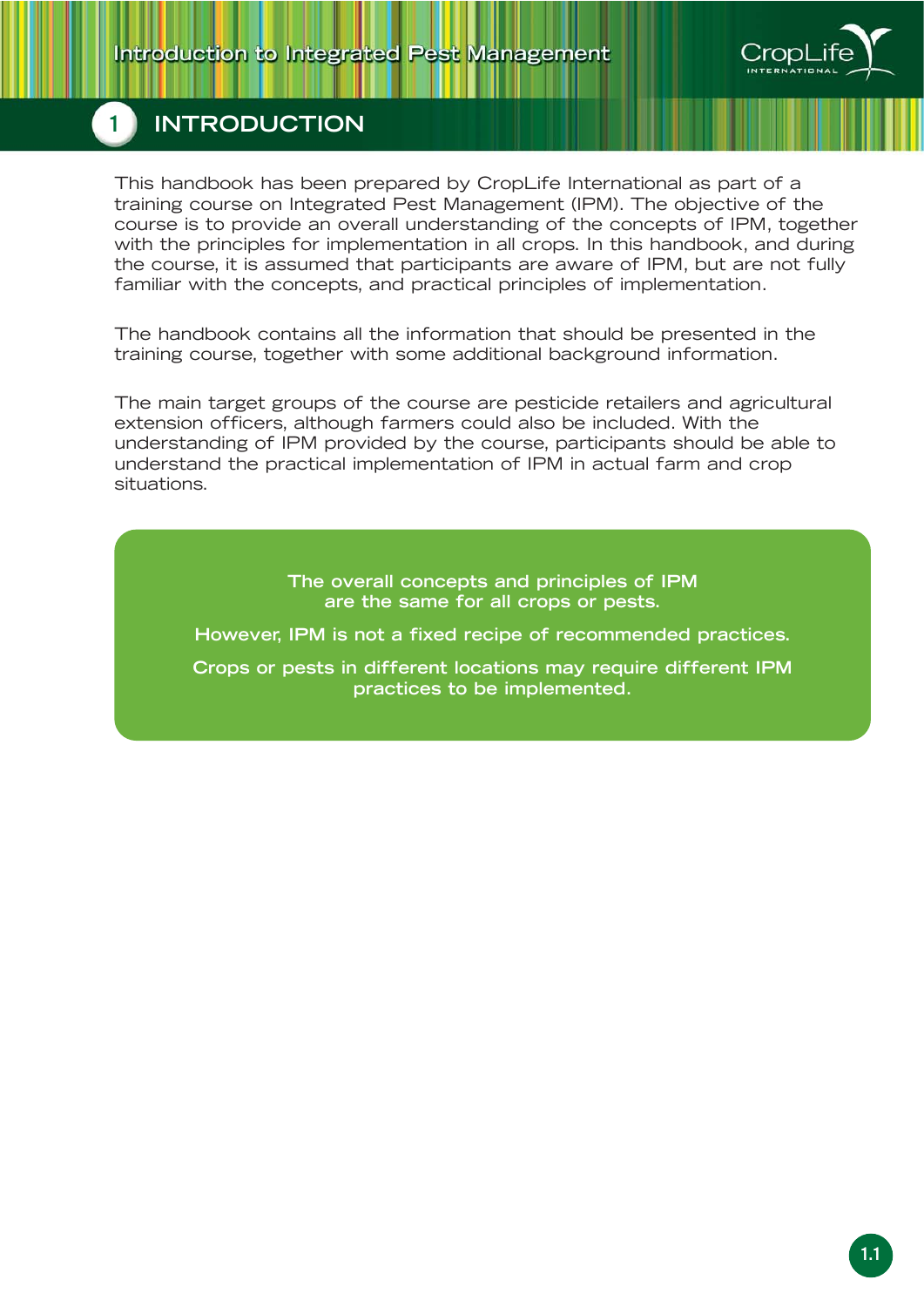# 1 INTRODUCTION

This handbook has been prepared by CropLife International as part of a training course on Integrated Pest Management (IPM). The objective of the course is to provide an overall understanding of the concepts of IPM, together with the principles for implementation in all crops. In this handbook, and during the course, it is assumed that participants are aware of IPM, but are not fully familiar with the concepts, and practical principles of implementation.

The handbook contains all the information that should be presented in the training course, together with some additional background information.

The main target groups of the course are pesticide retailers and agricultural extension officers, although farmers could also be included. With the understanding of IPM provided by the course, participants should be able to understand the practical implementation of IPM in actual farm and crop situations.

**The overall concepts and principles of IPM are the same for all crops or pests.**

**However, IPM is not a fixed recipe of recommended practices.**

**Crops or pests in different locations may require different IPM practices to be implemented.**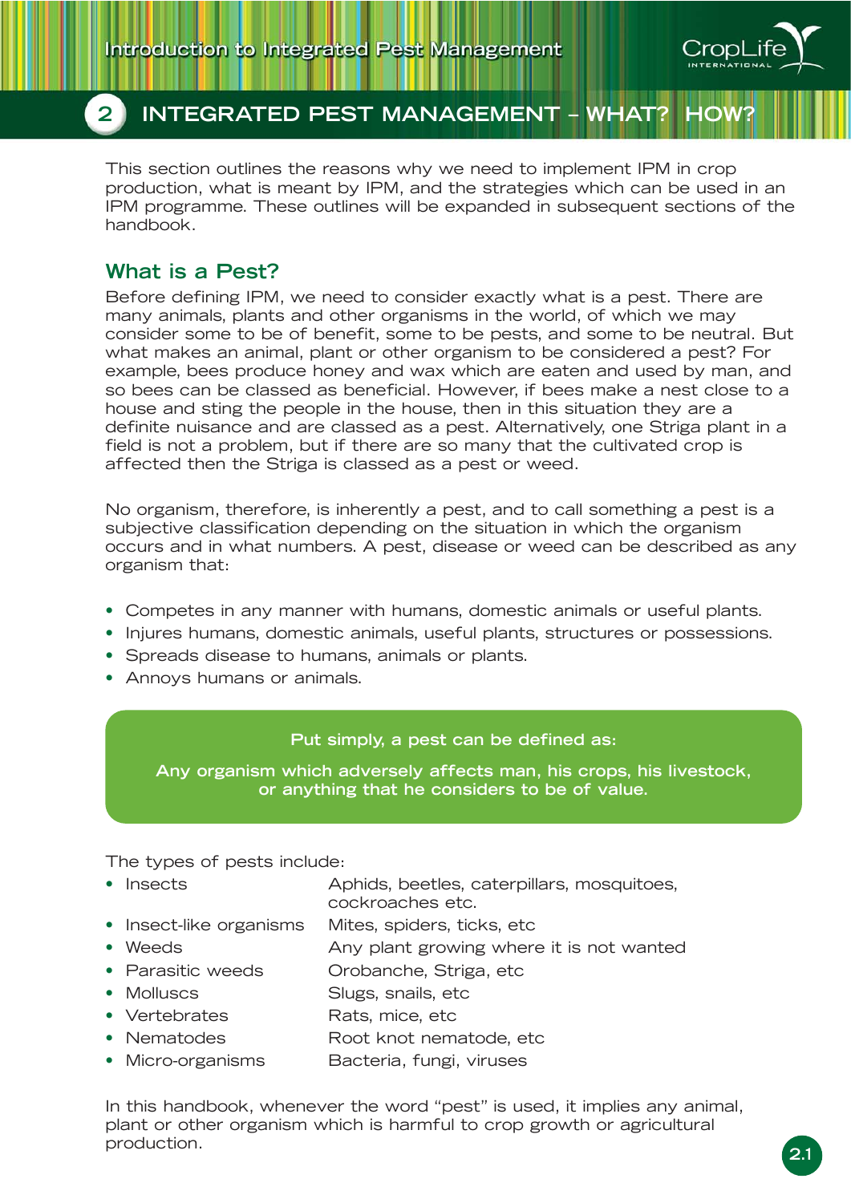# 2 INTEGRATED PEST MANAGEMENT – WHAT? HOW?

This section outlines the reasons why we need to implement IPM in crop production, what is meant by IPM, and the strategies which can be used in an IPM programme. These outlines will be expanded in subsequent sections of the handbook.

## What is a Pest?

Before defining IPM, we need to consider exactly what is a pest. There are many animals, plants and other organisms in the world, of which we may consider some to be of benefit, some to be pests, and some to be neutral. But what makes an animal, plant or other organism to be considered a pest? For example, bees produce honey and wax which are eaten and used by man, and so bees can be classed as beneficial. However, if bees make a nest close to a house and sting the people in the house, then in this situation they are a definite nuisance and are classed as a pest. Alternatively, one Striga plant in a field is not a problem, but if there are so many that the cultivated crop is affected then the Striga is classed as a pest or weed.

No organism, therefore, is inherently a pest, and to call something a pest is a subjective classification depending on the situation in which the organism occurs and in what numbers. A pest, disease or weed can be described as any organism that:

- Competes in any manner with humans, domestic animals or useful plants.
- Injures humans, domestic animals, useful plants, structures or possessions.
- Spreads disease to humans, animals or plants.
- Annoys humans or animals.

> **Put simply, a pest can be defined as:**
>
> **Any organism which adversely affects man, his crops, his livestock, or anything that he considers to be of value.**

The types of pests include:

| | |
|---|---|
| • Insects | Aphids, beetles, caterpillars, mosquitoes, cockroaches etc. |
| • Insect-like organisms | Mites, spiders, ticks, etc |
| • Weeds | Any plant growing where it is not wanted |
| • Parasitic weeds | Orobanche, Striga, etc |
| • Molluscs | Slugs, snails, etc |
| • Vertebrates | Rats, mice, etc |
| • Nematodes | Root knot nematode, etc |
| • Micro-organisms | Bacteria, fungi, viruses |

In this handbook, whenever the word "pest" is used, it implies any animal, plant or other organism which is harmful to crop growth or agricultural production.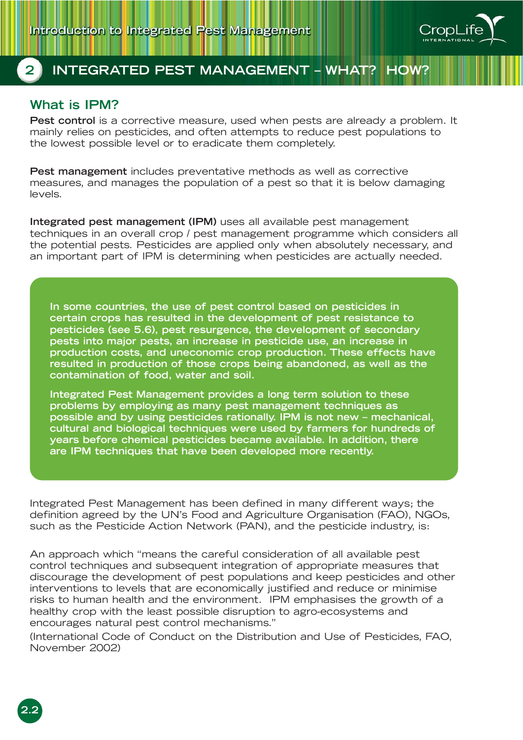## 2 INTEGRATED PEST MANAGEMENT – WHAT? HOW?

### What is IPM?

**Pest control** is a corrective measure, used when pests are already a problem. It mainly relies on pesticides, and often attempts to reduce pest populations to the lowest possible level or to eradicate them completely.

**Pest management** includes preventative methods as well as corrective measures, and manages the population of a pest so that it is below damaging levels.

**Integrated pest management (IPM)** uses all available pest management techniques in an overall crop / pest management programme which considers all the potential pests. Pesticides are applied only when absolutely necessary, and an important part of IPM is determining when pesticides are actually needed.

**In some countries, the use of pest control based on pesticides in certain crops has resulted in the development of pest resistance to pesticides (see 5.6), pest resurgence, the development of secondary pests into major pests, an increase in pesticide use, an increase in production costs, and uneconomic crop production. These effects have resulted in production of those crops being abandoned, as well as the contamination of food, water and soil.**

**Integrated Pest Management provides a long term solution to these problems by employing as many pest management techniques as possible and by using pesticides rationally. IPM is not new – mechanical, cultural and biological techniques were used by farmers for hundreds of years before chemical pesticides became available. In addition, there are IPM techniques that have been developed more recently.**

Integrated Pest Management has been defined in many different ways; the definition agreed by the UN's Food and Agriculture Organisation (FAO), NGOs, such as the Pesticide Action Network (PAN), and the pesticide industry, is:

An approach which "means the careful consideration of all available pest control techniques and subsequent integration of appropriate measures that discourage the development of pest populations and keep pesticides and other interventions to levels that are economically justified and reduce or minimise risks to human health and the environment. IPM emphasises the growth of a healthy crop with the least possible disruption to agro-ecosystems and encourages natural pest control mechanisms."
(International Code of Conduct on the Distribution and Use of Pesticides, FAO, November 2002)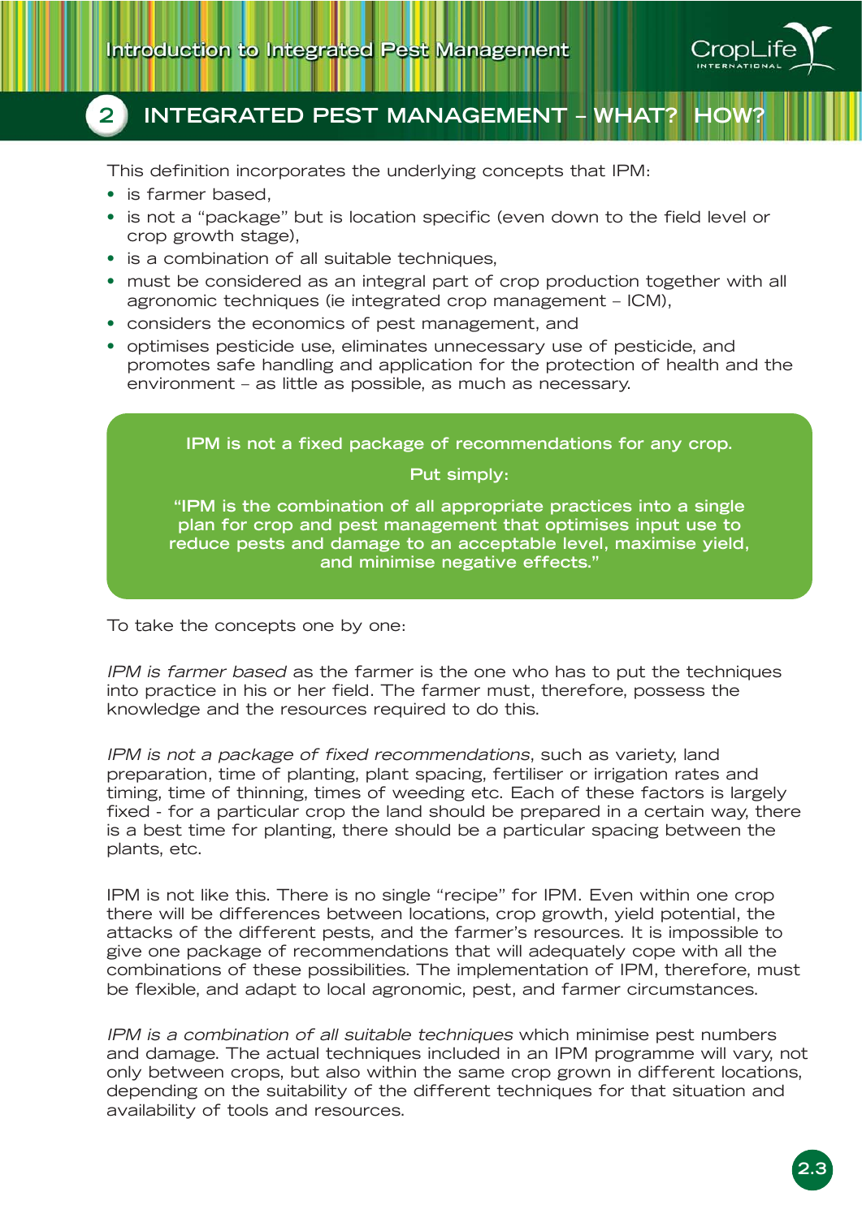## 2 INTEGRATED PEST MANAGEMENT – WHAT? HOW?

This definition incorporates the underlying concepts that IPM:

- is farmer based,
- is not a "package" but is location specific (even down to the field level or crop growth stage),
- is a combination of all suitable techniques,
- must be considered as an integral part of crop production together with all agronomic techniques (ie integrated crop management – ICM),
- considers the economics of pest management, and
- optimises pesticide use, eliminates unnecessary use of pesticide, and promotes safe handling and application for the protection of health and the environment – as little as possible, as much as necessary.

> **IPM is not a fixed package of recommendations for any crop.**
>
> **Put simply:**
>
> **"IPM is the combination of all appropriate practices into a single plan for crop and pest management that optimises input use to reduce pests and damage to an acceptable level, maximise yield, and minimise negative effects."**

To take the concepts one by one:

*IPM is farmer based* as the farmer is the one who has to put the techniques into practice in his or her field. The farmer must, therefore, possess the knowledge and the resources required to do this.

*IPM is not a package of fixed recommendations*, such as variety, land preparation, time of planting, plant spacing, fertiliser or irrigation rates and timing, time of thinning, times of weeding etc. Each of these factors is largely fixed - for a particular crop the land should be prepared in a certain way, there is a best time for planting, there should be a particular spacing between the plants, etc.

IPM is not like this. There is no single "recipe" for IPM. Even within one crop there will be differences between locations, crop growth, yield potential, the attacks of the different pests, and the farmer's resources. It is impossible to give one package of recommendations that will adequately cope with all the combinations of these possibilities. The implementation of IPM, therefore, must be flexible, and adapt to local agronomic, pest, and farmer circumstances.

*IPM is a combination of all suitable techniques* which minimise pest numbers and damage. The actual techniques included in an IPM programme will vary, not only between crops, but also within the same crop grown in different locations, depending on the suitability of the different techniques for that situation and availability of tools and resources.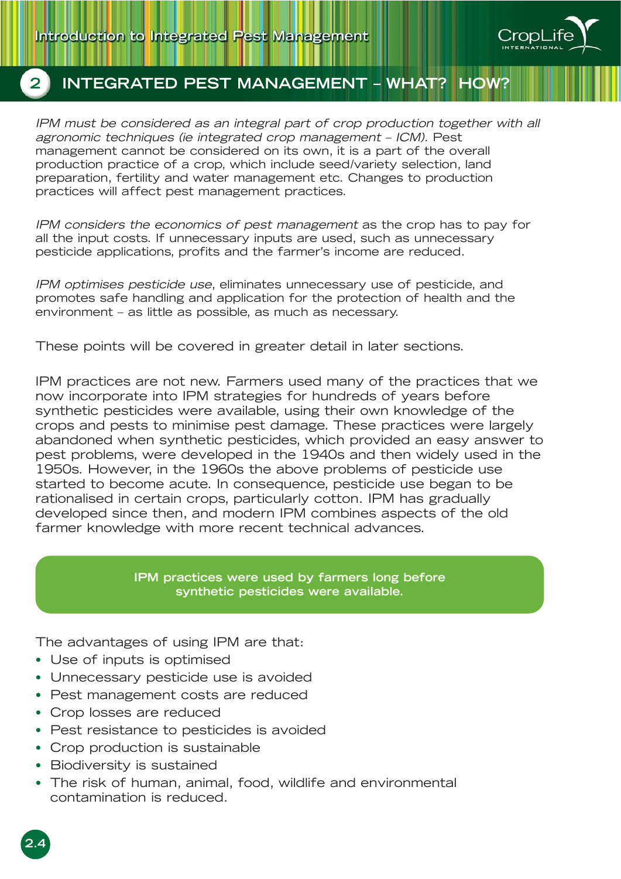## 2 INTEGRATED PEST MANAGEMENT – WHAT? HOW?

*IPM must be considered as an integral part of crop production together with all agronomic techniques (ie integrated crop management – ICM).* Pest management cannot be considered on its own, it is a part of the overall production practice of a crop, which include seed/variety selection, land preparation, fertility and water management etc. Changes to production practices will affect pest management practices.

*IPM considers the economics of pest management* as the crop has to pay for all the input costs. If unnecessary inputs are used, such as unnecessary pesticide applications, profits and the farmer's income are reduced.

*IPM optimises pesticide use*, eliminates unnecessary use of pesticide, and promotes safe handling and application for the protection of health and the environment – as little as possible, as much as necessary.

These points will be covered in greater detail in later sections.

IPM practices are not new. Farmers used many of the practices that we now incorporate into IPM strategies for hundreds of years before synthetic pesticides were available, using their own knowledge of the crops and pests to minimise pest damage. These practices were largely abandoned when synthetic pesticides, which provided an easy answer to pest problems, were developed in the 1940s and then widely used in the 1950s. However, in the 1960s the above problems of pesticide use started to become acute. In consequence, pesticide use began to be rationalised in certain crops, particularly cotton. IPM has gradually developed since then, and modern IPM combines aspects of the old farmer knowledge with more recent technical advances.

**IPM practices were used by farmers long before synthetic pesticides were available.**

The advantages of using IPM are that:

- Use of inputs is optimised
- Unnecessary pesticide use is avoided
- Pest management costs are reduced
- Crop losses are reduced
- Pest resistance to pesticides is avoided
- Crop production is sustainable
- Biodiversity is sustained
- The risk of human, animal, food, wildlife and environmental contamination is reduced.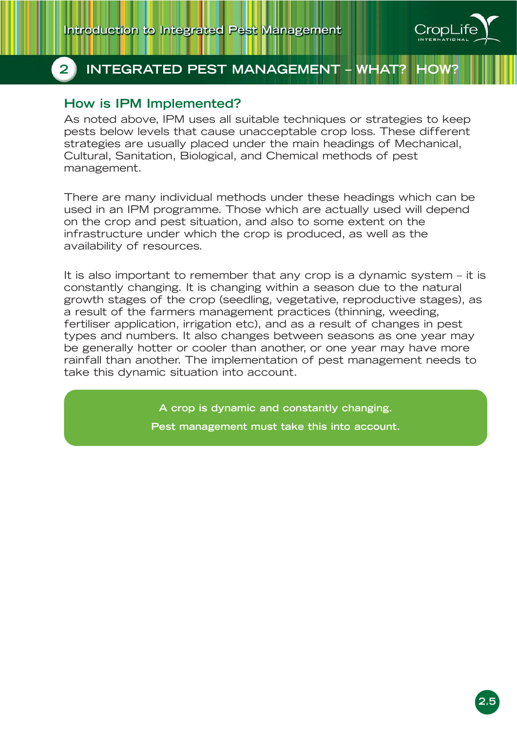## How is IPM Implemented?

As noted above, IPM uses all suitable techniques or strategies to keep pests below levels that cause unacceptable crop loss. These different strategies are usually placed under the main headings of Mechanical, Cultural, Sanitation, Biological, and Chemical methods of pest management.

There are many individual methods under these headings which can be used in an IPM programme. Those which are actually used will depend on the crop and pest situation, and also to some extent on the infrastructure under which the crop is produced, as well as the availability of resources.

It is also important to remember that any crop is a dynamic system – it is constantly changing. It is changing within a season due to the natural growth stages of the crop (seedling, vegetative, reproductive stages), as a result of the farmers management practices (thinning, weeding, fertiliser application, irrigation etc), and as a result of changes in pest types and numbers. It also changes between seasons as one year may be generally hotter or cooler than another, or one year may have more rainfall than another. The implementation of pest management needs to take this dynamic situation into account.

**A crop is dynamic and constantly changing.**

**Pest management must take this into account.**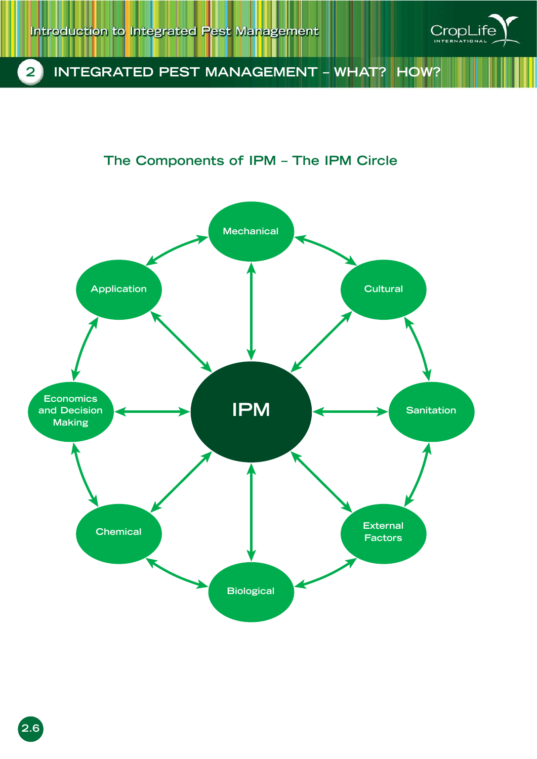## The Components of IPM – The IPM Circle

IPM

Mechanical

Cultural

Sanitation

External Factors

Biological

Chemical

Economics and Decision Making

Application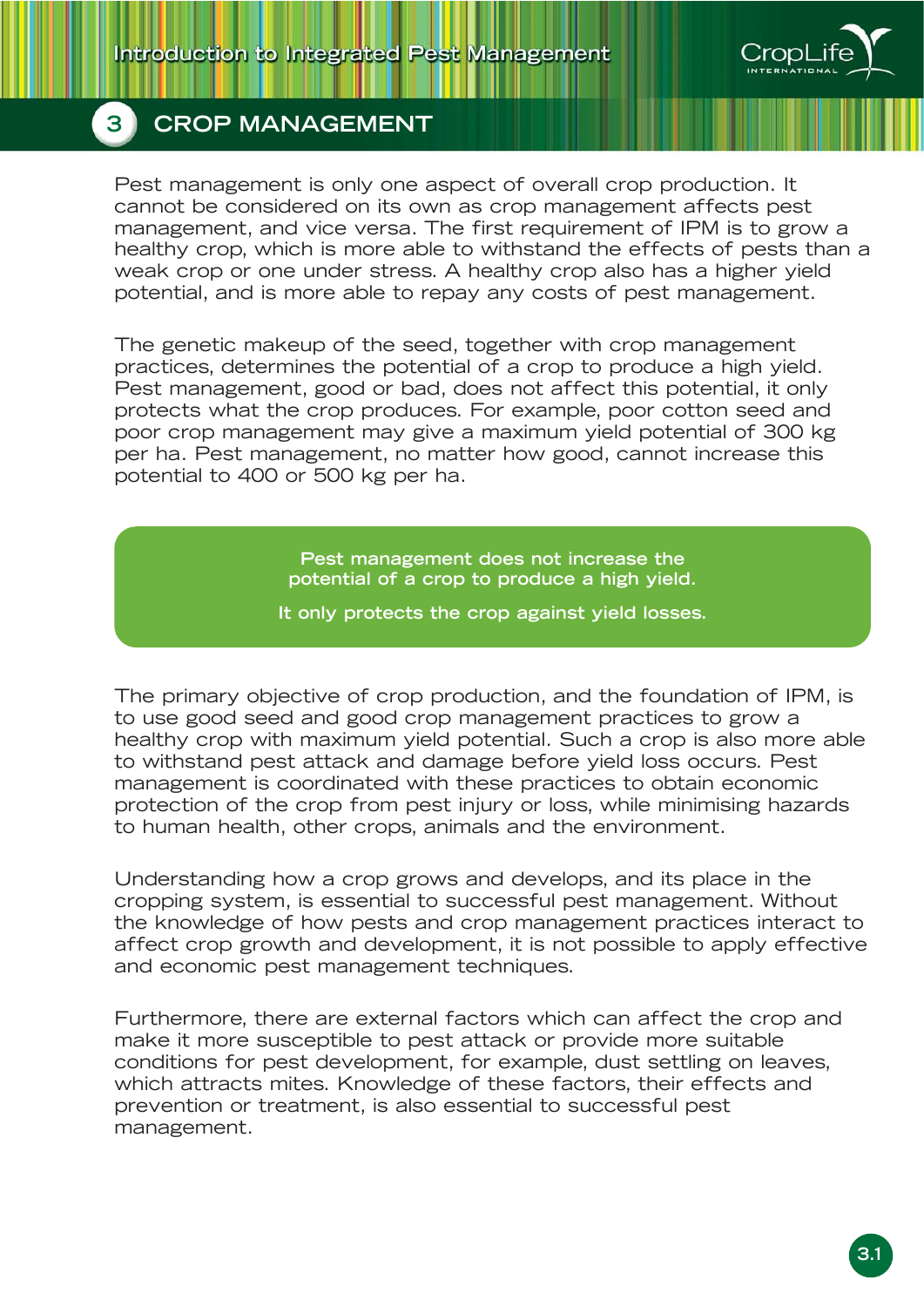# 3 CROP MANAGEMENT

Pest management is only one aspect of overall crop production. It cannot be considered on its own as crop management affects pest management, and vice versa. The first requirement of IPM is to grow a healthy crop, which is more able to withstand the effects of pests than a weak crop or one under stress. A healthy crop also has a higher yield potential, and is more able to repay any costs of pest management.

The genetic makeup of the seed, together with crop management practices, determines the potential of a crop to produce a high yield. Pest management, good or bad, does not affect this potential, it only protects what the crop produces. For example, poor cotton seed and poor crop management may give a maximum yield potential of 300 kg per ha. Pest management, no matter how good, cannot increase this potential to 400 or 500 kg per ha.

**Pest management does not increase the potential of a crop to produce a high yield.**

**It only protects the crop against yield losses.**

The primary objective of crop production, and the foundation of IPM, is to use good seed and good crop management practices to grow a healthy crop with maximum yield potential. Such a crop is also more able to withstand pest attack and damage before yield loss occurs. Pest management is coordinated with these practices to obtain economic protection of the crop from pest injury or loss, while minimising hazards to human health, other crops, animals and the environment.

Understanding how a crop grows and develops, and its place in the cropping system, is essential to successful pest management. Without the knowledge of how pests and crop management practices interact to affect crop growth and development, it is not possible to apply effective and economic pest management techniques.

Furthermore, there are external factors which can affect the crop and make it more susceptible to pest attack or provide more suitable conditions for pest development, for example, dust settling on leaves, which attracts mites. Knowledge of these factors, their effects and prevention or treatment, is also essential to successful pest management.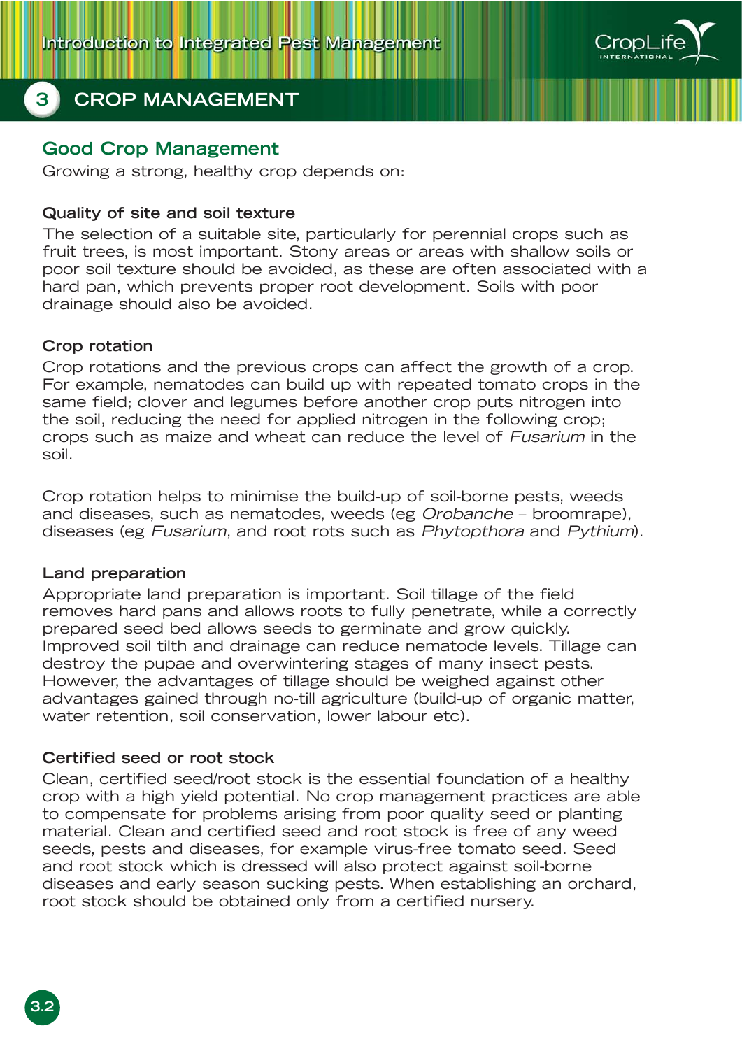## 3 CROP MANAGEMENT

### Good Crop Management

Growing a strong, healthy crop depends on:

**Quality of site and soil texture**

The selection of a suitable site, particularly for perennial crops such as fruit trees, is most important. Stony areas or areas with shallow soils or poor soil texture should be avoided, as these are often associated with a hard pan, which prevents proper root development. Soils with poor drainage should also be avoided.

**Crop rotation**

Crop rotations and the previous crops can affect the growth of a crop. For example, nematodes can build up with repeated tomato crops in the same field; clover and legumes before another crop puts nitrogen into the soil, reducing the need for applied nitrogen in the following crop; crops such as maize and wheat can reduce the level of *Fusarium* in the soil.

Crop rotation helps to minimise the build-up of soil-borne pests, weeds and diseases, such as nematodes, weeds (eg *Orobanche* – broomrape), diseases (eg *Fusarium*, and root rots such as *Phytopthora* and *Pythium*).

**Land preparation**

Appropriate land preparation is important. Soil tillage of the field removes hard pans and allows roots to fully penetrate, while a correctly prepared seed bed allows seeds to germinate and grow quickly. Improved soil tilth and drainage can reduce nematode levels. Tillage can destroy the pupae and overwintering stages of many insect pests. However, the advantages of tillage should be weighed against other advantages gained through no-till agriculture (build-up of organic matter, water retention, soil conservation, lower labour etc).

**Certified seed or root stock**

Clean, certified seed/root stock is the essential foundation of a healthy crop with a high yield potential. No crop management practices are able to compensate for problems arising from poor quality seed or planting material. Clean and certified seed and root stock is free of any weed seeds, pests and diseases, for example virus-free tomato seed. Seed and root stock which is dressed will also protect against soil-borne diseases and early season sucking pests. When establishing an orchard, root stock should be obtained only from a certified nursery.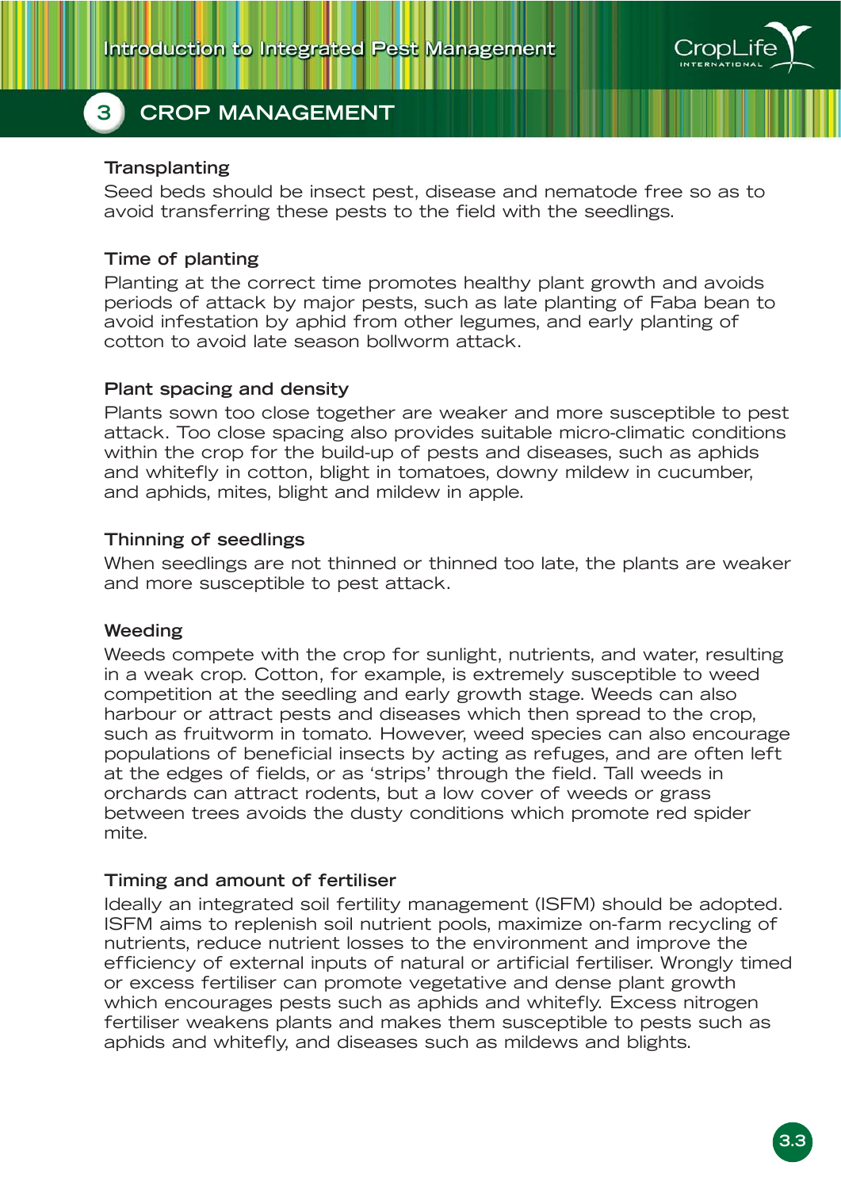# 3 CROP MANAGEMENT

### Transplanting

Seed beds should be insect pest, disease and nematode free so as to avoid transferring these pests to the field with the seedlings.

### Time of planting

Planting at the correct time promotes healthy plant growth and avoids periods of attack by major pests, such as late planting of Faba bean to avoid infestation by aphid from other legumes, and early planting of cotton to avoid late season bollworm attack.

### Plant spacing and density

Plants sown too close together are weaker and more susceptible to pest attack. Too close spacing also provides suitable micro-climatic conditions within the crop for the build-up of pests and diseases, such as aphids and whitefly in cotton, blight in tomatoes, downy mildew in cucumber, and aphids, mites, blight and mildew in apple.

### Thinning of seedlings

When seedlings are not thinned or thinned too late, the plants are weaker and more susceptible to pest attack.

### Weeding

Weeds compete with the crop for sunlight, nutrients, and water, resulting in a weak crop. Cotton, for example, is extremely susceptible to weed competition at the seedling and early growth stage. Weeds can also harbour or attract pests and diseases which then spread to the crop, such as fruitworm in tomato. However, weed species can also encourage populations of beneficial insects by acting as refuges, and are often left at the edges of fields, or as 'strips' through the field. Tall weeds in orchards can attract rodents, but a low cover of weeds or grass between trees avoids the dusty conditions which promote red spider mite.

### Timing and amount of fertiliser

Ideally an integrated soil fertility management (ISFM) should be adopted. ISFM aims to replenish soil nutrient pools, maximize on-farm recycling of nutrients, reduce nutrient losses to the environment and improve the efficiency of external inputs of natural or artificial fertiliser. Wrongly timed or excess fertiliser can promote vegetative and dense plant growth which encourages pests such as aphids and whitefly. Excess nitrogen fertiliser weakens plants and makes them susceptible to pests such as aphids and whitefly, and diseases such as mildews and blights.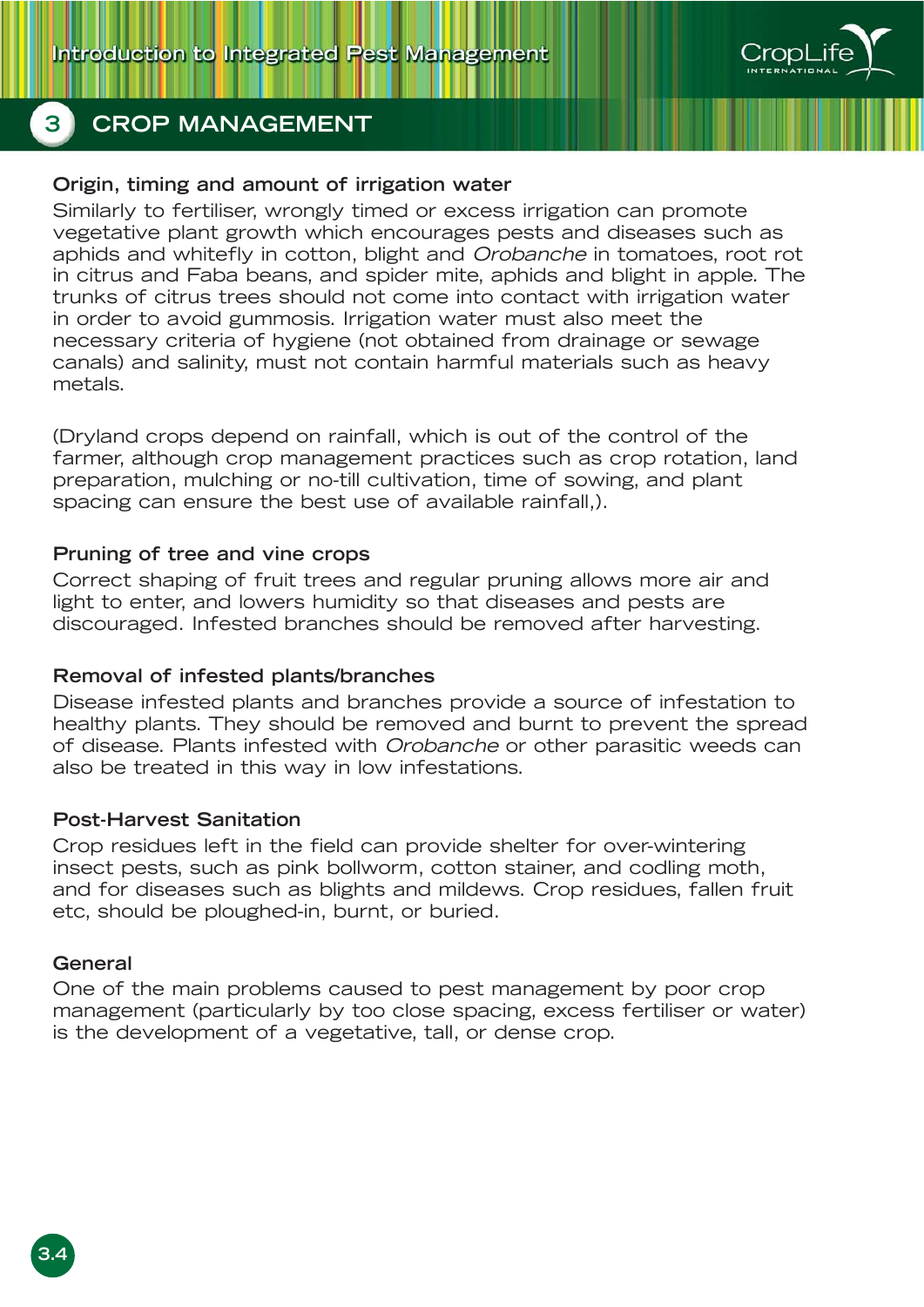## 3 CROP MANAGEMENT

### Origin, timing and amount of irrigation water

Similarly to fertiliser, wrongly timed or excess irrigation can promote vegetative plant growth which encourages pests and diseases such as aphids and whitefly in cotton, blight and *Orobanche* in tomatoes, root rot in citrus and Faba beans, and spider mite, aphids and blight in apple. The trunks of citrus trees should not come into contact with irrigation water in order to avoid gummosis. Irrigation water must also meet the necessary criteria of hygiene (not obtained from drainage or sewage canals) and salinity, must not contain harmful materials such as heavy metals.

(Dryland crops depend on rainfall, which is out of the control of the farmer, although crop management practices such as crop rotation, land preparation, mulching or no-till cultivation, time of sowing, and plant spacing can ensure the best use of available rainfall,).

### Pruning of tree and vine crops

Correct shaping of fruit trees and regular pruning allows more air and light to enter, and lowers humidity so that diseases and pests are discouraged. Infested branches should be removed after harvesting.

### Removal of infested plants/branches

Disease infested plants and branches provide a source of infestation to healthy plants. They should be removed and burnt to prevent the spread of disease. Plants infested with *Orobanche* or other parasitic weeds can also be treated in this way in low infestations.

### Post-Harvest Sanitation

Crop residues left in the field can provide shelter for over-wintering insect pests, such as pink bollworm, cotton stainer, and codling moth, and for diseases such as blights and mildews. Crop residues, fallen fruit etc, should be ploughed-in, burnt, or buried.

### General

One of the main problems caused to pest management by poor crop management (particularly by too close spacing, excess fertiliser or water) is the development of a vegetative, tall, or dense crop.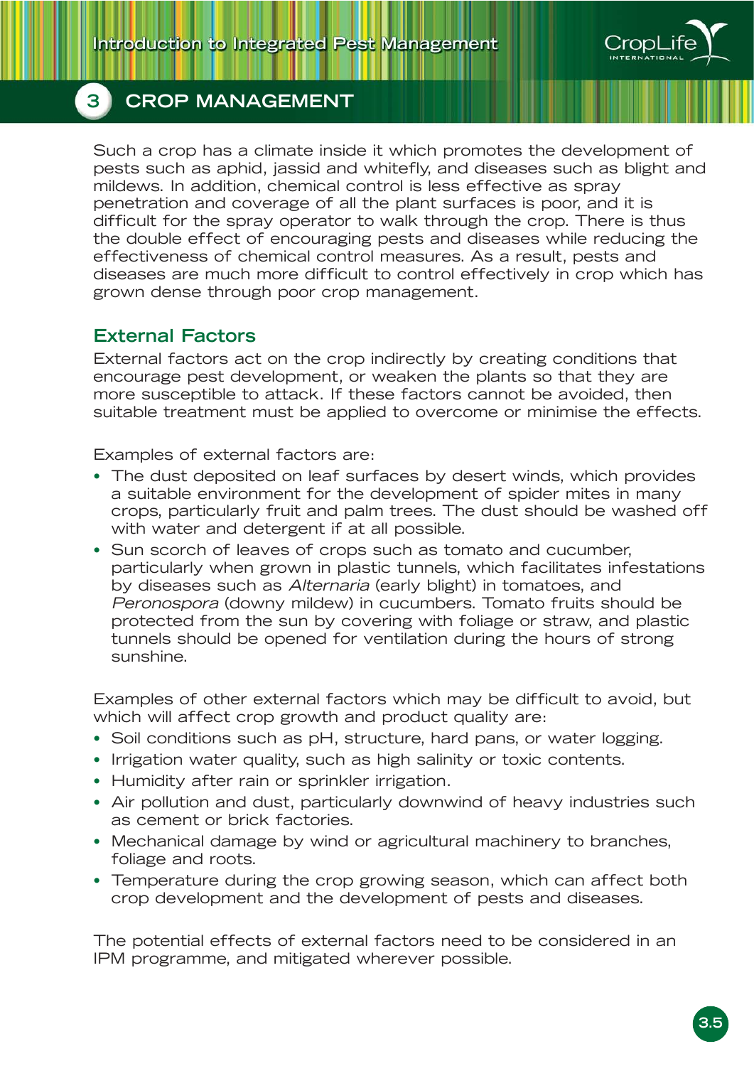Such a crop has a climate inside it which promotes the development of pests such as aphid, jassid and whitefly, and diseases such as blight and mildews. In addition, chemical control is less effective as spray penetration and coverage of all the plant surfaces is poor, and it is difficult for the spray operator to walk through the crop. There is thus the double effect of encouraging pests and diseases while reducing the effectiveness of chemical control measures. As a result, pests and diseases are much more difficult to control effectively in crop which has grown dense through poor crop management.

## External Factors

External factors act on the crop indirectly by creating conditions that encourage pest development, or weaken the plants so that they are more susceptible to attack. If these factors cannot be avoided, then suitable treatment must be applied to overcome or minimise the effects.

Examples of external factors are:

- The dust deposited on leaf surfaces by desert winds, which provides a suitable environment for the development of spider mites in many crops, particularly fruit and palm trees. The dust should be washed off with water and detergent if at all possible.
- Sun scorch of leaves of crops such as tomato and cucumber, particularly when grown in plastic tunnels, which facilitates infestations by diseases such as *Alternaria* (early blight) in tomatoes, and *Peronospora* (downy mildew) in cucumbers. Tomato fruits should be protected from the sun by covering with foliage or straw, and plastic tunnels should be opened for ventilation during the hours of strong sunshine.

Examples of other external factors which may be difficult to avoid, but which will affect crop growth and product quality are:

- Soil conditions such as pH, structure, hard pans, or water logging.
- Irrigation water quality, such as high salinity or toxic contents.
- Humidity after rain or sprinkler irrigation.
- Air pollution and dust, particularly downwind of heavy industries such as cement or brick factories.
- Mechanical damage by wind or agricultural machinery to branches, foliage and roots.
- Temperature during the crop growing season, which can affect both crop development and the development of pests and diseases.

The potential effects of external factors need to be considered in an IPM programme, and mitigated wherever possible.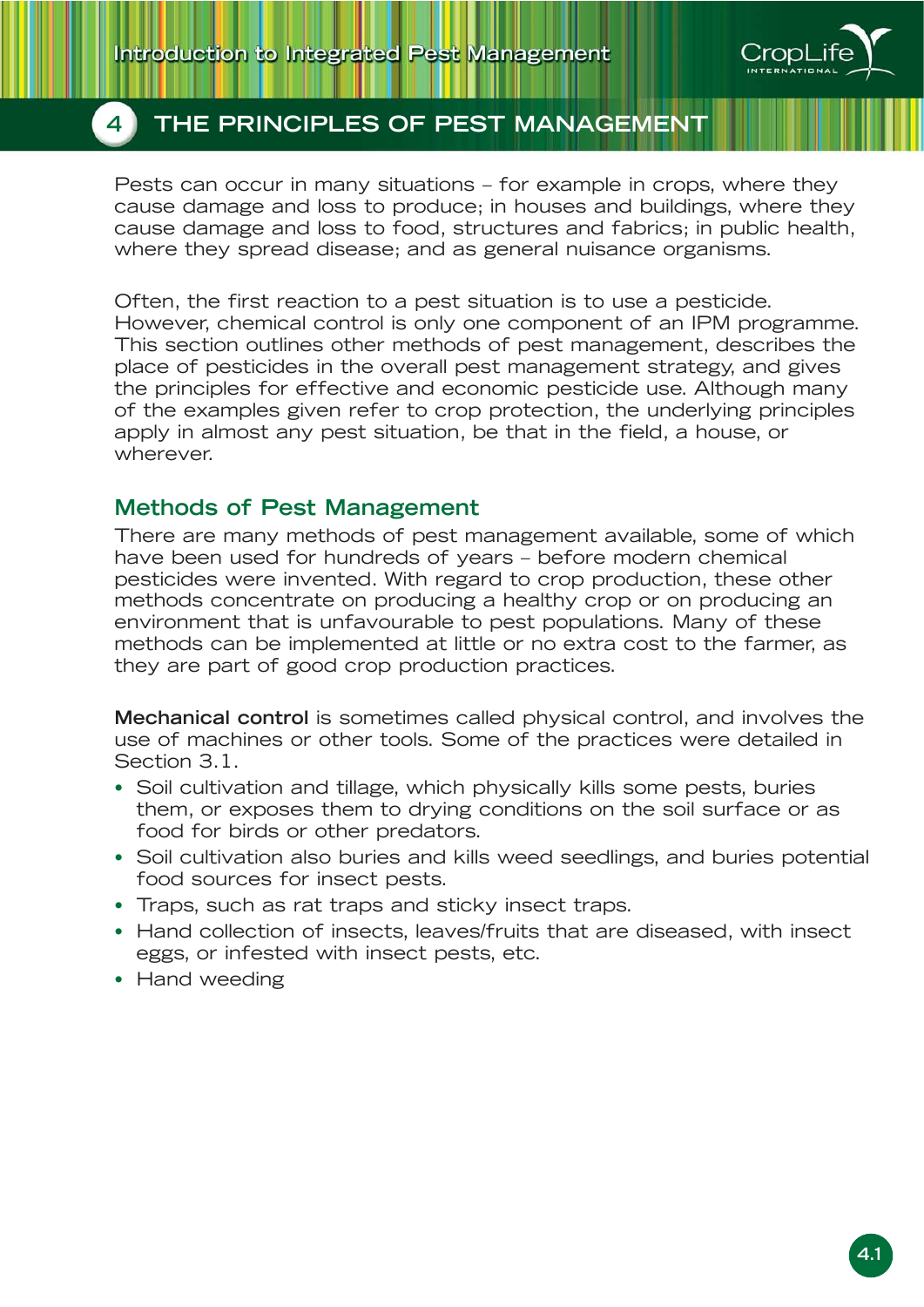# 4 THE PRINCIPLES OF PEST MANAGEMENT

Pests can occur in many situations – for example in crops, where they cause damage and loss to produce; in houses and buildings, where they cause damage and loss to food, structures and fabrics; in public health, where they spread disease; and as general nuisance organisms.

Often, the first reaction to a pest situation is to use a pesticide. However, chemical control is only one component of an IPM programme. This section outlines other methods of pest management, describes the place of pesticides in the overall pest management strategy, and gives the principles for effective and economic pesticide use. Although many of the examples given refer to crop protection, the underlying principles apply in almost any pest situation, be that in the field, a house, or wherever.

## Methods of Pest Management

There are many methods of pest management available, some of which have been used for hundreds of years – before modern chemical pesticides were invented. With regard to crop production, these other methods concentrate on producing a healthy crop or on producing an environment that is unfavourable to pest populations. Many of these methods can be implemented at little or no extra cost to the farmer, as they are part of good crop production practices.

**Mechanical control** is sometimes called physical control, and involves the use of machines or other tools. Some of the practices were detailed in Section 3.1.

- Soil cultivation and tillage, which physically kills some pests, buries them, or exposes them to drying conditions on the soil surface or as food for birds or other predators.
- Soil cultivation also buries and kills weed seedlings, and buries potential food sources for insect pests.
- Traps, such as rat traps and sticky insect traps.
- Hand collection of insects, leaves/fruits that are diseased, with insect eggs, or infested with insect pests, etc.
- Hand weeding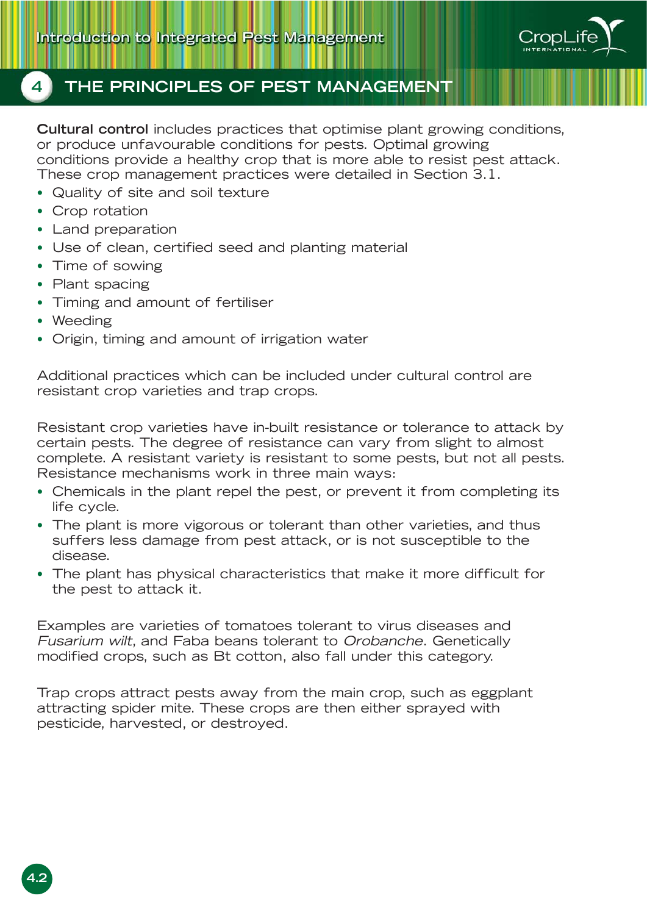**Cultural control** includes practices that optimise plant growing conditions, or produce unfavourable conditions for pests. Optimal growing conditions provide a healthy crop that is more able to resist pest attack. These crop management practices were detailed in Section 3.1.

- Quality of site and soil texture
- Crop rotation
- Land preparation
- Use of clean, certified seed and planting material
- Time of sowing
- Plant spacing
- Timing and amount of fertiliser
- Weeding
- Origin, timing and amount of irrigation water

Additional practices which can be included under cultural control are resistant crop varieties and trap crops.

Resistant crop varieties have in-built resistance or tolerance to attack by certain pests. The degree of resistance can vary from slight to almost complete. A resistant variety is resistant to some pests, but not all pests. Resistance mechanisms work in three main ways:

- Chemicals in the plant repel the pest, or prevent it from completing its life cycle.
- The plant is more vigorous or tolerant than other varieties, and thus suffers less damage from pest attack, or is not susceptible to the disease.
- The plant has physical characteristics that make it more difficult for the pest to attack it.

Examples are varieties of tomatoes tolerant to virus diseases and *Fusarium wilt*, and Faba beans tolerant to *Orobanche*. Genetically modified crops, such as Bt cotton, also fall under this category.

Trap crops attract pests away from the main crop, such as eggplant attracting spider mite. These crops are then either sprayed with pesticide, harvested, or destroyed.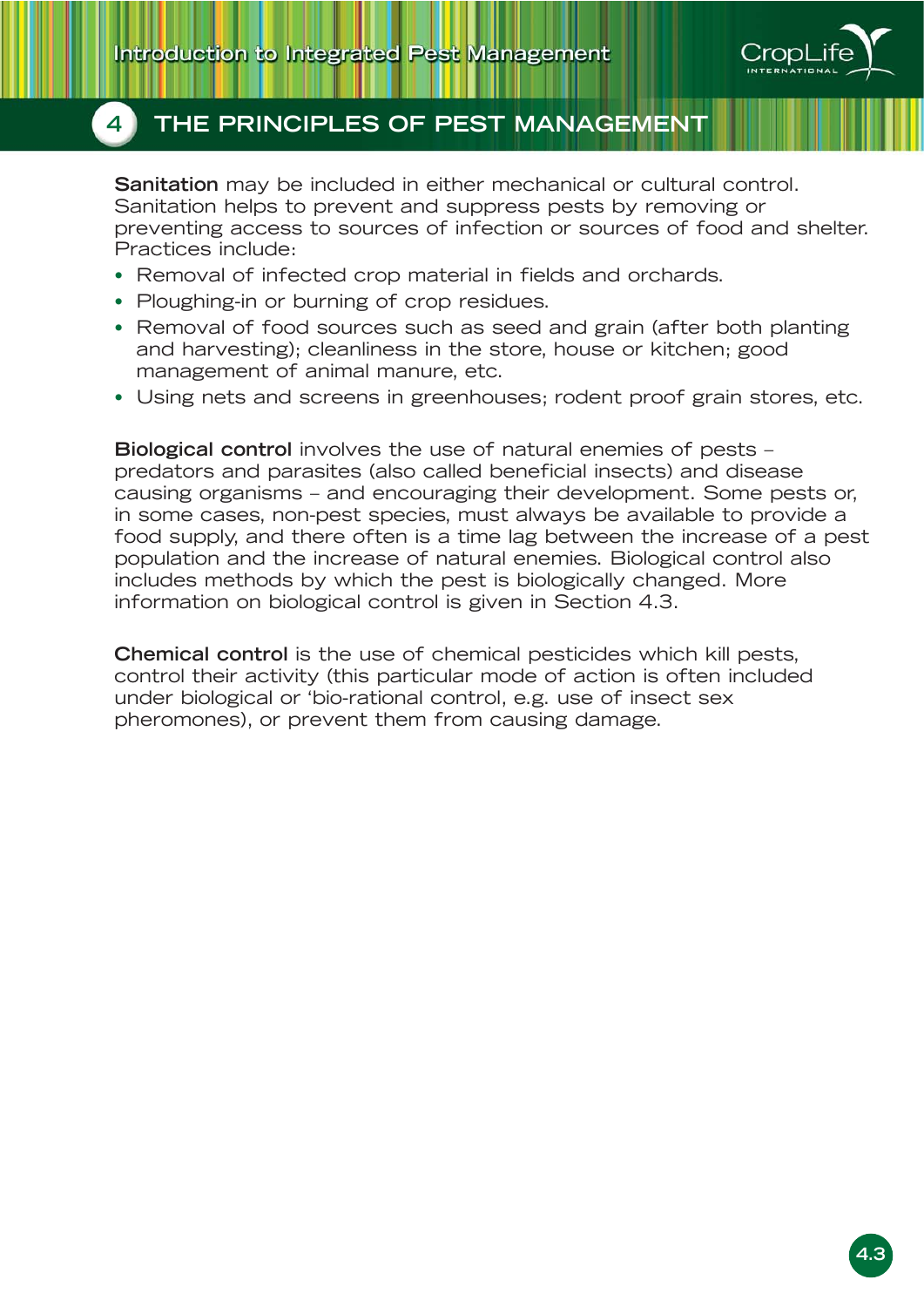**Sanitation** may be included in either mechanical or cultural control. Sanitation helps to prevent and suppress pests by removing or preventing access to sources of infection or sources of food and shelter. Practices include:

- Removal of infected crop material in fields and orchards.
- Ploughing-in or burning of crop residues.
- Removal of food sources such as seed and grain (after both planting and harvesting); cleanliness in the store, house or kitchen; good management of animal manure, etc.
- Using nets and screens in greenhouses; rodent proof grain stores, etc.

**Biological control** involves the use of natural enemies of pests – predators and parasites (also called beneficial insects) and disease causing organisms – and encouraging their development. Some pests or, in some cases, non-pest species, must always be available to provide a food supply, and there often is a time lag between the increase of a pest population and the increase of natural enemies. Biological control also includes methods by which the pest is biologically changed. More information on biological control is given in Section 4.3.

**Chemical control** is the use of chemical pesticides which kill pests, control their activity (this particular mode of action is often included under biological or 'bio-rational control, e.g. use of insect sex pheromones), or prevent them from causing damage.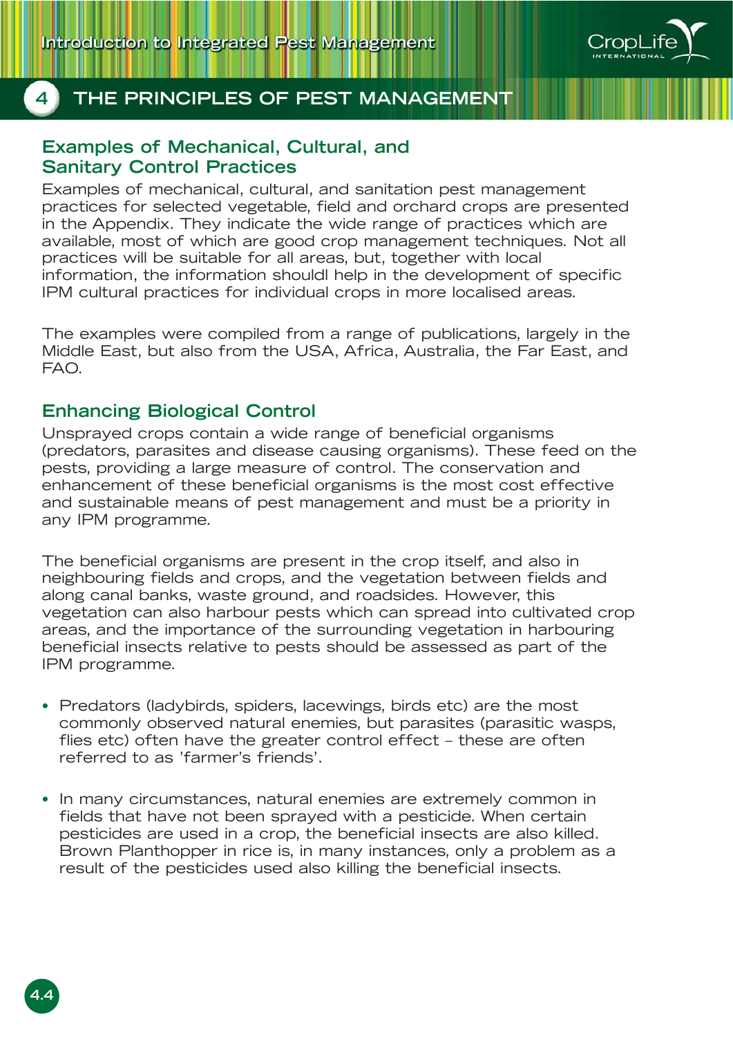# 4 THE PRINCIPLES OF PEST MANAGEMENT

## Examples of Mechanical, Cultural, and Sanitary Control Practices

Examples of mechanical, cultural, and sanitation pest management practices for selected vegetable, field and orchard crops are presented in the Appendix. They indicate the wide range of practices which are available, most of which are good crop management techniques. Not all practices will be suitable for all areas, but, together with local information, the information shouldl help in the development of specific IPM cultural practices for individual crops in more localised areas.

The examples were compiled from a range of publications, largely in the Middle East, but also from the USA, Africa, Australia, the Far East, and FAO.

## Enhancing Biological Control

Unsprayed crops contain a wide range of beneficial organisms (predators, parasites and disease causing organisms). These feed on the pests, providing a large measure of control. The conservation and enhancement of these beneficial organisms is the most cost effective and sustainable means of pest management and must be a priority in any IPM programme.

The beneficial organisms are present in the crop itself, and also in neighbouring fields and crops, and the vegetation between fields and along canal banks, waste ground, and roadsides. However, this vegetation can also harbour pests which can spread into cultivated crop areas, and the importance of the surrounding vegetation in harbouring beneficial insects relative to pests should be assessed as part of the IPM programme.

- Predators (ladybirds, spiders, lacewings, birds etc) are the most commonly observed natural enemies, but parasites (parasitic wasps, flies etc) often have the greater control effect – these are often referred to as 'farmer's friends'.

- In many circumstances, natural enemies are extremely common in fields that have not been sprayed with a pesticide. When certain pesticides are used in a crop, the beneficial insects are also killed. Brown Planthopper in rice is, in many instances, only a problem as a result of the pesticides used also killing the beneficial insects.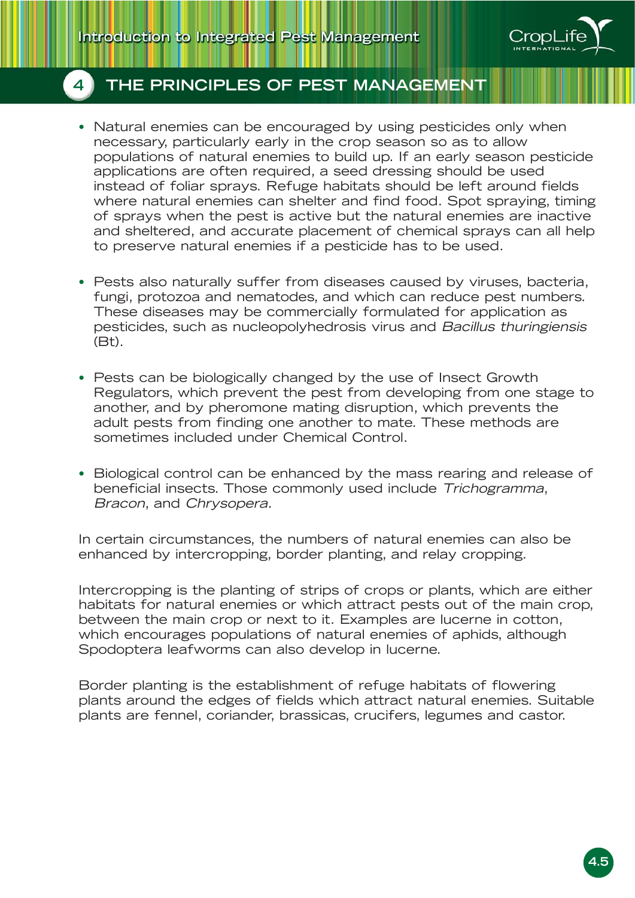- Natural enemies can be encouraged by using pesticides only when necessary, particularly early in the crop season so as to allow populations of natural enemies to build up. If an early season pesticide applications are often required, a seed dressing should be used instead of foliar sprays. Refuge habitats should be left around fields where natural enemies can shelter and find food. Spot spraying, timing of sprays when the pest is active but the natural enemies are inactive and sheltered, and accurate placement of chemical sprays can all help to preserve natural enemies if a pesticide has to be used.

- Pests also naturally suffer from diseases caused by viruses, bacteria, fungi, protozoa and nematodes, and which can reduce pest numbers. These diseases may be commercially formulated for application as pesticides, such as nucleopolyhedrosis virus and *Bacillus thuringiensis* (Bt).

- Pests can be biologically changed by the use of Insect Growth Regulators, which prevent the pest from developing from one stage to another, and by pheromone mating disruption, which prevents the adult pests from finding one another to mate. These methods are sometimes included under Chemical Control.

- Biological control can be enhanced by the mass rearing and release of beneficial insects. Those commonly used include *Trichogramma*, *Bracon*, and *Chrysopera*.

In certain circumstances, the numbers of natural enemies can also be enhanced by intercropping, border planting, and relay cropping.

Intercropping is the planting of strips of crops or plants, which are either habitats for natural enemies or which attract pests out of the main crop, between the main crop or next to it. Examples are lucerne in cotton, which encourages populations of natural enemies of aphids, although Spodoptera leafworms can also develop in lucerne.

Border planting is the establishment of refuge habitats of flowering plants around the edges of fields which attract natural enemies. Suitable plants are fennel, coriander, brassicas, crucifers, legumes and castor.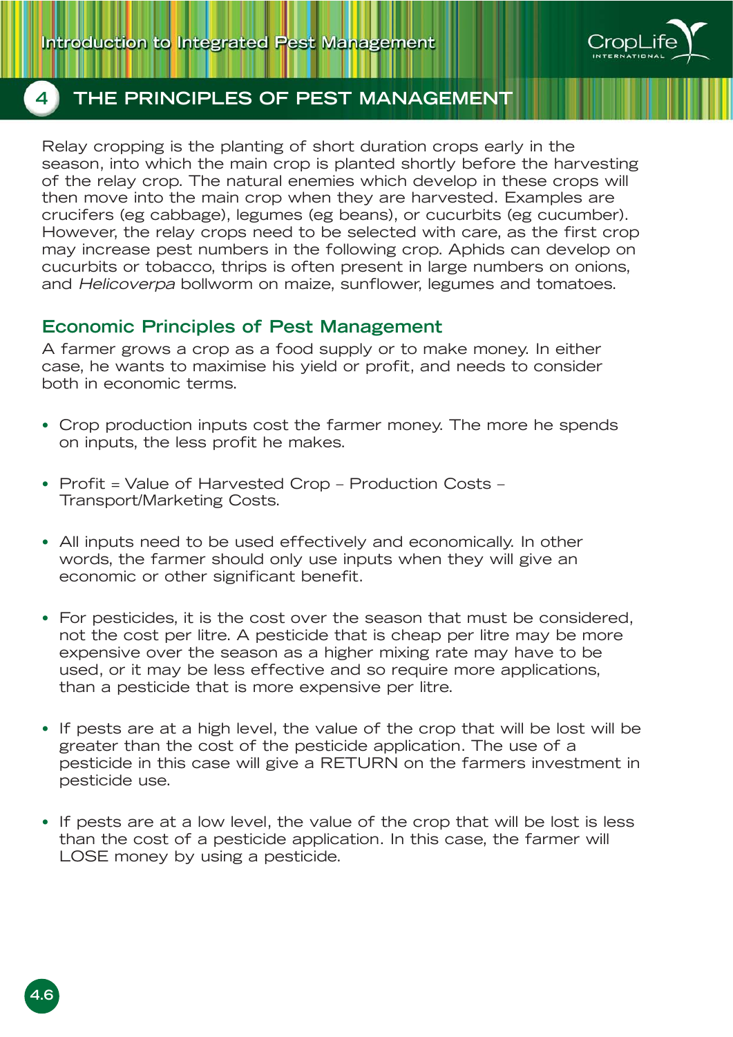## 4 THE PRINCIPLES OF PEST MANAGEMENT

Relay cropping is the planting of short duration crops early in the season, into which the main crop is planted shortly before the harvesting of the relay crop. The natural enemies which develop in these crops will then move into the main crop when they are harvested. Examples are crucifers (eg cabbage), legumes (eg beans), or cucurbits (eg cucumber). However, the relay crops need to be selected with care, as the first crop may increase pest numbers in the following crop. Aphids can develop on cucurbits or tobacco, thrips is often present in large numbers on onions, and *Helicoverpa* bollworm on maize, sunflower, legumes and tomatoes.

### Economic Principles of Pest Management

A farmer grows a crop as a food supply or to make money. In either case, he wants to maximise his yield or profit, and needs to consider both in economic terms.

- Crop production inputs cost the farmer money. The more he spends on inputs, the less profit he makes.

- Profit = Value of Harvested Crop – Production Costs – Transport/Marketing Costs.

- All inputs need to be used effectively and economically. In other words, the farmer should only use inputs when they will give an economic or other significant benefit.

- For pesticides, it is the cost over the season that must be considered, not the cost per litre. A pesticide that is cheap per litre may be more expensive over the season as a higher mixing rate may have to be used, or it may be less effective and so require more applications, than a pesticide that is more expensive per litre.

- If pests are at a high level, the value of the crop that will be lost will be greater than the cost of the pesticide application. The use of a pesticide in this case will give a RETURN on the farmers investment in pesticide use.

- If pests are at a low level, the value of the crop that will be lost is less than the cost of a pesticide application. In this case, the farmer will LOSE money by using a pesticide.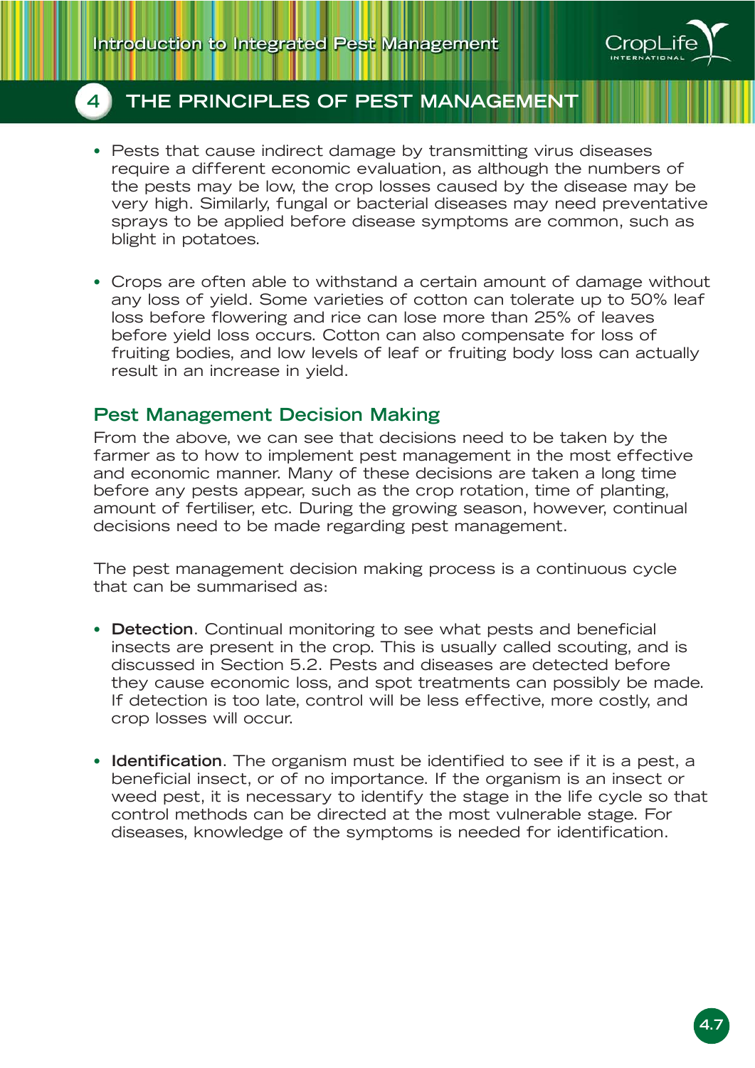- Pests that cause indirect damage by transmitting virus diseases require a different economic evaluation, as although the numbers of the pests may be low, the crop losses caused by the disease may be very high. Similarly, fungal or bacterial diseases may need preventative sprays to be applied before disease symptoms are common, such as blight in potatoes.

- Crops are often able to withstand a certain amount of damage without any loss of yield. Some varieties of cotton can tolerate up to 50% leaf loss before flowering and rice can lose more than 25% of leaves before yield loss occurs. Cotton can also compensate for loss of fruiting bodies, and low levels of leaf or fruiting body loss can actually result in an increase in yield.

## Pest Management Decision Making

From the above, we can see that decisions need to be taken by the farmer as to how to implement pest management in the most effective and economic manner. Many of these decisions are taken a long time before any pests appear, such as the crop rotation, time of planting, amount of fertiliser, etc. During the growing season, however, continual decisions need to be made regarding pest management.

The pest management decision making process is a continuous cycle that can be summarised as:

- **Detection**. Continual monitoring to see what pests and beneficial insects are present in the crop. This is usually called scouting, and is discussed in Section 5.2. Pests and diseases are detected before they cause economic loss, and spot treatments can possibly be made. If detection is too late, control will be less effective, more costly, and crop losses will occur.

- **Identification**. The organism must be identified to see if it is a pest, a beneficial insect, or of no importance. If the organism is an insect or weed pest, it is necessary to identify the stage in the life cycle so that control methods can be directed at the most vulnerable stage. For diseases, knowledge of the symptoms is needed for identification.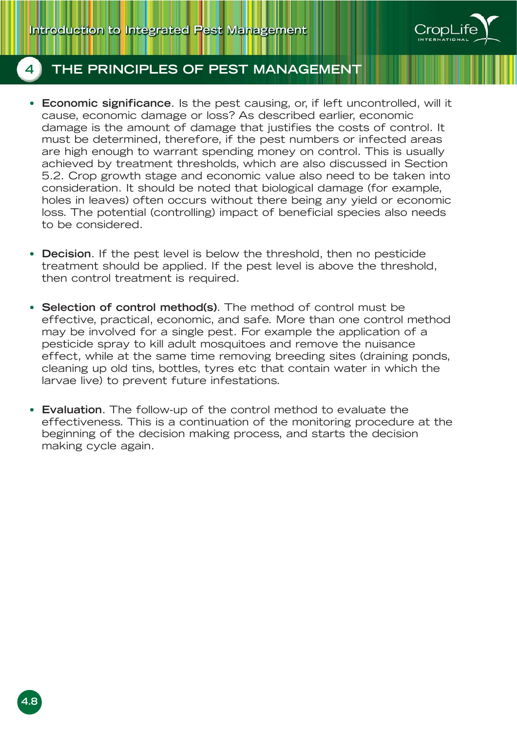- **Economic significance**. Is the pest causing, or, if left uncontrolled, will it cause, economic damage or loss? As described earlier, economic damage is the amount of damage that justifies the costs of control. It must be determined, therefore, if the pest numbers or infected areas are high enough to warrant spending money on control. This is usually achieved by treatment thresholds, which are also discussed in Section 5.2. Crop growth stage and economic value also need to be taken into consideration. It should be noted that biological damage (for example, holes in leaves) often occurs without there being any yield or economic loss. The potential (controlling) impact of beneficial species also needs to be considered.

- **Decision**. If the pest level is below the threshold, then no pesticide treatment should be applied. If the pest level is above the threshold, then control treatment is required.

- **Selection of control method(s)**. The method of control must be effective, practical, economic, and safe. More than one control method may be involved for a single pest. For example the application of a pesticide spray to kill adult mosquitoes and remove the nuisance effect, while at the same time removing breeding sites (draining ponds, cleaning up old tins, bottles, tyres etc that contain water in which the larvae live) to prevent future infestations.

- **Evaluation**. The follow-up of the control method to evaluate the effectiveness. This is a continuation of the monitoring procedure at the beginning of the decision making process, and starts the decision making cycle again.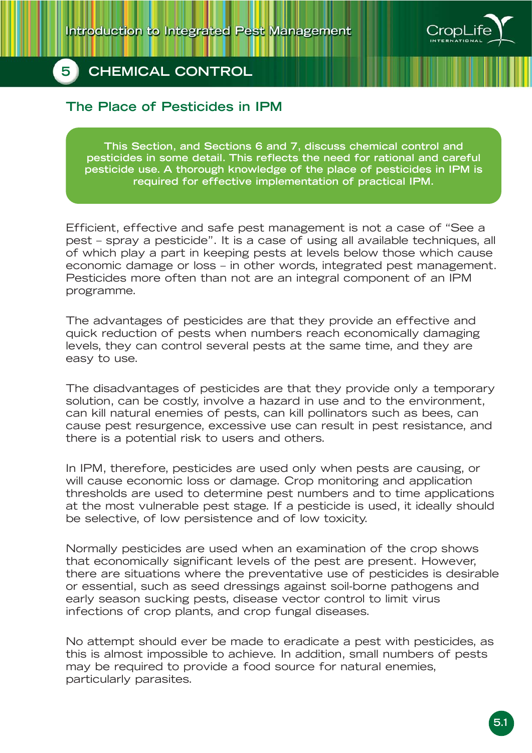# 5 CHEMICAL CONTROL

## The Place of Pesticides in IPM

**This Section, and Sections 6 and 7, discuss chemical control and pesticides in some detail. This reflects the need for rational and careful pesticide use. A thorough knowledge of the place of pesticides in IPM is required for effective implementation of practical IPM.**

Efficient, effective and safe pest management is not a case of "See a pest – spray a pesticide". It is a case of using all available techniques, all of which play a part in keeping pests at levels below those which cause economic damage or loss – in other words, integrated pest management. Pesticides more often than not are an integral component of an IPM programme.

The advantages of pesticides are that they provide an effective and quick reduction of pests when numbers reach economically damaging levels, they can control several pests at the same time, and they are easy to use.

The disadvantages of pesticides are that they provide only a temporary solution, can be costly, involve a hazard in use and to the environment, can kill natural enemies of pests, can kill pollinators such as bees, can cause pest resurgence, excessive use can result in pest resistance, and there is a potential risk to users and others.

In IPM, therefore, pesticides are used only when pests are causing, or will cause economic loss or damage. Crop monitoring and application thresholds are used to determine pest numbers and to time applications at the most vulnerable pest stage. If a pesticide is used, it ideally should be selective, of low persistence and of low toxicity.

Normally pesticides are used when an examination of the crop shows that economically significant levels of the pest are present. However, there are situations where the preventative use of pesticides is desirable or essential, such as seed dressings against soil-borne pathogens and early season sucking pests, disease vector control to limit virus infections of crop plants, and crop fungal diseases.

No attempt should ever be made to eradicate a pest with pesticides, as this is almost impossible to achieve. In addition, small numbers of pests may be required to provide a food source for natural enemies, particularly parasites.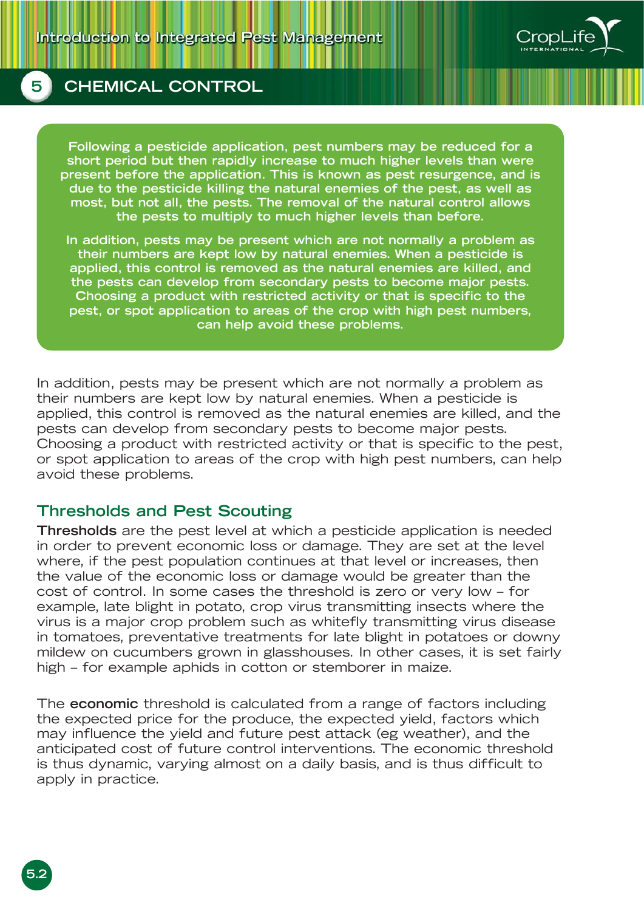**Following a pesticide application, pest numbers may be reduced for a short period but then rapidly increase to much higher levels than were present before the application. This is known as pest resurgence, and is due to the pesticide killing the natural enemies of the pest, as well as most, but not all, the pests. The removal of the natural control allows the pests to multiply to much higher levels than before.**

**In addition, pests may be present which are not normally a problem as their numbers are kept low by natural enemies. When a pesticide is applied, this control is removed as the natural enemies are killed, and the pests can develop from secondary pests to become major pests. Choosing a product with restricted activity or that is specific to the pest, or spot application to areas of the crop with high pest numbers, can help avoid these problems.**

In addition, pests may be present which are not normally a problem as their numbers are kept low by natural enemies. When a pesticide is applied, this control is removed as the natural enemies are killed, and the pests can develop from secondary pests to become major pests. Choosing a product with restricted activity or that is specific to the pest, or spot application to areas of the crop with high pest numbers, can help avoid these problems.

## Thresholds and Pest Scouting

**Thresholds** are the pest level at which a pesticide application is needed in order to prevent economic loss or damage. They are set at the level where, if the pest population continues at that level or increases, then the value of the economic loss or damage would be greater than the cost of control. In some cases the threshold is zero or very low – for example, late blight in potato, crop virus transmitting insects where the virus is a major crop problem such as whitefly transmitting virus disease in tomatoes, preventative treatments for late blight in potatoes or downy mildew on cucumbers grown in glasshouses. In other cases, it is set fairly high – for example aphids in cotton or stemborer in maize.

The **economic** threshold is calculated from a range of factors including the expected price for the produce, the expected yield, factors which may influence the yield and future pest attack (eg weather), and the anticipated cost of future control interventions. The economic threshold is thus dynamic, varying almost on a daily basis, and is thus difficult to apply in practice.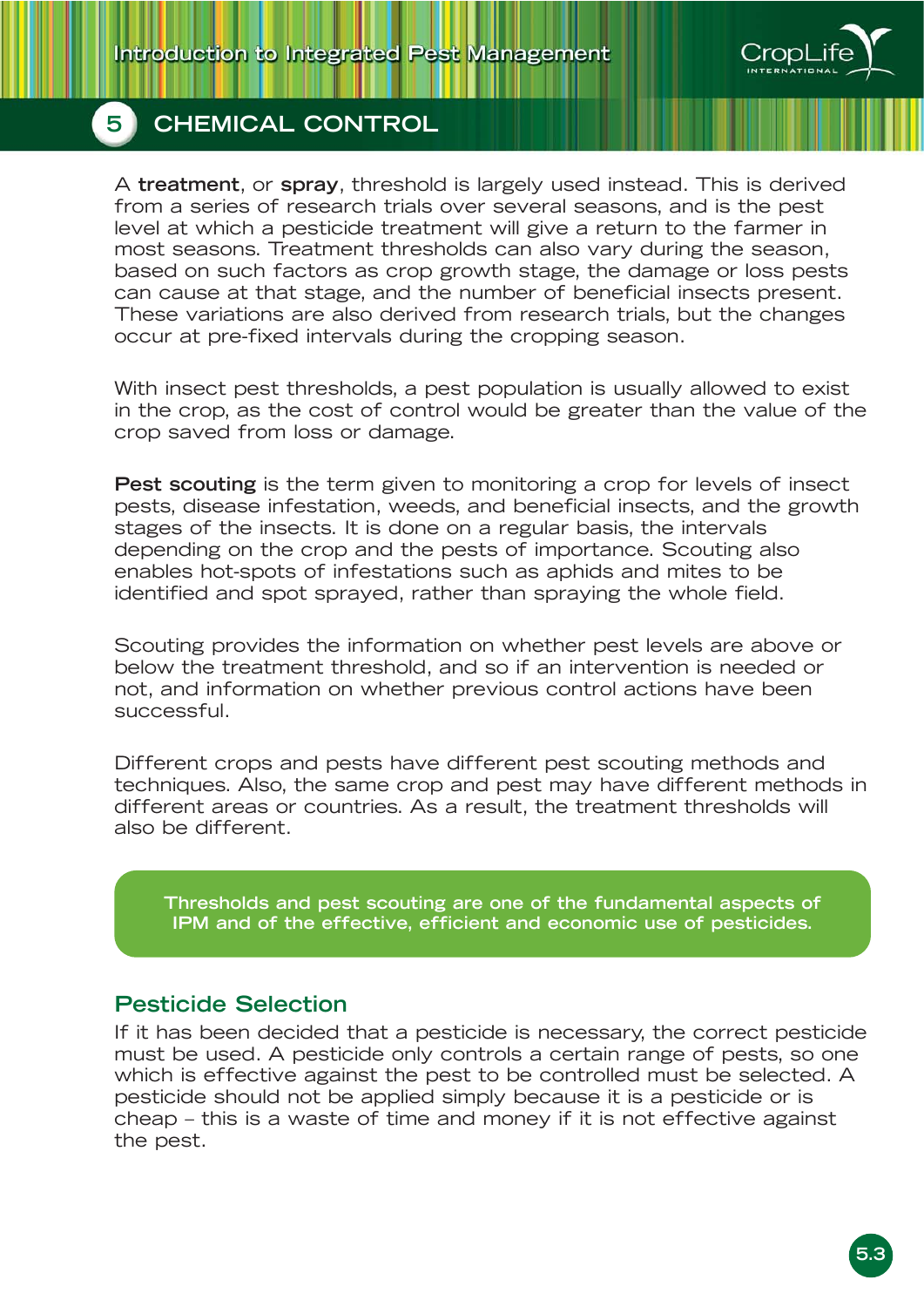A **treatment**, or **spray**, threshold is largely used instead. This is derived from a series of research trials over several seasons, and is the pest level at which a pesticide treatment will give a return to the farmer in most seasons. Treatment thresholds can also vary during the season, based on such factors as crop growth stage, the damage or loss pests can cause at that stage, and the number of beneficial insects present. These variations are also derived from research trials, but the changes occur at pre-fixed intervals during the cropping season.

With insect pest thresholds, a pest population is usually allowed to exist in the crop, as the cost of control would be greater than the value of the crop saved from loss or damage.

**Pest scouting** is the term given to monitoring a crop for levels of insect pests, disease infestation, weeds, and beneficial insects, and the growth stages of the insects. It is done on a regular basis, the intervals depending on the crop and the pests of importance. Scouting also enables hot-spots of infestations such as aphids and mites to be identified and spot sprayed, rather than spraying the whole field.

Scouting provides the information on whether pest levels are above or below the treatment threshold, and so if an intervention is needed or not, and information on whether previous control actions have been successful.

Different crops and pests have different pest scouting methods and techniques. Also, the same crop and pest may have different methods in different areas or countries. As a result, the treatment thresholds will also be different.

> **Thresholds and pest scouting are one of the fundamental aspects of IPM and of the effective, efficient and economic use of pesticides.**

## Pesticide Selection

If it has been decided that a pesticide is necessary, the correct pesticide must be used. A pesticide only controls a certain range of pests, so one which is effective against the pest to be controlled must be selected. A pesticide should not be applied simply because it is a pesticide or is cheap – this is a waste of time and money if it is not effective against the pest.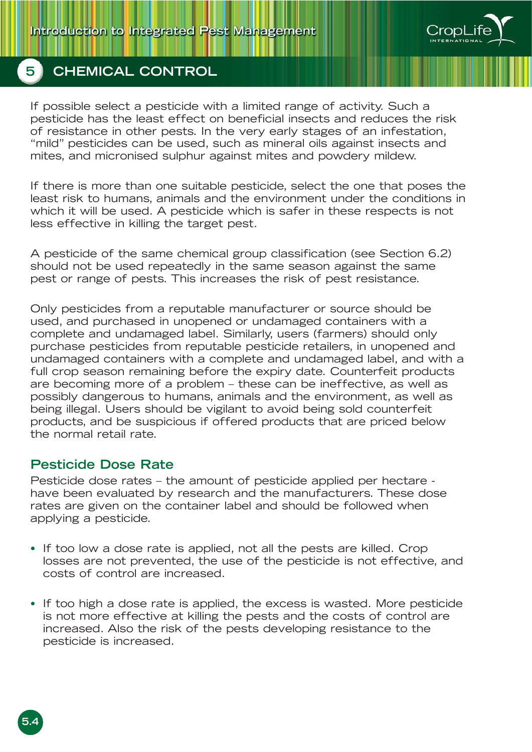If possible select a pesticide with a limited range of activity. Such a pesticide has the least effect on beneficial insects and reduces the risk of resistance in other pests. In the very early stages of an infestation, "mild" pesticides can be used, such as mineral oils against insects and mites, and micronised sulphur against mites and powdery mildew.

If there is more than one suitable pesticide, select the one that poses the least risk to humans, animals and the environment under the conditions in which it will be used. A pesticide which is safer in these respects is not less effective in killing the target pest.

A pesticide of the same chemical group classification (see Section 6.2) should not be used repeatedly in the same season against the same pest or range of pests. This increases the risk of pest resistance.

Only pesticides from a reputable manufacturer or source should be used, and purchased in unopened or undamaged containers with a complete and undamaged label. Similarly, users (farmers) should only purchase pesticides from reputable pesticide retailers, in unopened and undamaged containers with a complete and undamaged label, and with a full crop season remaining before the expiry date. Counterfeit products are becoming more of a problem – these can be ineffective, as well as possibly dangerous to humans, animals and the environment, as well as being illegal. Users should be vigilant to avoid being sold counterfeit products, and be suspicious if offered products that are priced below the normal retail rate.

## Pesticide Dose Rate

Pesticide dose rates – the amount of pesticide applied per hectare - have been evaluated by research and the manufacturers. These dose rates are given on the container label and should be followed when applying a pesticide.

- If too low a dose rate is applied, not all the pests are killed. Crop losses are not prevented, the use of the pesticide is not effective, and costs of control are increased.

- If too high a dose rate is applied, the excess is wasted. More pesticide is not more effective at killing the pests and the costs of control are increased. Also the risk of the pests developing resistance to the pesticide is increased.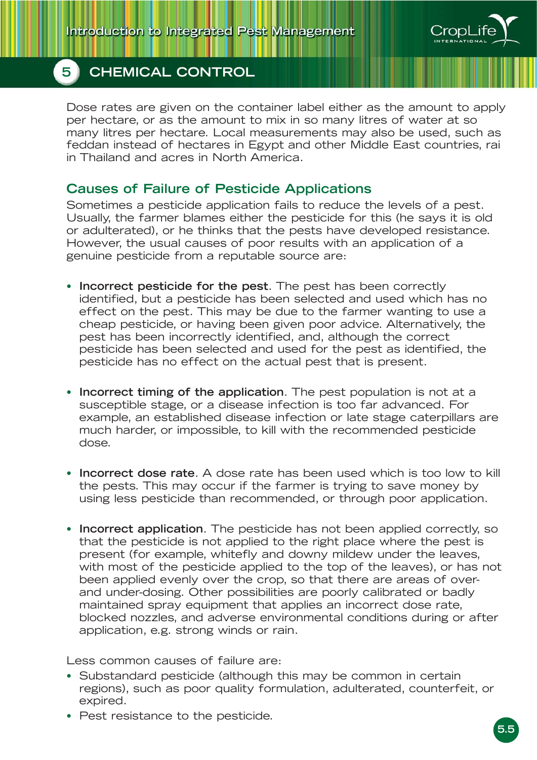Dose rates are given on the container label either as the amount to apply per hectare, or as the amount to mix in so many litres of water at so many litres per hectare. Local measurements may also be used, such as feddan instead of hectares in Egypt and other Middle East countries, rai in Thailand and acres in North America.

## Causes of Failure of Pesticide Applications

Sometimes a pesticide application fails to reduce the levels of a pest. Usually, the farmer blames either the pesticide for this (he says it is old or adulterated), or he thinks that the pests have developed resistance. However, the usual causes of poor results with an application of a genuine pesticide from a reputable source are:

- **Incorrect pesticide for the pest**. The pest has been correctly identified, but a pesticide has been selected and used which has no effect on the pest. This may be due to the farmer wanting to use a cheap pesticide, or having been given poor advice. Alternatively, the pest has been incorrectly identified, and, although the correct pesticide has been selected and used for the pest as identified, the pesticide has no effect on the actual pest that is present.

- **Incorrect timing of the application**. The pest population is not at a susceptible stage, or a disease infection is too far advanced. For example, an established disease infection or late stage caterpillars are much harder, or impossible, to kill with the recommended pesticide dose.

- **Incorrect dose rate**. A dose rate has been used which is too low to kill the pests. This may occur if the farmer is trying to save money by using less pesticide than recommended, or through poor application.

- **Incorrect application**. The pesticide has not been applied correctly, so that the pesticide is not applied to the right place where the pest is present (for example, whitefly and downy mildew under the leaves, with most of the pesticide applied to the top of the leaves), or has not been applied evenly over the crop, so that there are areas of over- and under-dosing. Other possibilities are poorly calibrated or badly maintained spray equipment that applies an incorrect dose rate, blocked nozzles, and adverse environmental conditions during or after application, e.g. strong winds or rain.

Less common causes of failure are:

- Substandard pesticide (although this may be common in certain regions), such as poor quality formulation, adulterated, counterfeit, or expired.
- Pest resistance to the pesticide.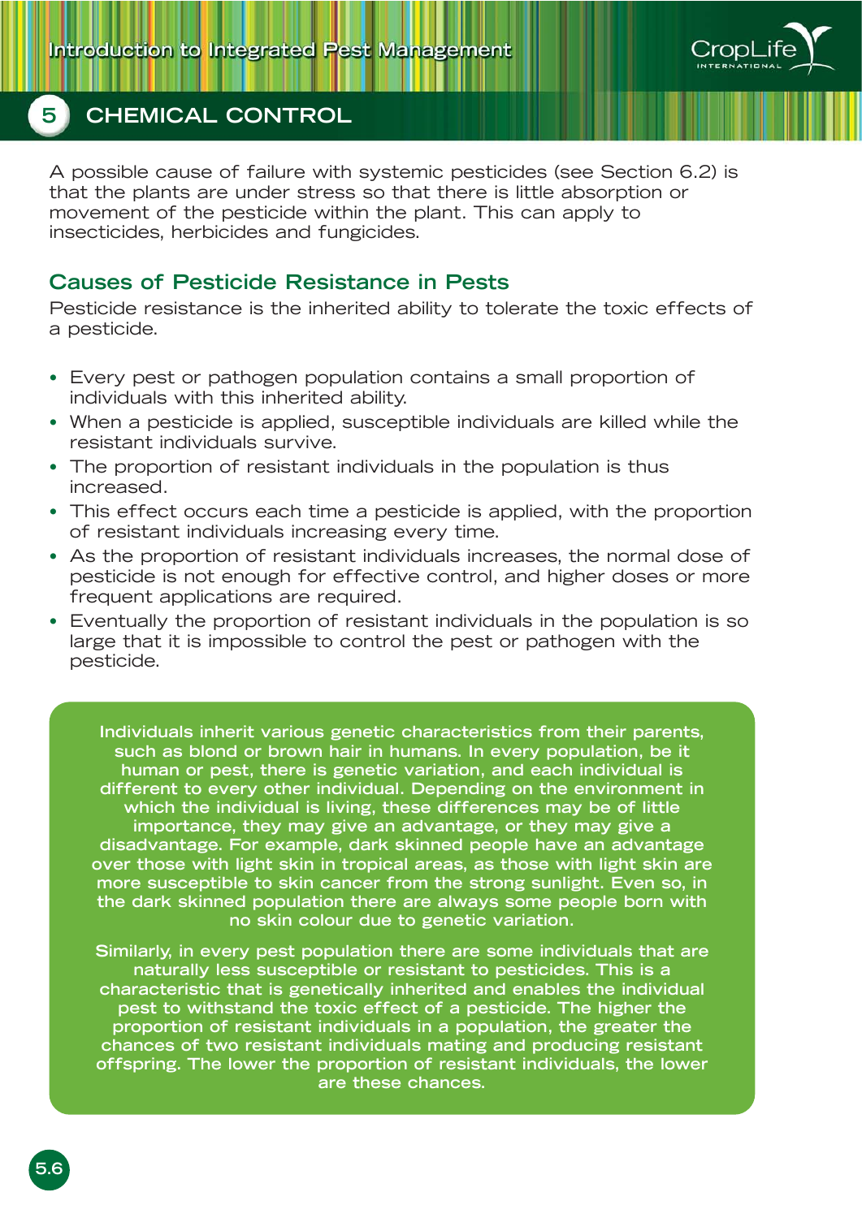A possible cause of failure with systemic pesticides (see Section 6.2) is that the plants are under stress so that there is little absorption or movement of the pesticide within the plant. This can apply to insecticides, herbicides and fungicides.

## Causes of Pesticide Resistance in Pests

Pesticide resistance is the inherited ability to tolerate the toxic effects of a pesticide.

- Every pest or pathogen population contains a small proportion of individuals with this inherited ability.
- When a pesticide is applied, susceptible individuals are killed while the resistant individuals survive.
- The proportion of resistant individuals in the population is thus increased.
- This effect occurs each time a pesticide is applied, with the proportion of resistant individuals increasing every time.
- As the proportion of resistant individuals increases, the normal dose of pesticide is not enough for effective control, and higher doses or more frequent applications are required.
- Eventually the proportion of resistant individuals in the population is so large that it is impossible to control the pest or pathogen with the pesticide.

**Individuals inherit various genetic characteristics from their parents, such as blond or brown hair in humans. In every population, be it human or pest, there is genetic variation, and each individual is different to every other individual. Depending on the environment in which the individual is living, these differences may be of little importance, they may give an advantage, or they may give a disadvantage. For example, dark skinned people have an advantage over those with light skin in tropical areas, as those with light skin are more susceptible to skin cancer from the strong sunlight. Even so, in the dark skinned population there are always some people born with no skin colour due to genetic variation.**

**Similarly, in every pest population there are some individuals that are naturally less susceptible or resistant to pesticides. This is a characteristic that is genetically inherited and enables the individual pest to withstand the toxic effect of a pesticide. The higher the proportion of resistant individuals in a population, the greater the chances of two resistant individuals mating and producing resistant offspring. The lower the proportion of resistant individuals, the lower are these chances.**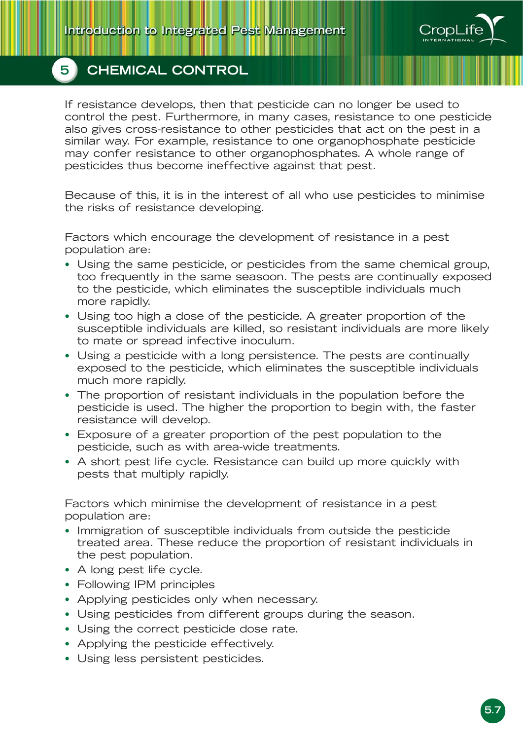## 5 CHEMICAL CONTROL

If resistance develops, then that pesticide can no longer be used to control the pest. Furthermore, in many cases, resistance to one pesticide also gives cross-resistance to other pesticides that act on the pest in a similar way. For example, resistance to one organophosphate pesticide may confer resistance to other organophosphates. A whole range of pesticides thus become ineffective against that pest.

Because of this, it is in the interest of all who use pesticides to minimise the risks of resistance developing.

Factors which encourage the development of resistance in a pest population are:

- Using the same pesticide, or pesticides from the same chemical group, too frequently in the same seasoon. The pests are continually exposed to the pesticide, which eliminates the susceptible individuals much more rapidly.
- Using too high a dose of the pesticide. A greater proportion of the susceptible individuals are killed, so resistant individuals are more likely to mate or spread infective inoculum.
- Using a pesticide with a long persistence. The pests are continually exposed to the pesticide, which eliminates the susceptible individuals much more rapidly.
- The proportion of resistant individuals in the population before the pesticide is used. The higher the proportion to begin with, the faster resistance will develop.
- Exposure of a greater proportion of the pest population to the pesticide, such as with area-wide treatments.
- A short pest life cycle. Resistance can build up more quickly with pests that multiply rapidly.

Factors which minimise the development of resistance in a pest population are:

- Immigration of susceptible individuals from outside the pesticide treated area. These reduce the proportion of resistant individuals in the pest population.
- A long pest life cycle.
- Following IPM principles
- Applying pesticides only when necessary.
- Using pesticides from different groups during the season.
- Using the correct pesticide dose rate.
- Applying the pesticide effectively.
- Using less persistent pesticides.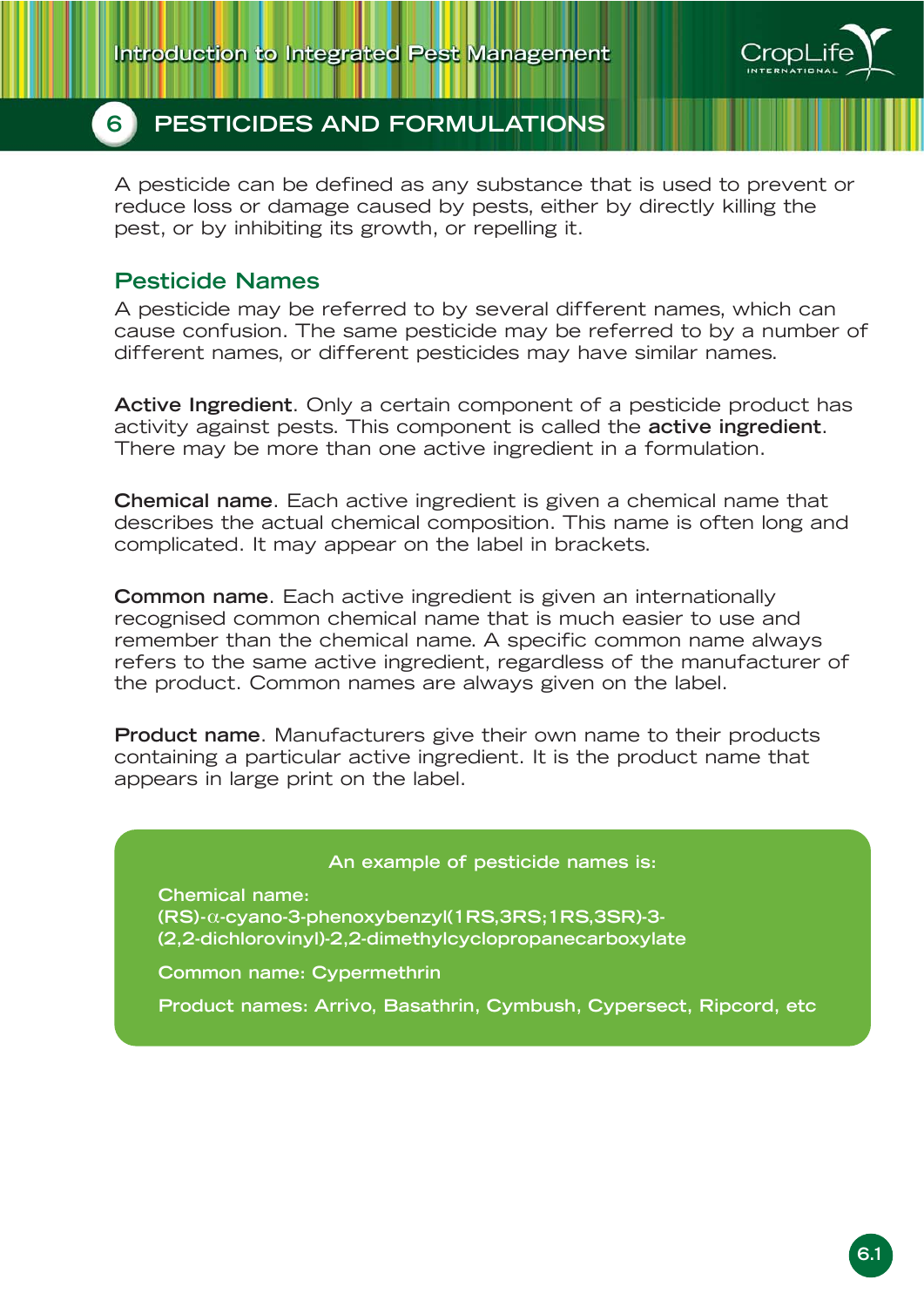# 6 PESTICIDES AND FORMULATIONS

A pesticide can be defined as any substance that is used to prevent or reduce loss or damage caused by pests, either by directly killing the pest, or by inhibiting its growth, or repelling it.

## Pesticide Names

A pesticide may be referred to by several different names, which can cause confusion. The same pesticide may be referred to by a number of different names, or different pesticides may have similar names.

**Active Ingredient**. Only a certain component of a pesticide product has activity against pests. This component is called the **active ingredient**. There may be more than one active ingredient in a formulation.

**Chemical name**. Each active ingredient is given a chemical name that describes the actual chemical composition. This name is often long and complicated. It may appear on the label in brackets.

**Common name**. Each active ingredient is given an internationally recognised common chemical name that is much easier to use and remember than the chemical name. A specific common name always refers to the same active ingredient, regardless of the manufacturer of the product. Common names are always given on the label.

**Product name**. Manufacturers give their own name to their products containing a particular active ingredient. It is the product name that appears in large print on the label.

**An example of pesticide names is:**

**Chemical name:**
**(RS)-α-cyano-3-phenoxybenzyl(1RS,3RS;1RS,3SR)-3-(2,2-dichlorovinyl)-2,2-dimethylcyclopropanecarboxylate**

**Common name: Cypermethrin**

**Product names: Arrivo, Basathrin, Cymbush, Cypersect, Ripcord, etc**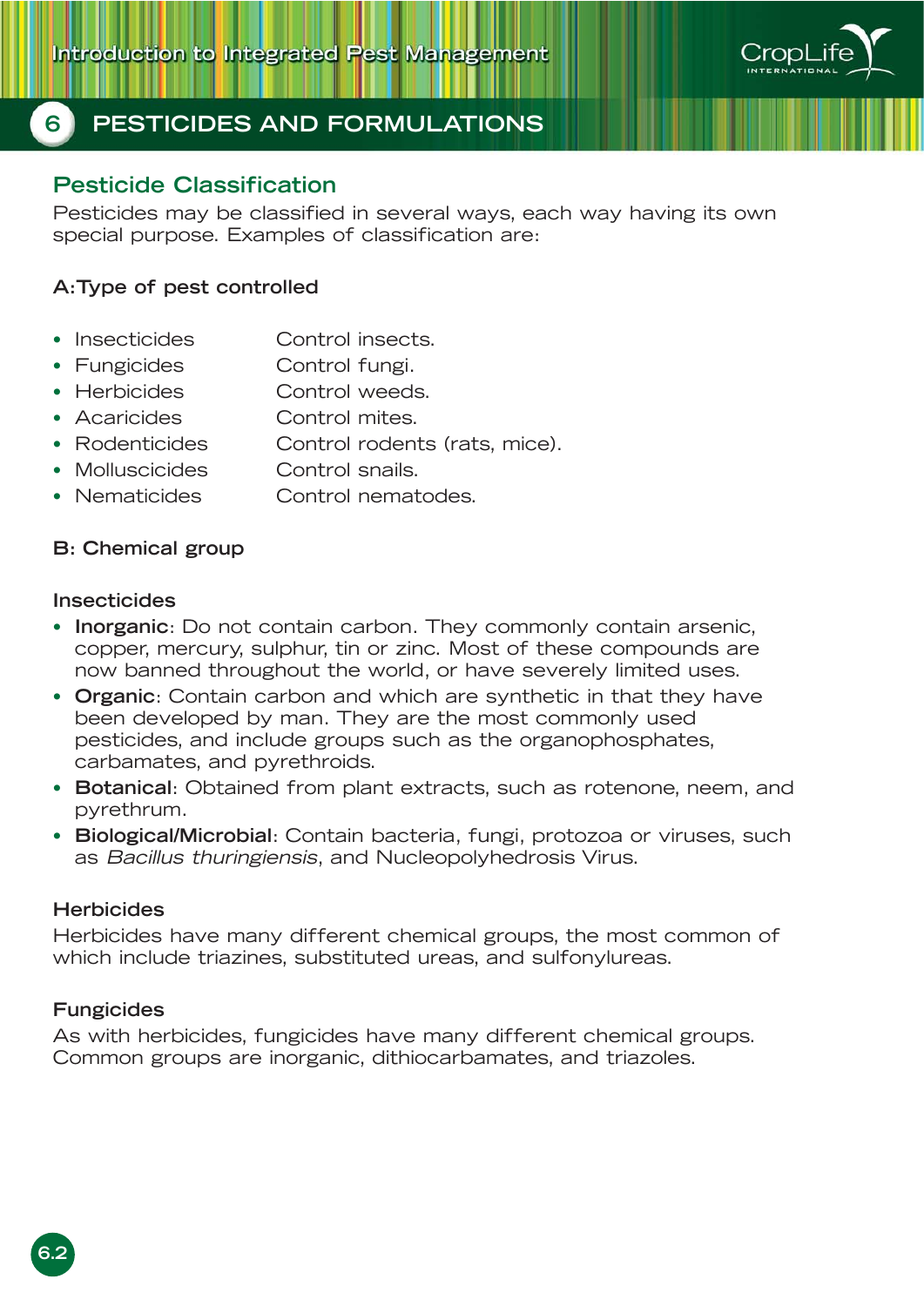# 6 PESTICIDES AND FORMULATIONS

## Pesticide Classification

Pesticides may be classified in several ways, each way having its own special purpose. Examples of classification are:

**A:Type of pest controlled**

| | |
|---|---|
| • Insecticides | Control insects. |
| • Fungicides | Control fungi. |
| • Herbicides | Control weeds. |
| • Acaricides | Control mites. |
| • Rodenticides | Control rodents (rats, mice). |
| • Molluscicides | Control snails. |
| • Nematicides | Control nematodes. |

**B: Chemical group**

**Insecticides**

- **Inorganic**: Do not contain carbon. They commonly contain arsenic, copper, mercury, sulphur, tin or zinc. Most of these compounds are now banned throughout the world, or have severely limited uses.
- **Organic**: Contain carbon and which are synthetic in that they have been developed by man. They are the most commonly used pesticides, and include groups such as the organophosphates, carbamates, and pyrethroids.
- **Botanical**: Obtained from plant extracts, such as rotenone, neem, and pyrethrum.
- **Biological/Microbial**: Contain bacteria, fungi, protozoa or viruses, such as *Bacillus thuringiensis*, and Nucleopolyhedrosis Virus.

**Herbicides**

Herbicides have many different chemical groups, the most common of which include triazines, substituted ureas, and sulfonylureas.

**Fungicides**

As with herbicides, fungicides have many different chemical groups. Common groups are inorganic, dithiocarbamates, and triazoles.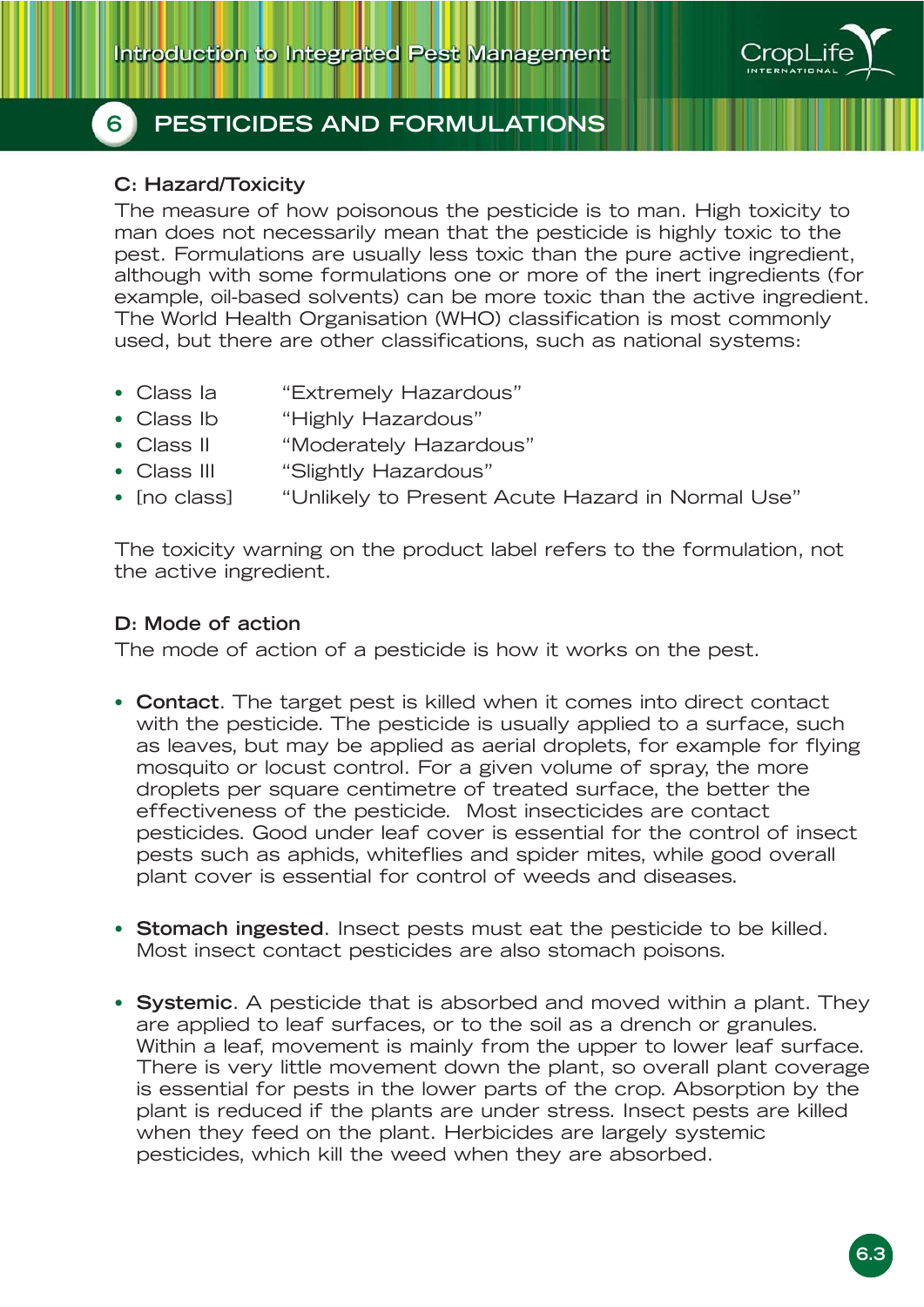## 6 PESTICIDES AND FORMULATIONS

### C: Hazard/Toxicity

The measure of how poisonous the pesticide is to man. High toxicity to man does not necessarily mean that the pesticide is highly toxic to the pest. Formulations are usually less toxic than the pure active ingredient, although with some formulations one or more of the inert ingredients (for example, oil-based solvents) can be more toxic than the active ingredient. The World Health Organisation (WHO) classification is most commonly used, but there are other classifications, such as national systems:

- Class Ia "Extremely Hazardous"
- Class Ib "Highly Hazardous"
- Class II "Moderately Hazardous"
- Class III "Slightly Hazardous"
- [no class] "Unlikely to Present Acute Hazard in Normal Use"

The toxicity warning on the product label refers to the formulation, not the active ingredient.

### D: Mode of action

The mode of action of a pesticide is how it works on the pest.

- **Contact**. The target pest is killed when it comes into direct contact with the pesticide. The pesticide is usually applied to a surface, such as leaves, but may be applied as aerial droplets, for example for flying mosquito or locust control. For a given volume of spray, the more droplets per square centimetre of treated surface, the better the effectiveness of the pesticide. Most insecticides are contact pesticides. Good under leaf cover is essential for the control of insect pests such as aphids, whiteflies and spider mites, while good overall plant cover is essential for control of weeds and diseases.

- **Stomach ingested**. Insect pests must eat the pesticide to be killed. Most insect contact pesticides are also stomach poisons.

- **Systemic**. A pesticide that is absorbed and moved within a plant. They are applied to leaf surfaces, or to the soil as a drench or granules. Within a leaf, movement is mainly from the upper to lower leaf surface. There is very little movement down the plant, so overall plant coverage is essential for pests in the lower parts of the crop. Absorption by the plant is reduced if the plants are under stress. Insect pests are killed when they feed on the plant. Herbicides are largely systemic pesticides, which kill the weed when they are absorbed.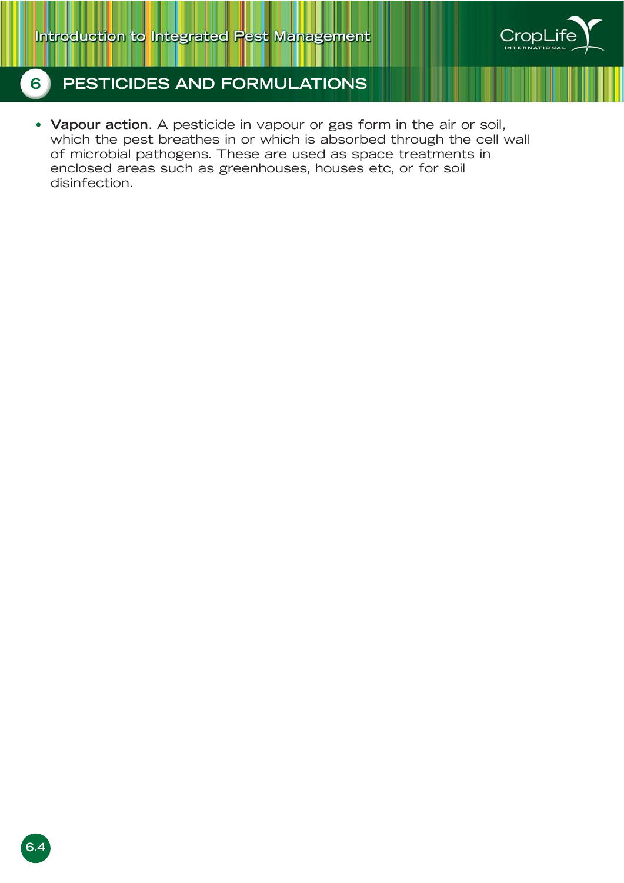- **Vapour action**. A pesticide in vapour or gas form in the air or soil, which the pest breathes in or which is absorbed through the cell wall of microbial pathogens. These are used as space treatments in enclosed areas such as greenhouses, houses etc, or for soil disinfection.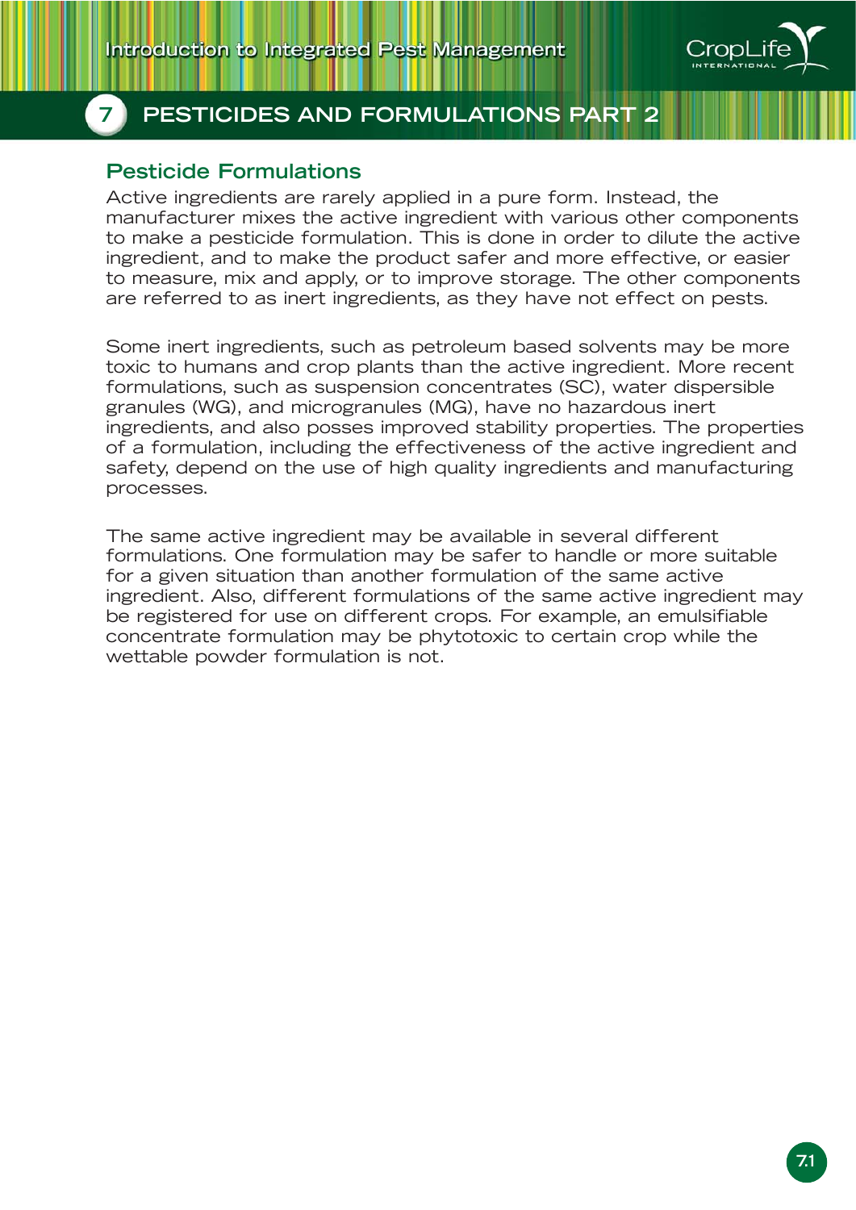# 7 PESTICIDES AND FORMULATIONS PART 2

## Pesticide Formulations

Active ingredients are rarely applied in a pure form. Instead, the manufacturer mixes the active ingredient with various other components to make a pesticide formulation. This is done in order to dilute the active ingredient, and to make the product safer and more effective, or easier to measure, mix and apply, or to improve storage. The other components are referred to as inert ingredients, as they have not effect on pests.

Some inert ingredients, such as petroleum based solvents may be more toxic to humans and crop plants than the active ingredient. More recent formulations, such as suspension concentrates (SC), water dispersible granules (WG), and microgranules (MG), have no hazardous inert ingredients, and also posses improved stability properties. The properties of a formulation, including the effectiveness of the active ingredient and safety, depend on the use of high quality ingredients and manufacturing processes.

The same active ingredient may be available in several different formulations. One formulation may be safer to handle or more suitable for a given situation than another formulation of the same active ingredient. Also, different formulations of the same active ingredient may be registered for use on different crops. For example, an emulsifiable concentrate formulation may be phytotoxic to certain crop while the wettable powder formulation is not.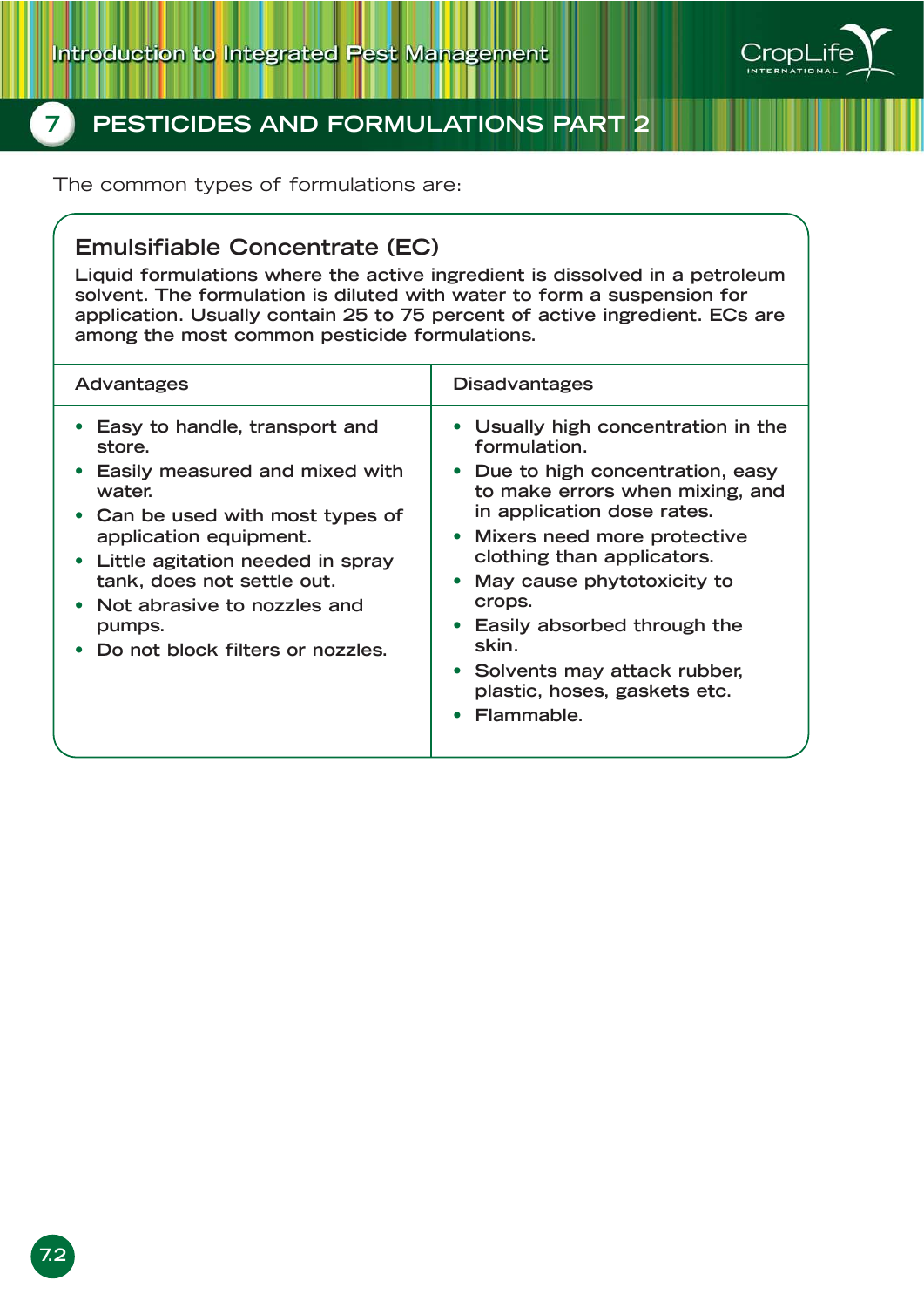# 7 PESTICIDES AND FORMULATIONS PART 2

The common types of formulations are:

## Emulsifiable Concentrate (EC)

**Liquid formulations where the active ingredient is dissolved in a petroleum solvent. The formulation is diluted with water to form a suspension for application. Usually contain 25 to 75 percent of active ingredient. ECs are among the most common pesticide formulations.**

| Advantages | Disadvantages |
|---|---|
| • Easy to handle, transport and store.<br>• Easily measured and mixed with water.<br>• Can be used with most types of application equipment.<br>• Little agitation needed in spray tank, does not settle out.<br>• Not abrasive to nozzles and pumps.<br>• Do not block filters or nozzles. | • Usually high concentration in the formulation.<br>• Due to high concentration, easy to make errors when mixing, and in application dose rates.<br>• Mixers need more protective clothing than applicators.<br>• May cause phytotoxicity to crops.<br>• Easily absorbed through the skin.<br>• Solvents may attack rubber, plastic, hoses, gaskets etc.<br>• Flammable. |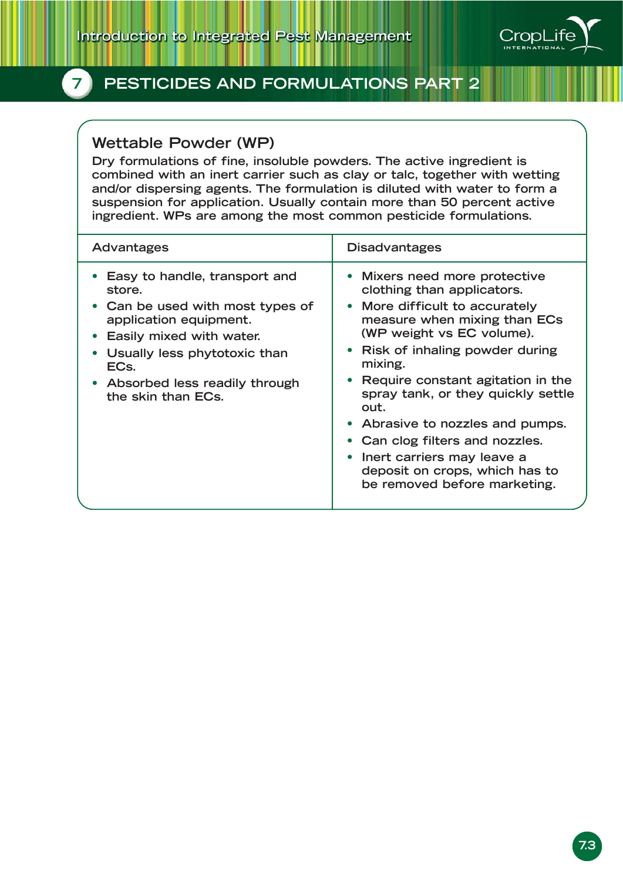## Wettable Powder (WP)

Dry formulations of fine, insoluble powders. The active ingredient is combined with an inert carrier such as clay or talc, together with wetting and/or dispersing agents. The formulation is diluted with water to form a suspension for application. Usually contain more than 50 percent active ingredient. WPs are among the most common pesticide formulations.

| Advantages | Disadvantages |
|---|---|
| • Easy to handle, transport and store.<br>• Can be used with most types of application equipment.<br>• Easily mixed with water.<br>• Usually less phytotoxic than ECs.<br>• Absorbed less readily through the skin than ECs. | • Mixers need more protective clothing than applicators.<br>• More difficult to accurately measure when mixing than ECs (WP weight vs EC volume).<br>• Risk of inhaling powder during mixing.<br>• Require constant agitation in the spray tank, or they quickly settle out.<br>• Abrasive to nozzles and pumps.<br>• Can clog filters and nozzles.<br>• Inert carriers may leave a deposit on crops, which has to be removed before marketing. |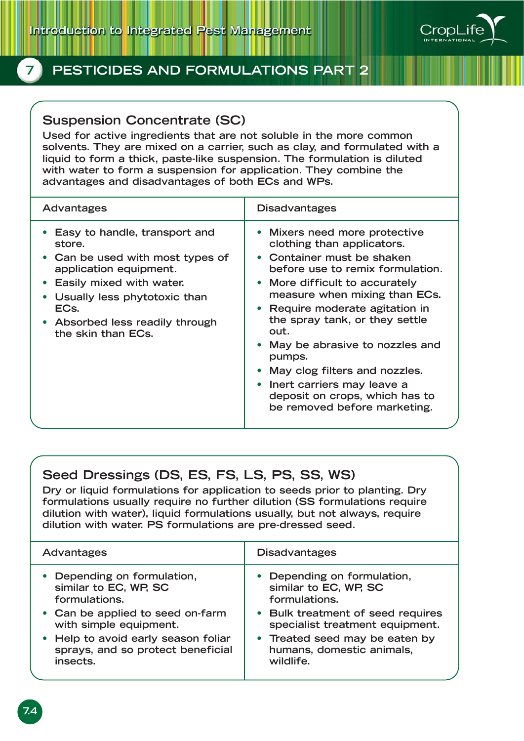## 7 PESTICIDES AND FORMULATIONS PART 2

### Suspension Concentrate (SC)

Used for active ingredients that are not soluble in the more common solvents. They are mixed on a carrier, such as clay, and formulated with a liquid to form a thick, paste-like suspension. The formulation is diluted with water to form a suspension for application. They combine the advantages and disadvantages of both ECs and WPs.

| Advantages | Disadvantages |
|---|---|
| • Easy to handle, transport and store.<br>• Can be used with most types of application equipment.<br>• Easily mixed with water.<br>• Usually less phytotoxic than ECs.<br>• Absorbed less readily through the skin than ECs. | • Mixers need more protective clothing than applicators.<br>• Container must be shaken before use to remix formulation.<br>• More difficult to accurately measure when mixing than ECs.<br>• Require moderate agitation in the spray tank, or they settle out.<br>• May be abrasive to nozzles and pumps.<br>• May clog filters and nozzles.<br>• Inert carriers may leave a deposit on crops, which has to be removed before marketing. |

### Seed Dressings (DS, ES, FS, LS, PS, SS, WS)

Dry or liquid formulations for application to seeds prior to planting. Dry formulations usually require no further dilution (SS formulations require dilution with water), liquid formulations usually, but not always, require dilution with water. PS formulations are pre-dressed seed.

| Advantages | Disadvantages |
|---|---|
| • Depending on formulation, similar to EC, WP, SC formulations.<br>• Can be applied to seed on-farm with simple equipment.<br>• Help to avoid early season foliar sprays, and so protect beneficial insects. | • Depending on formulation, similar to EC, WP, SC formulations.<br>• Bulk treatment of seed requires specialist treatment equipment.<br>• Treated seed may be eaten by humans, domestic animals, wildlife. |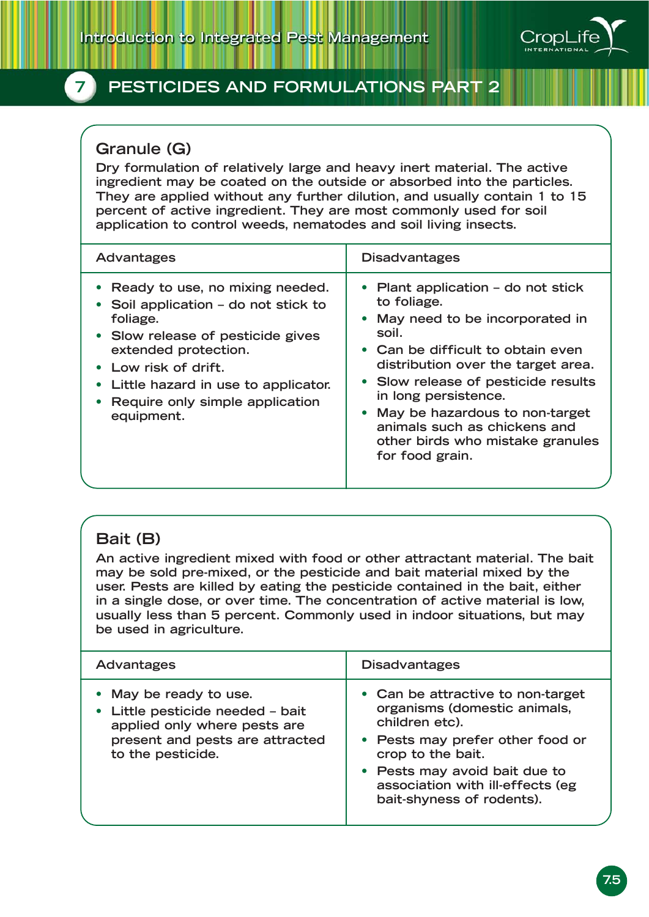## 7 PESTICIDES AND FORMULATIONS PART 2

### Granule (G)

Dry formulation of relatively large and heavy inert material. The active ingredient may be coated on the outside or absorbed into the particles. They are applied without any further dilution, and usually contain 1 to 15 percent of active ingredient. They are most commonly used for soil application to control weeds, nematodes and soil living insects.

| Advantages | Disadvantages |
|---|---|
| • Ready to use, no mixing needed.<br>• Soil application – do not stick to foliage.<br>• Slow release of pesticide gives extended protection.<br>• Low risk of drift.<br>• Little hazard in use to applicator.<br>• Require only simple application equipment. | • Plant application – do not stick to foliage.<br>• May need to be incorporated in soil.<br>• Can be difficult to obtain even distribution over the target area.<br>• Slow release of pesticide results in long persistence.<br>• May be hazardous to non-target animals such as chickens and other birds who mistake granules for food grain. |

### Bait (B)

An active ingredient mixed with food or other attractant material. The bait may be sold pre-mixed, or the pesticide and bait material mixed by the user. Pests are killed by eating the pesticide contained in the bait, either in a single dose, or over time. The concentration of active material is low, usually less than 5 percent. Commonly used in indoor situations, but may be used in agriculture.

| Advantages | Disadvantages |
|---|---|
| • May be ready to use.<br>• Little pesticide needed – bait applied only where pests are present and pests are attracted to the pesticide. | • Can be attractive to non-target organisms (domestic animals, children etc).<br>• Pests may prefer other food or crop to the bait.<br>• Pests may avoid bait due to association with ill-effects (eg bait-shyness of rodents). |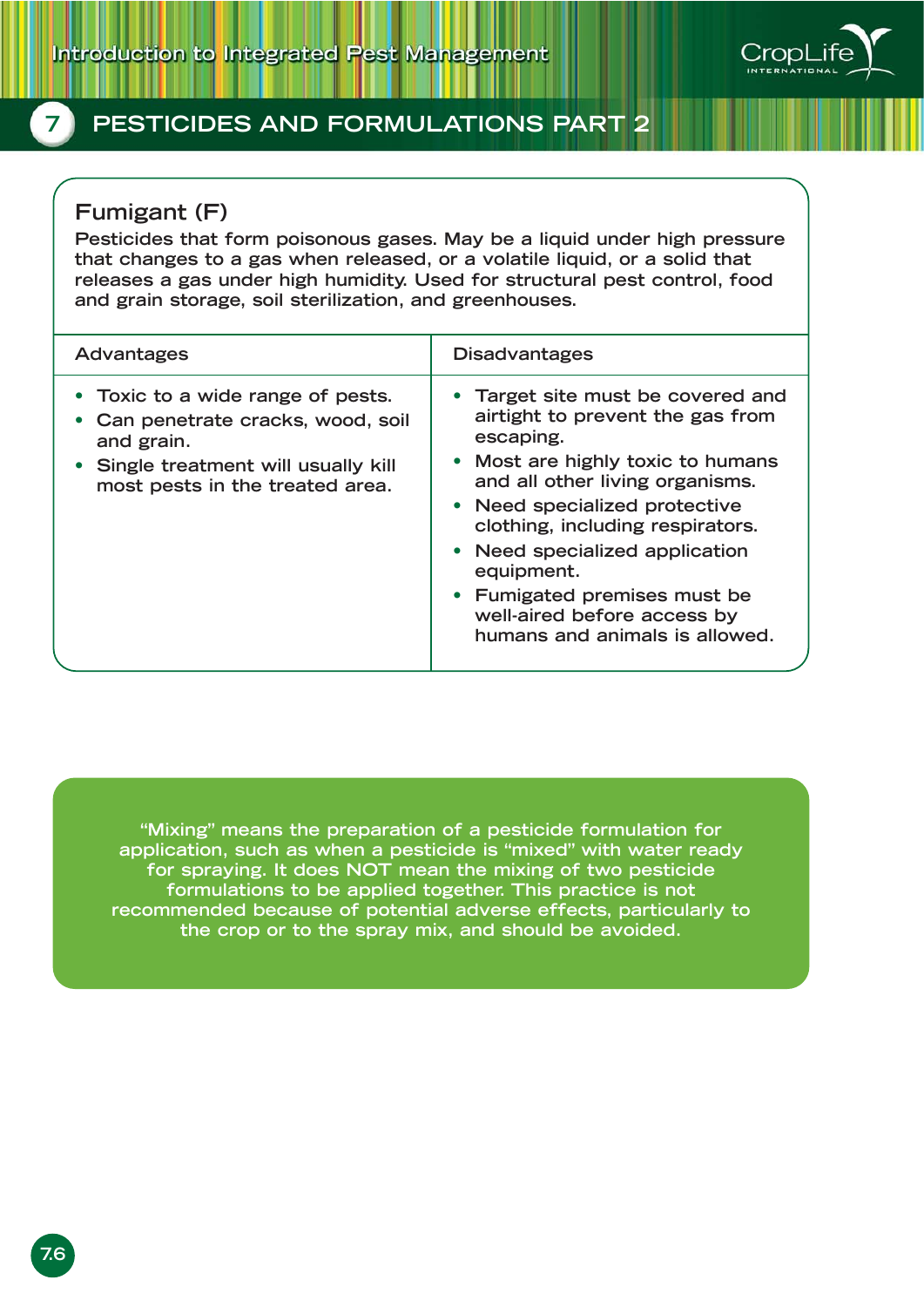## Fumigant (F)

Pesticides that form poisonous gases. May be a liquid under high pressure that changes to a gas when released, or a volatile liquid, or a solid that releases a gas under high humidity. Used for structural pest control, food and grain storage, soil sterilization, and greenhouses.

| Advantages | Disadvantages |
|---|---|
| • Toxic to a wide range of pests.<br>• Can penetrate cracks, wood, soil and grain.<br>• Single treatment will usually kill most pests in the treated area. | • Target site must be covered and airtight to prevent the gas from escaping.<br>• Most are highly toxic to humans and all other living organisms.<br>• Need specialized protective clothing, including respirators.<br>• Need specialized application equipment.<br>• Fumigated premises must be well-aired before access by humans and animals is allowed. |

"Mixing" means the preparation of a pesticide formulation for application, such as when a pesticide is "mixed" with water ready for spraying. It does NOT mean the mixing of two pesticide formulations to be applied together. This practice is not recommended because of potential adverse effects, particularly to the crop or to the spray mix, and should be avoided.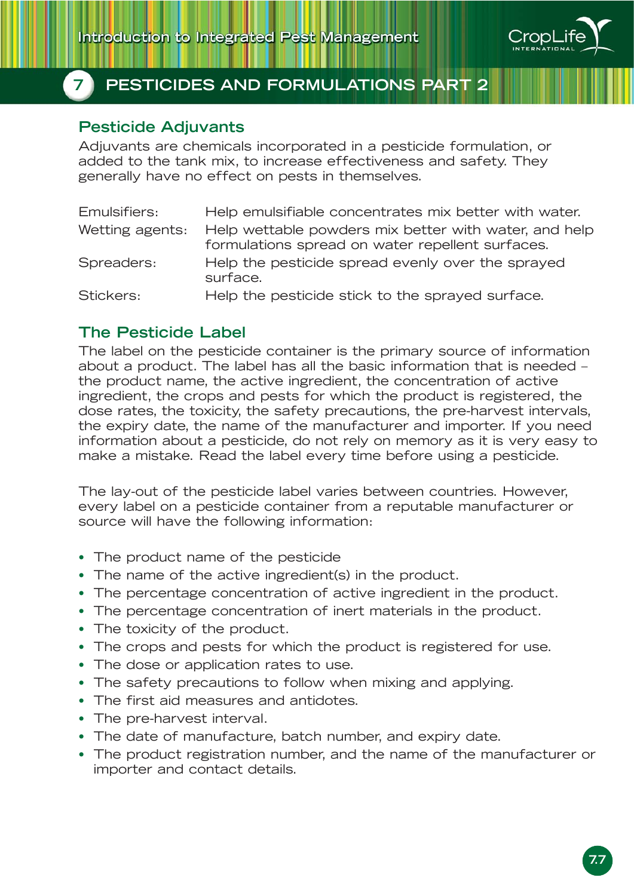## 7 PESTICIDES AND FORMULATIONS PART 2

### Pesticide Adjuvants

Adjuvants are chemicals incorporated in a pesticide formulation, or added to the tank mix, to increase effectiveness and safety. They generally have no effect on pests in themselves.

| | |
|---|---|
| Emulsifiers: | Help emulsifiable concentrates mix better with water. |
| Wetting agents: | Help wettable powders mix better with water, and help formulations spread on water repellent surfaces. |
| Spreaders: | Help the pesticide spread evenly over the sprayed surface. |
| Stickers: | Help the pesticide stick to the sprayed surface. |

### The Pesticide Label

The label on the pesticide container is the primary source of information about a product. The label has all the basic information that is needed – the product name, the active ingredient, the concentration of active ingredient, the crops and pests for which the product is registered, the dose rates, the toxicity, the safety precautions, the pre-harvest intervals, the expiry date, the name of the manufacturer and importer. If you need information about a pesticide, do not rely on memory as it is very easy to make a mistake. Read the label every time before using a pesticide.

The lay-out of the pesticide label varies between countries. However, every label on a pesticide container from a reputable manufacturer or source will have the following information:

- The product name of the pesticide
- The name of the active ingredient(s) in the product.
- The percentage concentration of active ingredient in the product.
- The percentage concentration of inert materials in the product.
- The toxicity of the product.
- The crops and pests for which the product is registered for use.
- The dose or application rates to use.
- The safety precautions to follow when mixing and applying.
- The first aid measures and antidotes.
- The pre-harvest interval.
- The date of manufacture, batch number, and expiry date.
- The product registration number, and the name of the manufacturer or importer and contact details.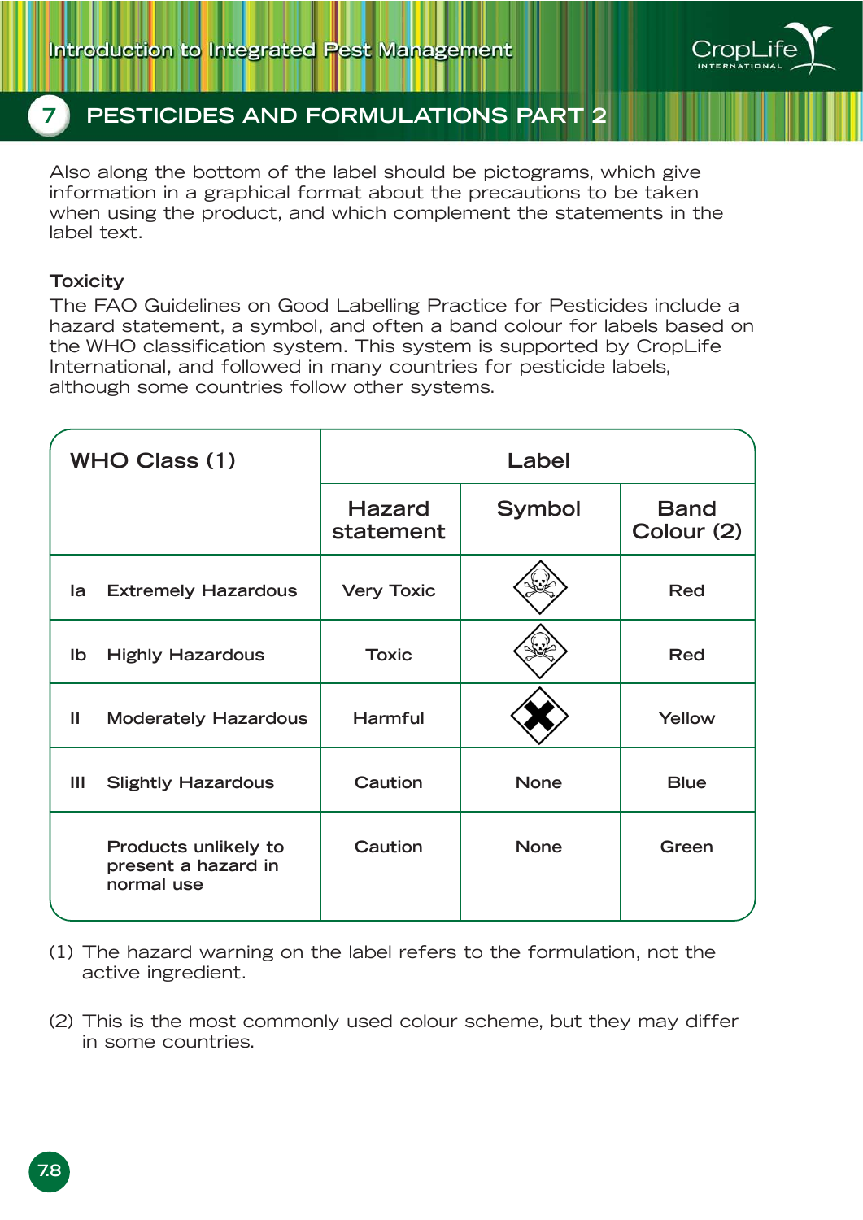## 7 PESTICIDES AND FORMULATIONS PART 2

Also along the bottom of the label should be pictograms, which give information in a graphical format about the precautions to be taken when using the product, and which complement the statements in the label text.

**Toxicity**

The FAO Guidelines on Good Labelling Practice for Pesticides include a hazard statement, a symbol, and often a band colour for labels based on the WHO classification system. This system is supported by CropLife International, and followed in many countries for pesticide labels, although some countries follow other systems.

| WHO Class (1) | Label | | |
|---|---|---|---|
| | Hazard statement | Symbol | Band Colour (2) |
| Ia Extremely Hazardous | Very Toxic | Skull and crossbones | Red |
| Ib Highly Hazardous | Toxic | Skull and crossbones | Red |
| II Moderately Hazardous | Harmful | X (St Andrew's cross) | Yellow |
| III Slightly Hazardous | Caution | None | Blue |
| Products unlikely to present a hazard in normal use | Caution | None | Green |

(1) The hazard warning on the label refers to the formulation, not the active ingredient.

(2) This is the most commonly used colour scheme, but they may differ in some countries.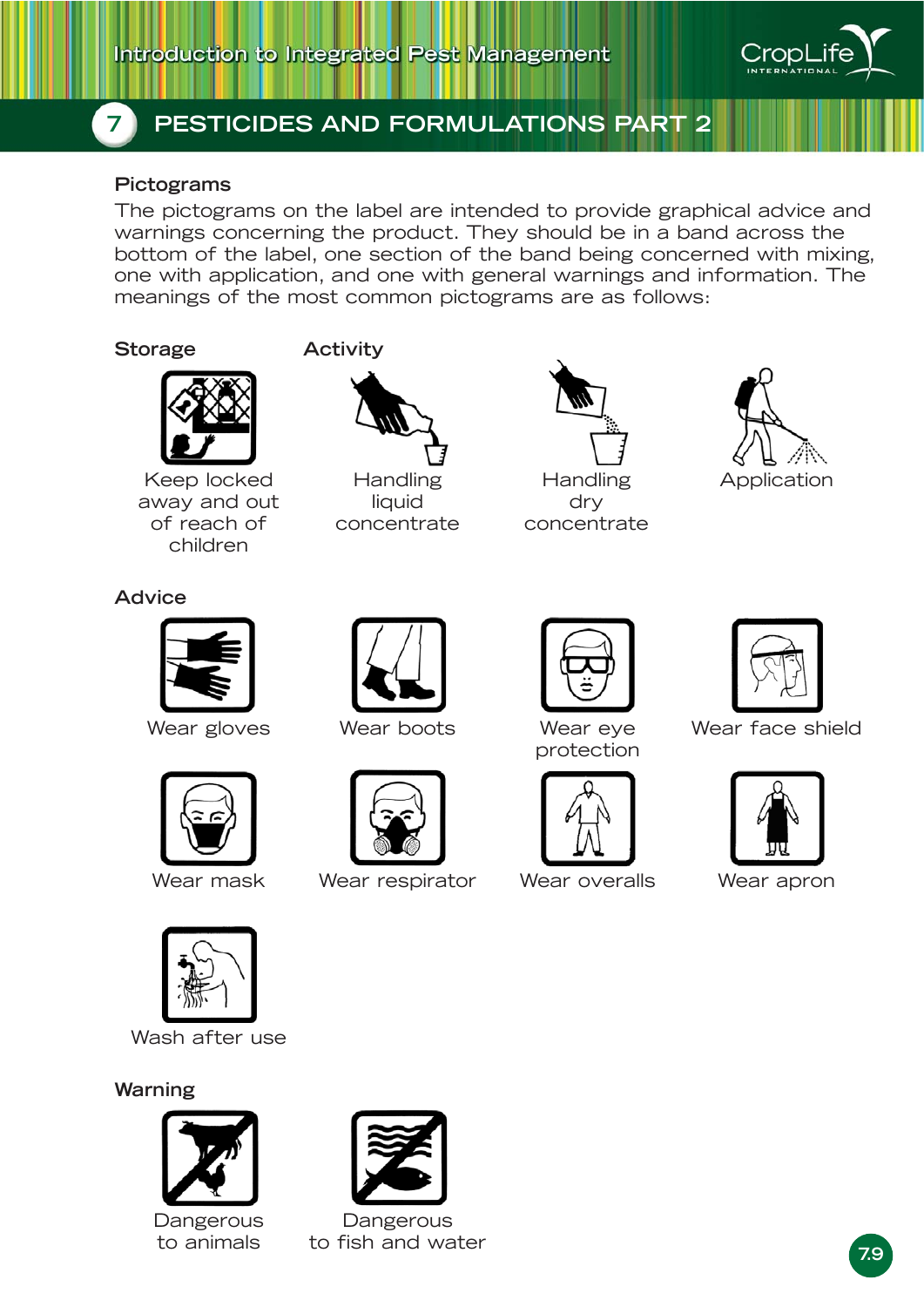# 7 PESTICIDES AND FORMULATIONS PART 2

## Pictograms

The pictograms on the label are intended to provide graphical advice and warnings concerning the product. They should be in a band across the bottom of the label, one section of the band being concerned with mixing, one with application, and one with general warnings and information. The meanings of the most common pictograms are as follows:

### Storage

Keep locked away and out of reach of children

### Activity

Handling liquid concentrate

Handling dry concentrate

Application

### Advice

Wear gloves

Wear boots

Wear eye protection

Wear face shield

Wear mask

Wear respirator

Wear overalls

Wear apron

Wash after use

### Warning

Dangerous to animals

Dangerous to fish and water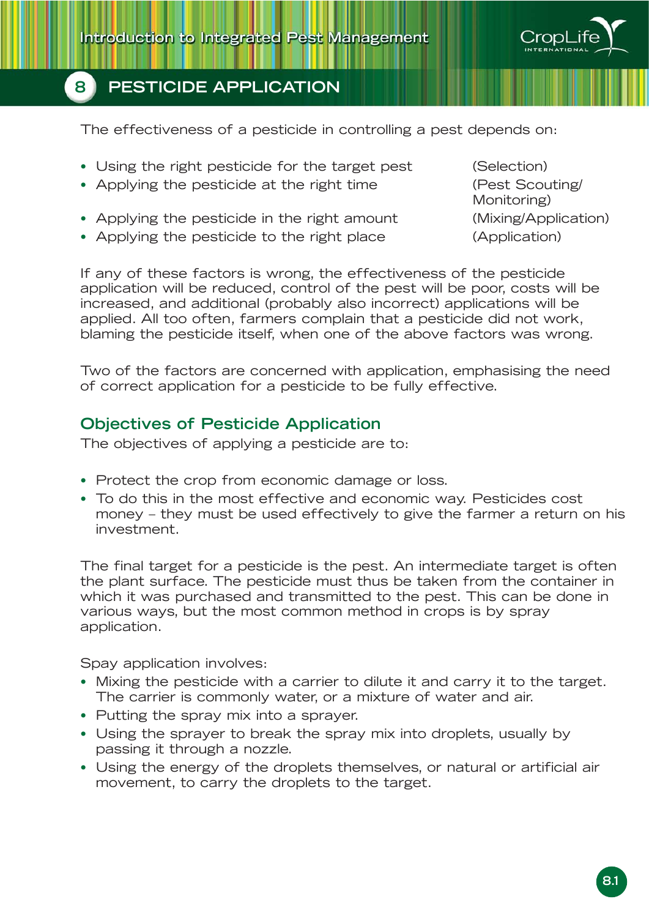# 8 PESTICIDE APPLICATION

The effectiveness of a pesticide in controlling a pest depends on:

- Using the right pesticide for the target pest (Selection)
- Applying the pesticide at the right time (Pest Scouting/ Monitoring)
- Applying the pesticide in the right amount (Mixing/Application)
- Applying the pesticide to the right place (Application)

If any of these factors is wrong, the effectiveness of the pesticide application will be reduced, control of the pest will be poor, costs will be increased, and additional (probably also incorrect) applications will be applied. All too often, farmers complain that a pesticide did not work, blaming the pesticide itself, when one of the above factors was wrong.

Two of the factors are concerned with application, emphasising the need of correct application for a pesticide to be fully effective.

## Objectives of Pesticide Application

The objectives of applying a pesticide are to:

- Protect the crop from economic damage or loss.
- To do this in the most effective and economic way. Pesticides cost money – they must be used effectively to give the farmer a return on his investment.

The final target for a pesticide is the pest. An intermediate target is often the plant surface. The pesticide must thus be taken from the container in which it was purchased and transmitted to the pest. This can be done in various ways, but the most common method in crops is by spray application.

Spray application involves:

- Mixing the pesticide with a carrier to dilute it and carry it to the target. The carrier is commonly water, or a mixture of water and air.
- Putting the spray mix into a sprayer.
- Using the sprayer to break the spray mix into droplets, usually by passing it through a nozzle.
- Using the energy of the droplets themselves, or natural or artificial air movement, to carry the droplets to the target.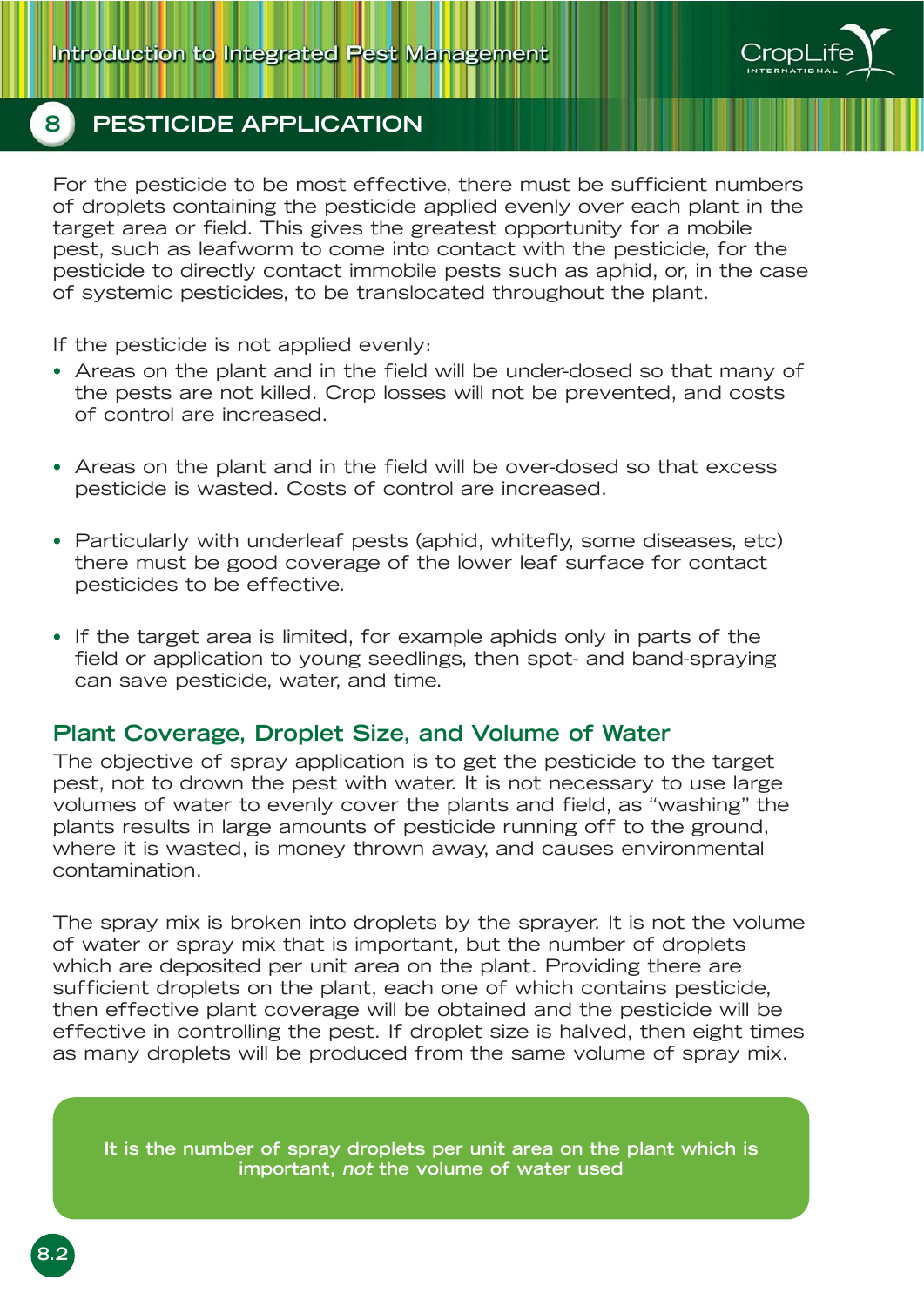## 8 PESTICIDE APPLICATION

For the pesticide to be most effective, there must be sufficient numbers of droplets containing the pesticide applied evenly over each plant in the target area or field. This gives the greatest opportunity for a mobile pest, such as leafworm to come into contact with the pesticide, for the pesticide to directly contact immobile pests such as aphid, or, in the case of systemic pesticides, to be translocated throughout the plant.

If the pesticide is not applied evenly:

- Areas on the plant and in the field will be under-dosed so that many of the pests are not killed. Crop losses will not be prevented, and costs of control are increased.
- Areas on the plant and in the field will be over-dosed so that excess pesticide is wasted. Costs of control are increased.
- Particularly with underleaf pests (aphid, whitefly, some diseases, etc) there must be good coverage of the lower leaf surface for contact pesticides to be effective.
- If the target area is limited, for example aphids only in parts of the field or application to young seedlings, then spot- and band-spraying can save pesticide, water, and time.

### Plant Coverage, Droplet Size, and Volume of Water

The objective of spray application is to get the pesticide to the target pest, not to drown the pest with water. It is not necessary to use large volumes of water to evenly cover the plants and field, as "washing" the plants results in large amounts of pesticide running off to the ground, where it is wasted, is money thrown away, and causes environmental contamination.

The spray mix is broken into droplets by the sprayer. It is not the volume of water or spray mix that is important, but the number of droplets which are deposited per unit area on the plant. Providing there are sufficient droplets on the plant, each one of which contains pesticide, then effective plant coverage will be obtained and the pesticide will be effective in controlling the pest. If droplet size is halved, then eight times as many droplets will be produced from the same volume of spray mix.

**It is the number of spray droplets per unit area on the plant which is important, *not* the volume of water used**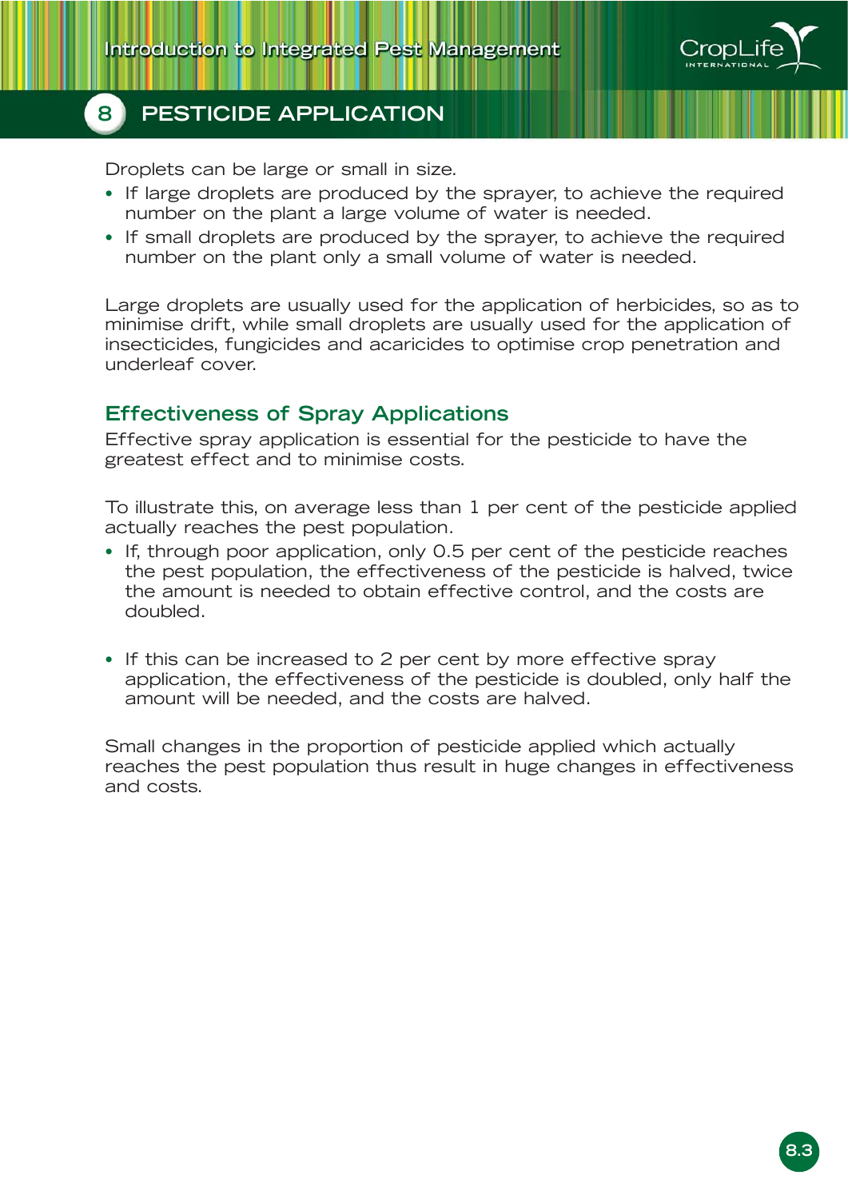Droplets can be large or small in size.

- If large droplets are produced by the sprayer, to achieve the required number on the plant a large volume of water is needed.
- If small droplets are produced by the sprayer, to achieve the required number on the plant only a small volume of water is needed.

Large droplets are usually used for the application of herbicides, so as to minimise drift, while small droplets are usually used for the application of insecticides, fungicides and acaricides to optimise crop penetration and underleaf cover.

## Effectiveness of Spray Applications

Effective spray application is essential for the pesticide to have the greatest effect and to minimise costs.

To illustrate this, on average less than 1 per cent of the pesticide applied actually reaches the pest population.

- If, through poor application, only 0.5 per cent of the pesticide reaches the pest population, the effectiveness of the pesticide is halved, twice the amount is needed to obtain effective control, and the costs are doubled.
- If this can be increased to 2 per cent by more effective spray application, the effectiveness of the pesticide is doubled, only half the amount will be needed, and the costs are halved.

Small changes in the proportion of pesticide applied which actually reaches the pest population thus result in huge changes in effectiveness and costs.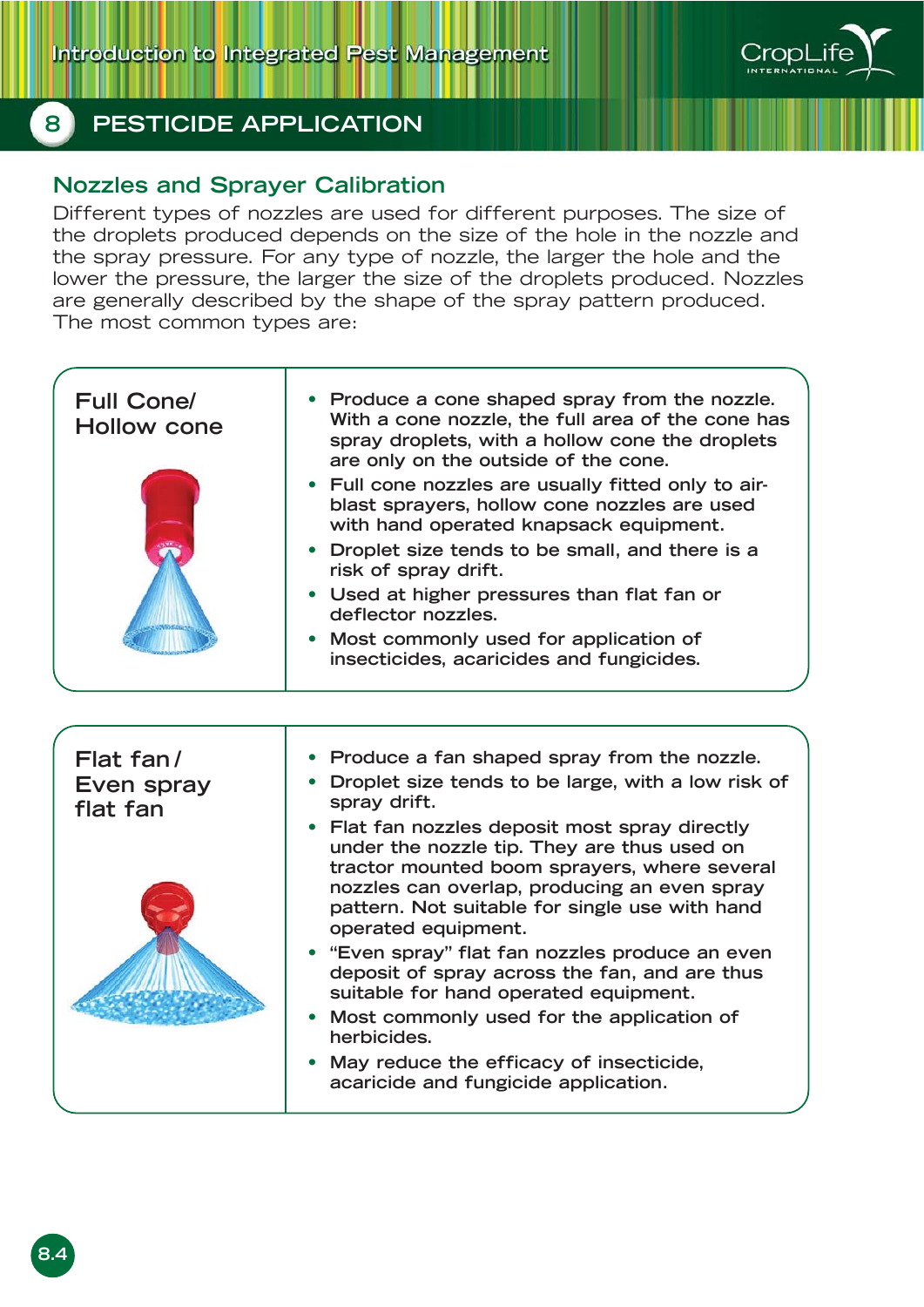## Nozzles and Sprayer Calibration

Different types of nozzles are used for different purposes. The size of the droplets produced depends on the size of the hole in the nozzle and the spray pressure. For any type of nozzle, the larger the hole and the lower the pressure, the larger the size of the droplets produced. Nozzles are generally described by the shape of the spray pattern produced. The most common types are:

| Nozzle type | Description |
| --- | --- |
| **Full Cone/ Hollow cone** | • Produce a cone shaped spray from the nozzle. With a cone nozzle, the full area of the cone has spray droplets, with a hollow cone the droplets are only on the outside of the cone.<br>• Full cone nozzles are usually fitted only to air-blast sprayers, hollow cone nozzles are used with hand operated knapsack equipment.<br>• Droplet size tends to be small, and there is a risk of spray drift.<br>• Used at higher pressures than flat fan or deflector nozzles.<br>• Most commonly used for application of insecticides, acaricides and fungicides. |
| **Flat fan / Even spray flat fan** | • Produce a fan shaped spray from the nozzle.<br>• Droplet size tends to be large, with a low risk of spray drift.<br>• Flat fan nozzles deposit most spray directly under the nozzle tip. They are thus used on tractor mounted boom sprayers, where several nozzles can overlap, producing an even spray pattern. Not suitable for single use with hand operated equipment.<br>• "Even spray" flat fan nozzles produce an even deposit of spray across the fan, and are thus suitable for hand operated equipment.<br>• Most commonly used for the application of herbicides.<br>• May reduce the efficacy of insecticide, acaricide and fungicide application. |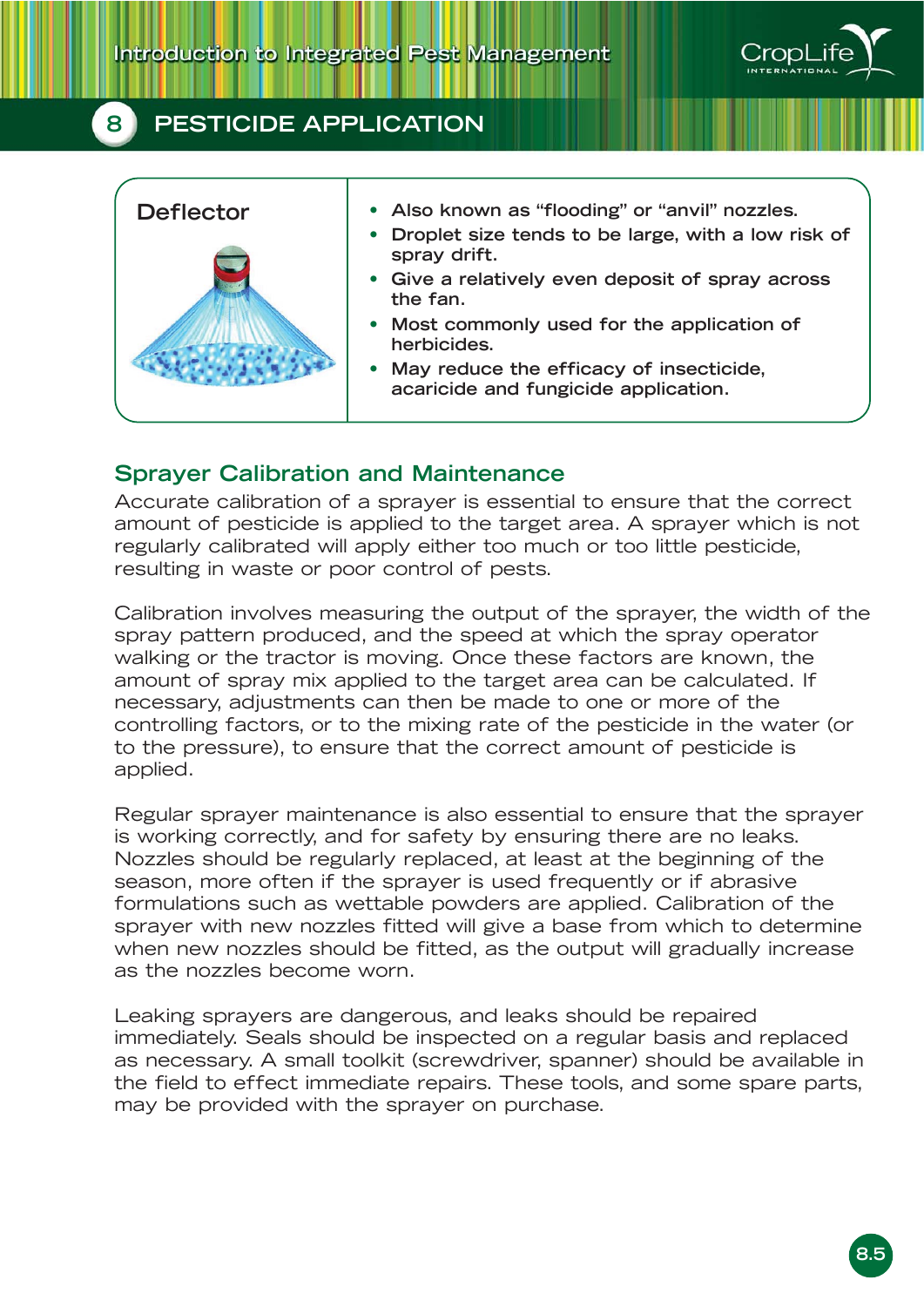| Deflector | • Also known as "flooding" or "anvil" nozzles.<br>• Droplet size tends to be large, with a low risk of spray drift.<br>• Give a relatively even deposit of spray across the fan.<br>• Most commonly used for the application of herbicides.<br>• May reduce the efficacy of insecticide, acaricide and fungicide application. |
|---|---|

## Sprayer Calibration and Maintenance

Accurate calibration of a sprayer is essential to ensure that the correct amount of pesticide is applied to the target area. A sprayer which is not regularly calibrated will apply either too much or too little pesticide, resulting in waste or poor control of pests.

Calibration involves measuring the output of the sprayer, the width of the spray pattern produced, and the speed at which the spray operator walking or the tractor is moving. Once these factors are known, the amount of spray mix applied to the target area can be calculated. If necessary, adjustments can then be made to one or more of the controlling factors, or to the mixing rate of the pesticide in the water (or to the pressure), to ensure that the correct amount of pesticide is applied.

Regular sprayer maintenance is also essential to ensure that the sprayer is working correctly, and for safety by ensuring there are no leaks. Nozzles should be regularly replaced, at least at the beginning of the season, more often if the sprayer is used frequently or if abrasive formulations such as wettable powders are applied. Calibration of the sprayer with new nozzles fitted will give a base from which to determine when new nozzles should be fitted, as the output will gradually increase as the nozzles become worn.

Leaking sprayers are dangerous, and leaks should be repaired immediately. Seals should be inspected on a regular basis and replaced as necessary. A small toolkit (screwdriver, spanner) should be available in the field to effect immediate repairs. These tools, and some spare parts, may be provided with the sprayer on purchase.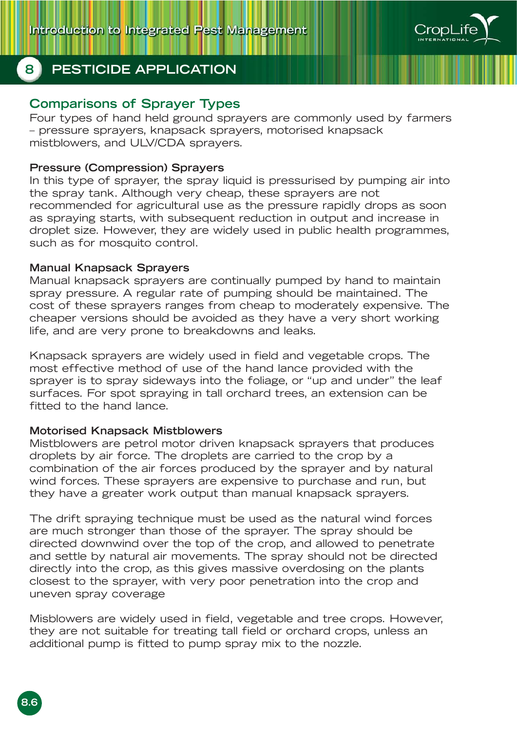## 8 PESTICIDE APPLICATION

### Comparisons of Sprayer Types

Four types of hand held ground sprayers are commonly used by farmers – pressure sprayers, knapsack sprayers, motorised knapsack mistblowers, and ULV/CDA sprayers.

**Pressure (Compression) Sprayers**

In this type of sprayer, the spray liquid is pressurised by pumping air into the spray tank. Although very cheap, these sprayers are not recommended for agricultural use as the pressure rapidly drops as soon as spraying starts, with subsequent reduction in output and increase in droplet size. However, they are widely used in public health programmes, such as for mosquito control.

**Manual Knapsack Sprayers**

Manual knapsack sprayers are continually pumped by hand to maintain spray pressure. A regular rate of pumping should be maintained. The cost of these sprayers ranges from cheap to moderately expensive. The cheaper versions should be avoided as they have a very short working life, and are very prone to breakdowns and leaks.

Knapsack sprayers are widely used in field and vegetable crops. The most effective method of use of the hand lance provided with the sprayer is to spray sideways into the foliage, or "up and under" the leaf surfaces. For spot spraying in tall orchard trees, an extension can be fitted to the hand lance.

**Motorised Knapsack Mistblowers**

Mistblowers are petrol motor driven knapsack sprayers that produces droplets by air force. The droplets are carried to the crop by a combination of the air forces produced by the sprayer and by natural wind forces. These sprayers are expensive to purchase and run, but they have a greater work output than manual knapsack sprayers.

The drift spraying technique must be used as the natural wind forces are much stronger than those of the sprayer. The spray should be directed downwind over the top of the crop, and allowed to penetrate and settle by natural air movements. The spray should not be directed directly into the crop, as this gives massive overdosing on the plants closest to the sprayer, with very poor penetration into the crop and uneven spray coverage

Misblowers are widely used in field, vegetable and tree crops. However, they are not suitable for treating tall field or orchard crops, unless an additional pump is fitted to pump spray mix to the nozzle.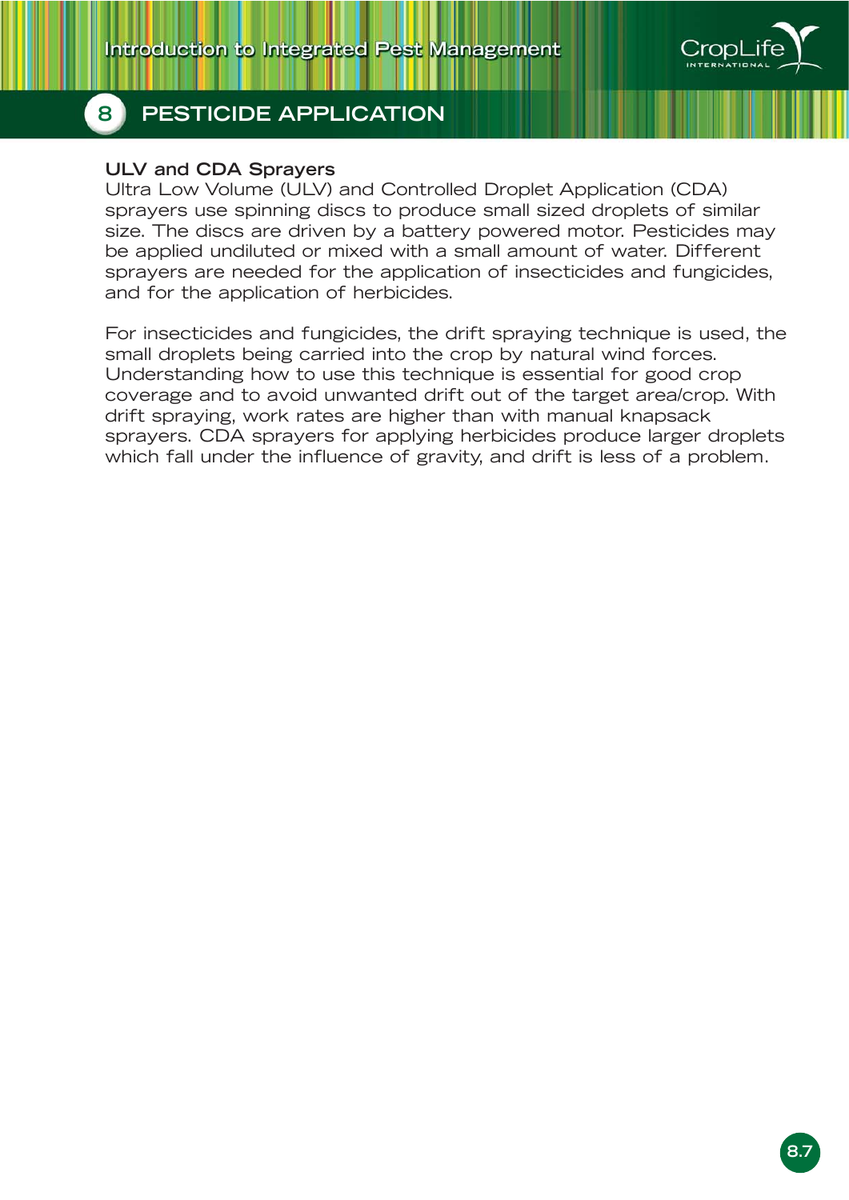# 8 PESTICIDE APPLICATION

### ULV and CDA Sprayers

Ultra Low Volume (ULV) and Controlled Droplet Application (CDA) sprayers use spinning discs to produce small sized droplets of similar size. The discs are driven by a battery powered motor. Pesticides may be applied undiluted or mixed with a small amount of water. Different sprayers are needed for the application of insecticides and fungicides, and for the application of herbicides.

For insecticides and fungicides, the drift spraying technique is used, the small droplets being carried into the crop by natural wind forces. Understanding how to use this technique is essential for good crop coverage and to avoid unwanted drift out of the target area/crop. With drift spraying, work rates are higher than with manual knapsack sprayers. CDA sprayers for applying herbicides produce larger droplets which fall under the influence of gravity, and drift is less of a problem.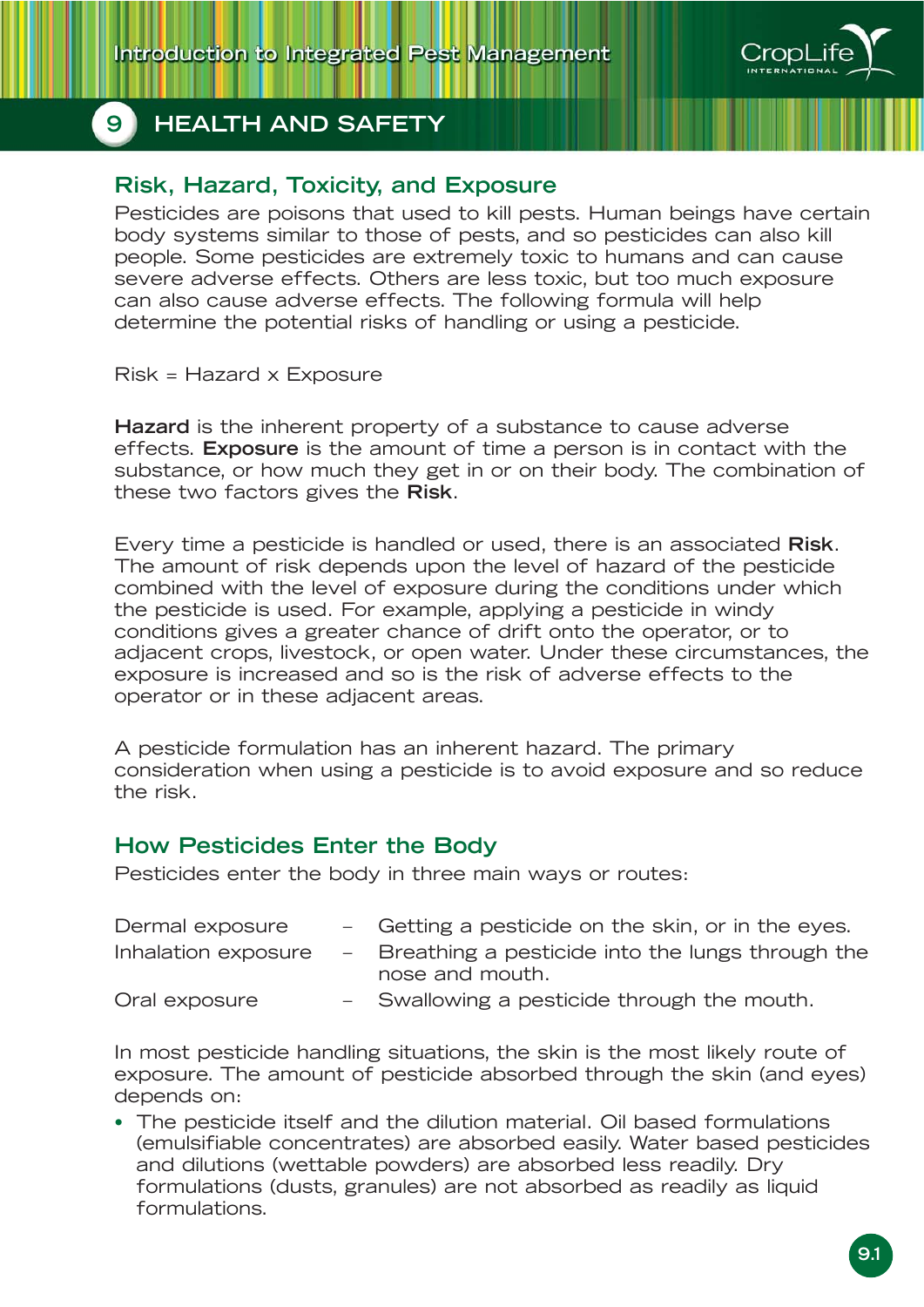# 9 HEALTH AND SAFETY

## Risk, Hazard, Toxicity, and Exposure

Pesticides are poisons that used to kill pests. Human beings have certain body systems similar to those of pests, and so pesticides can also kill people. Some pesticides are extremely toxic to humans and can cause severe adverse effects. Others are less toxic, but too much exposure can also cause adverse effects. The following formula will help determine the potential risks of handling or using a pesticide.

Risk = Hazard x Exposure

**Hazard** is the inherent property of a substance to cause adverse effects. **Exposure** is the amount of time a person is in contact with the substance, or how much they get in or on their body. The combination of these two factors gives the **Risk**.

Every time a pesticide is handled or used, there is an associated **Risk**. The amount of risk depends upon the level of hazard of the pesticide combined with the level of exposure during the conditions under which the pesticide is used. For example, applying a pesticide in windy conditions gives a greater chance of drift onto the operator, or to adjacent crops, livestock, or open water. Under these circumstances, the exposure is increased and so is the risk of adverse effects to the operator or in these adjacent areas.

A pesticide formulation has an inherent hazard. The primary consideration when using a pesticide is to avoid exposure and so reduce the risk.

## How Pesticides Enter the Body

Pesticides enter the body in three main ways or routes:

| | | |
|---|---|---|
| Dermal exposure | – | Getting a pesticide on the skin, or in the eyes. |
| Inhalation exposure | – | Breathing a pesticide into the lungs through the nose and mouth. |
| Oral exposure | – | Swallowing a pesticide through the mouth. |

In most pesticide handling situations, the skin is the most likely route of exposure. The amount of pesticide absorbed through the skin (and eyes) depends on:

- The pesticide itself and the dilution material. Oil based formulations (emulsifiable concentrates) are absorbed easily. Water based pesticides and dilutions (wettable powders) are absorbed less readily. Dry formulations (dusts, granules) are not absorbed as readily as liquid formulations.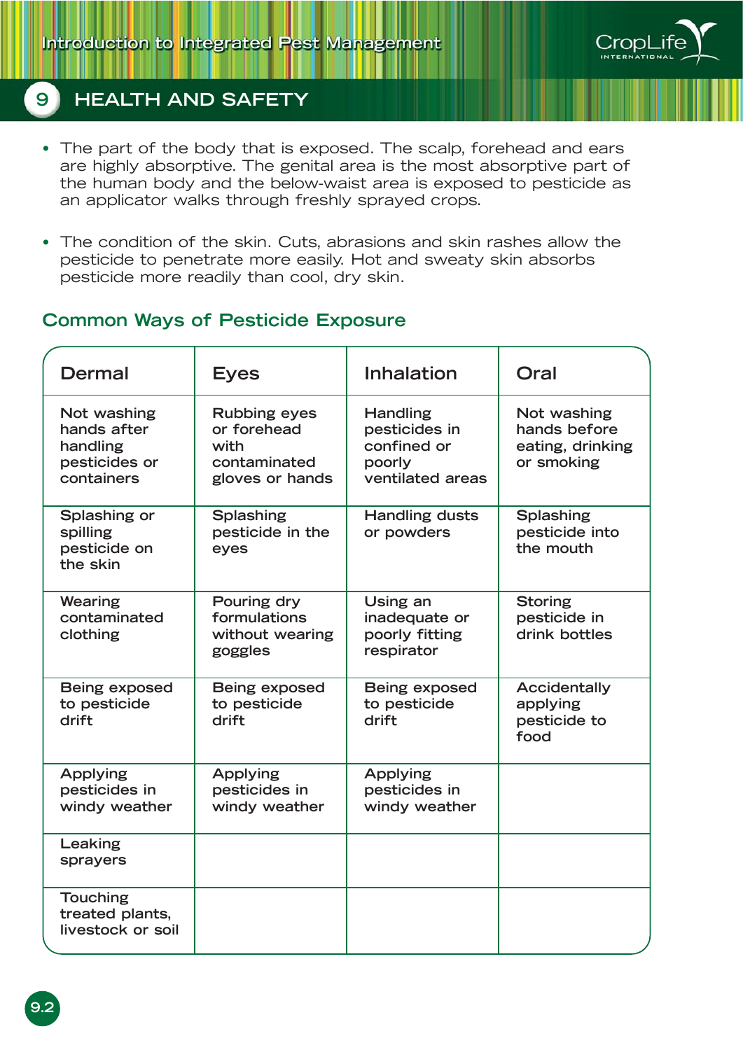- The part of the body that is exposed. The scalp, forehead and ears are highly absorptive. The genital area is the most absorptive part of the human body and the below-waist area is exposed to pesticide as an applicator walks through freshly sprayed crops.

- The condition of the skin. Cuts, abrasions and skin rashes allow the pesticide to penetrate more easily. Hot and sweaty skin absorbs pesticide more readily than cool, dry skin.

## Common Ways of Pesticide Exposure

| Dermal | Eyes | Inhalation | Oral |
|---|---|---|---|
| Not washing hands after handling pesticides or containers | Rubbing eyes or forehead with contaminated gloves or hands | Handling pesticides in confined or poorly ventilated areas | Not washing hands before eating, drinking or smoking |
| Splashing or spilling pesticide on the skin | Splashing pesticide in the eyes | Handling dusts or powders | Splashing pesticide into the mouth |
| Wearing contaminated clothing | Pouring dry formulations without wearing goggles | Using an inadequate or poorly fitting respirator | Storing pesticide in drink bottles |
| Being exposed to pesticide drift | Being exposed to pesticide drift | Being exposed to pesticide drift | Accidentally applying pesticide to food |
| Applying pesticides in windy weather | Applying pesticides in windy weather | Applying pesticides in windy weather | |
| Leaking sprayers | | | |
| Touching treated plants, livestock or soil | | | |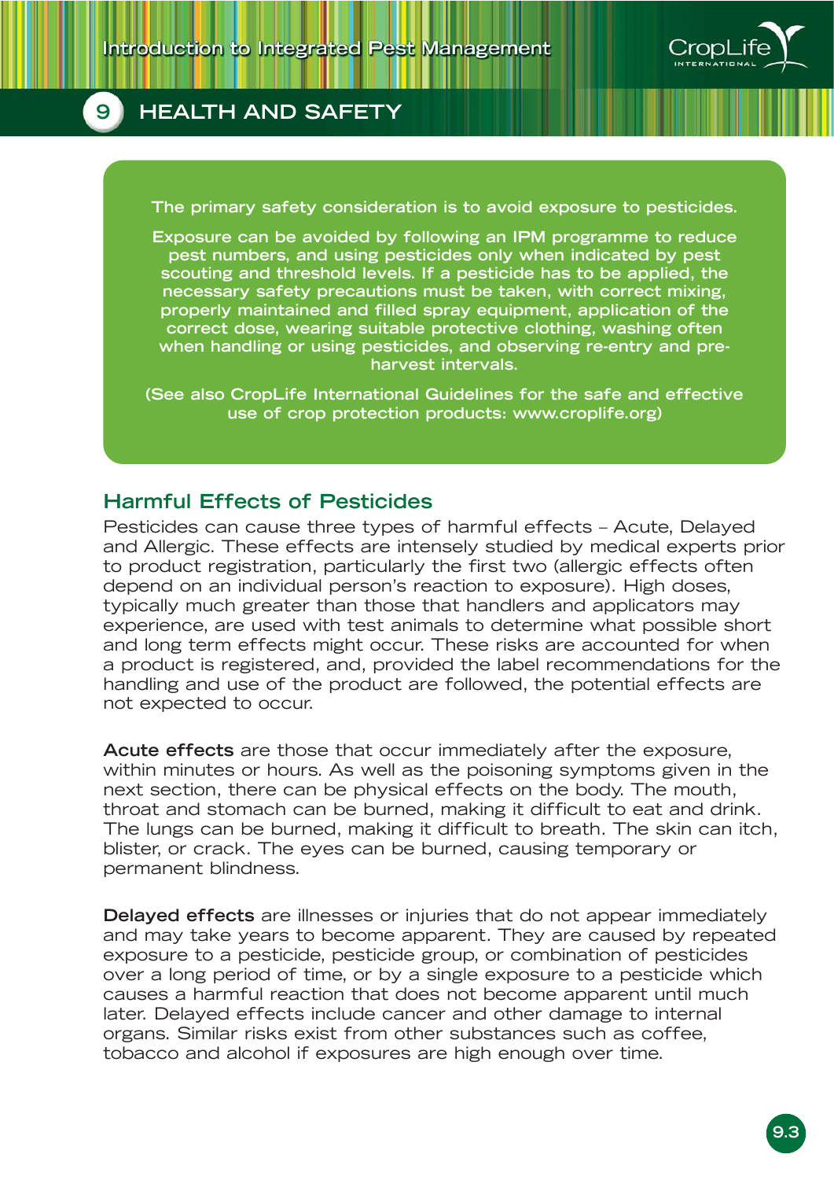## 9 HEALTH AND SAFETY

**The primary safety consideration is to avoid exposure to pesticides.**

**Exposure can be avoided by following an IPM programme to reduce pest numbers, and using pesticides only when indicated by pest scouting and threshold levels. If a pesticide has to be applied, the necessary safety precautions must be taken, with correct mixing, properly maintained and filled spray equipment, application of the correct dose, wearing suitable protective clothing, washing often when handling or using pesticides, and observing re-entry and pre-harvest intervals.**

**(See also CropLife International Guidelines for the safe and effective use of crop protection products: www.croplife.org)**

### Harmful Effects of Pesticides

Pesticides can cause three types of harmful effects – Acute, Delayed and Allergic. These effects are intensely studied by medical experts prior to product registration, particularly the first two (allergic effects often depend on an individual person's reaction to exposure). High doses, typically much greater than those that handlers and applicators may experience, are used with test animals to determine what possible short and long term effects might occur. These risks are accounted for when a product is registered, and, provided the label recommendations for the handling and use of the product are followed, the potential effects are not expected to occur.

**Acute effects** are those that occur immediately after the exposure, within minutes or hours. As well as the poisoning symptoms given in the next section, there can be physical effects on the body. The mouth, throat and stomach can be burned, making it difficult to eat and drink. The lungs can be burned, making it difficult to breath. The skin can itch, blister, or crack. The eyes can be burned, causing temporary or permanent blindness.

**Delayed effects** are illnesses or injuries that do not appear immediately and may take years to become apparent. They are caused by repeated exposure to a pesticide, pesticide group, or combination of pesticides over a long period of time, or by a single exposure to a pesticide which causes a harmful reaction that does not become apparent until much later. Delayed effects include cancer and other damage to internal organs. Similar risks exist from other substances such as coffee, tobacco and alcohol if exposures are high enough over time.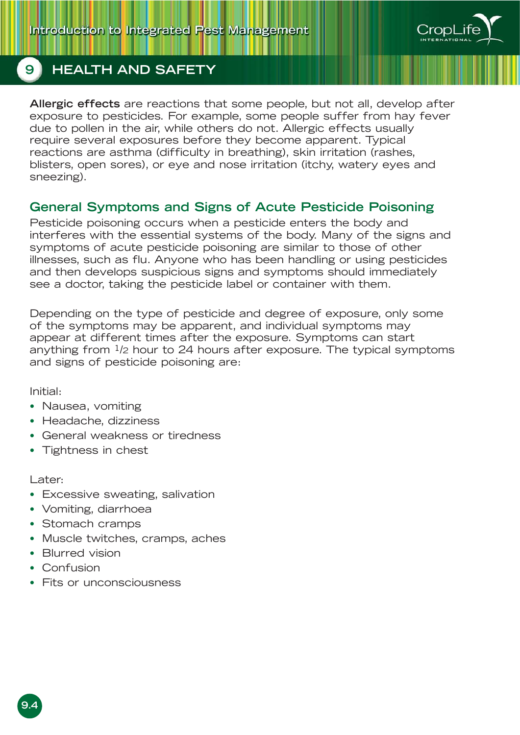**Allergic effects** are reactions that some people, but not all, develop after exposure to pesticides. For example, some people suffer from hay fever due to pollen in the air, while others do not. Allergic effects usually require several exposures before they become apparent. Typical reactions are asthma (difficulty in breathing), skin irritation (rashes, blisters, open sores), or eye and nose irritation (itchy, watery eyes and sneezing).

## General Symptoms and Signs of Acute Pesticide Poisoning

Pesticide poisoning occurs when a pesticide enters the body and interferes with the essential systems of the body. Many of the signs and symptoms of acute pesticide poisoning are similar to those of other illnesses, such as flu. Anyone who has been handling or using pesticides and then develops suspicious signs and symptoms should immediately see a doctor, taking the pesticide label or container with them.

Depending on the type of pesticide and degree of exposure, only some of the symptoms may be apparent, and individual symptoms may appear at different times after the exposure. Symptoms can start anything from 1/2 hour to 24 hours after exposure. The typical symptoms and signs of pesticide poisoning are:

Initial:

- Nausea, vomiting
- Headache, dizziness
- General weakness or tiredness
- Tightness in chest

Later:

- Excessive sweating, salivation
- Vomiting, diarrhoea
- Stomach cramps
- Muscle twitches, cramps, aches
- Blurred vision
- Confusion
- Fits or unconsciousness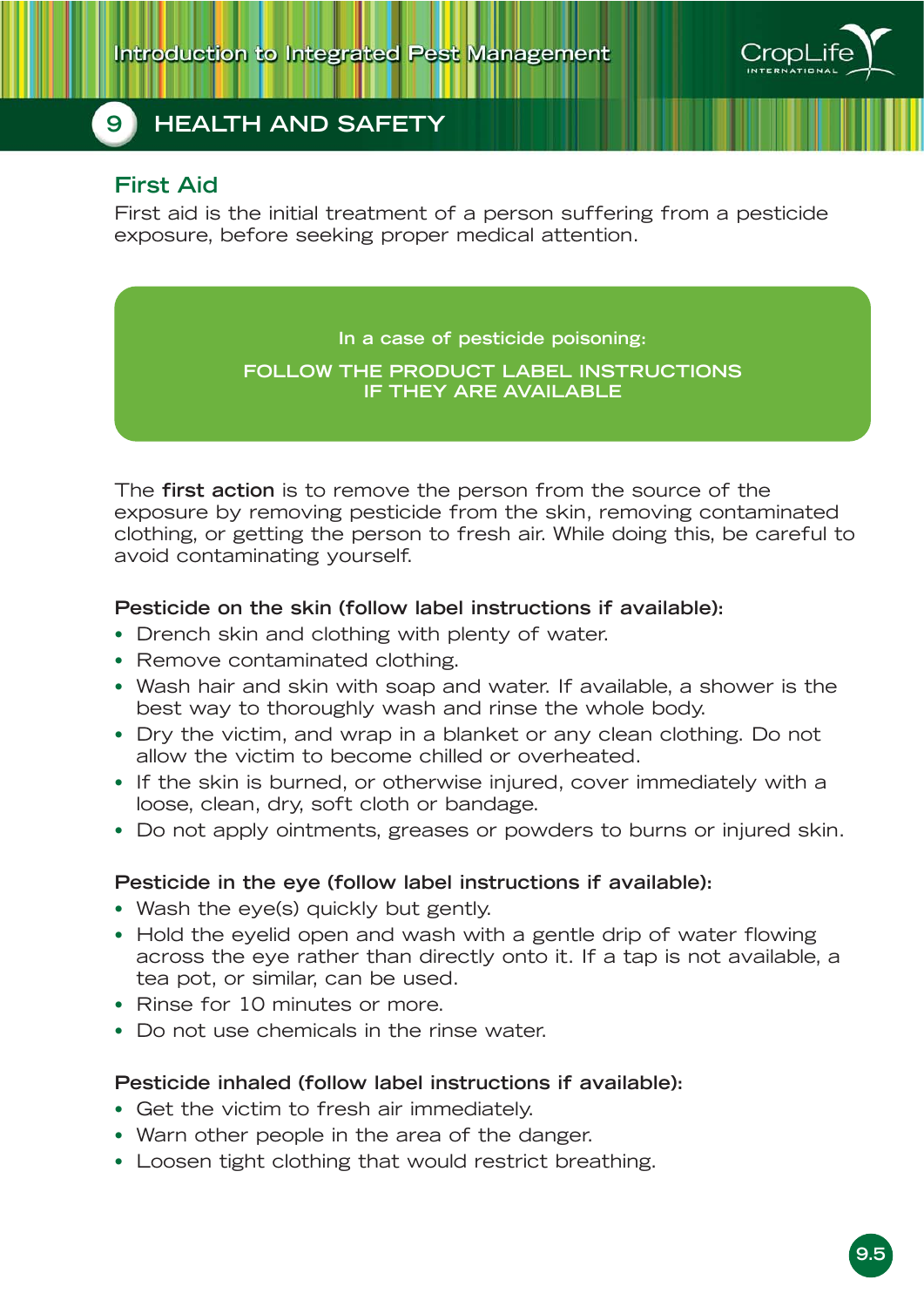# 9 HEALTH AND SAFETY

## First Aid

First aid is the initial treatment of a person suffering from a pesticide exposure, before seeking proper medical attention.

> **In a case of pesticide poisoning:**
>
> **FOLLOW THE PRODUCT LABEL INSTRUCTIONS IF THEY ARE AVAILABLE**

The **first action** is to remove the person from the source of the exposure by removing pesticide from the skin, removing contaminated clothing, or getting the person to fresh air. While doing this, be careful to avoid contaminating yourself.

**Pesticide on the skin (follow label instructions if available):**

- Drench skin and clothing with plenty of water.
- Remove contaminated clothing.
- Wash hair and skin with soap and water. If available, a shower is the best way to thoroughly wash and rinse the whole body.
- Dry the victim, and wrap in a blanket or any clean clothing. Do not allow the victim to become chilled or overheated.
- If the skin is burned, or otherwise injured, cover immediately with a loose, clean, dry, soft cloth or bandage.
- Do not apply ointments, greases or powders to burns or injured skin.

**Pesticide in the eye (follow label instructions if available):**

- Wash the eye(s) quickly but gently.
- Hold the eyelid open and wash with a gentle drip of water flowing across the eye rather than directly onto it. If a tap is not available, a tea pot, or similar, can be used.
- Rinse for 10 minutes or more.
- Do not use chemicals in the rinse water.

**Pesticide inhaled (follow label instructions if available):**

- Get the victim to fresh air immediately.
- Warn other people in the area of the danger.
- Loosen tight clothing that would restrict breathing.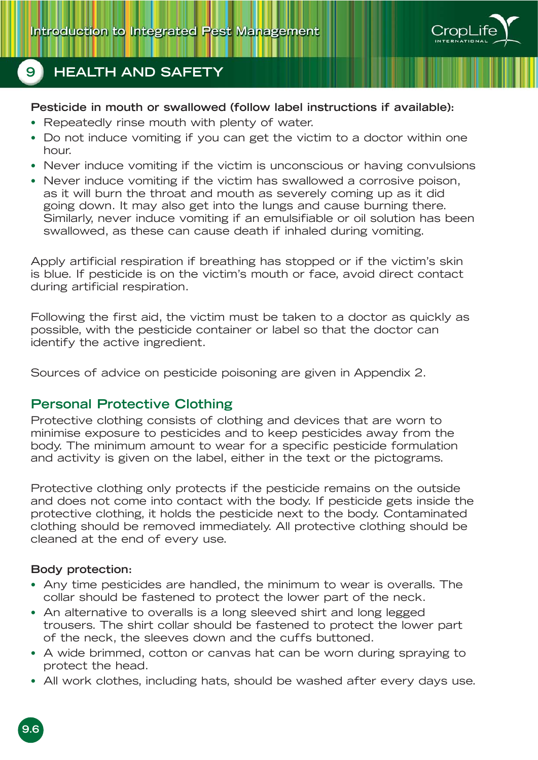## 9 HEALTH AND SAFETY

**Pesticide in mouth or swallowed (follow label instructions if available):**

- Repeatedly rinse mouth with plenty of water.
- Do not induce vomiting if you can get the victim to a doctor within one hour.
- Never induce vomiting if the victim is unconscious or having convulsions
- Never induce vomiting if the victim has swallowed a corrosive poison, as it will burn the throat and mouth as severely coming up as it did going down. It may also get into the lungs and cause burning there. Similarly, never induce vomiting if an emulsifiable or oil solution has been swallowed, as these can cause death if inhaled during vomiting.

Apply artificial respiration if breathing has stopped or if the victim's skin is blue. If pesticide is on the victim's mouth or face, avoid direct contact during artificial respiration.

Following the first aid, the victim must be taken to a doctor as quickly as possible, with the pesticide container or label so that the doctor can identify the active ingredient.

Sources of advice on pesticide poisoning are given in Appendix 2.

## Personal Protective Clothing

Protective clothing consists of clothing and devices that are worn to minimise exposure to pesticides and to keep pesticides away from the body. The minimum amount to wear for a specific pesticide formulation and activity is given on the label, either in the text or the pictograms.

Protective clothing only protects if the pesticide remains on the outside and does not come into contact with the body. If pesticide gets inside the protective clothing, it holds the pesticide next to the body. Contaminated clothing should be removed immediately. All protective clothing should be cleaned at the end of every use.

**Body protection:**

- Any time pesticides are handled, the minimum to wear is overalls. The collar should be fastened to protect the lower part of the neck.
- An alternative to overalls is a long sleeved shirt and long legged trousers. The shirt collar should be fastened to protect the lower part of the neck, the sleeves down and the cuffs buttoned.
- A wide brimmed, cotton or canvas hat can be worn during spraying to protect the head.
- All work clothes, including hats, should be washed after every days use.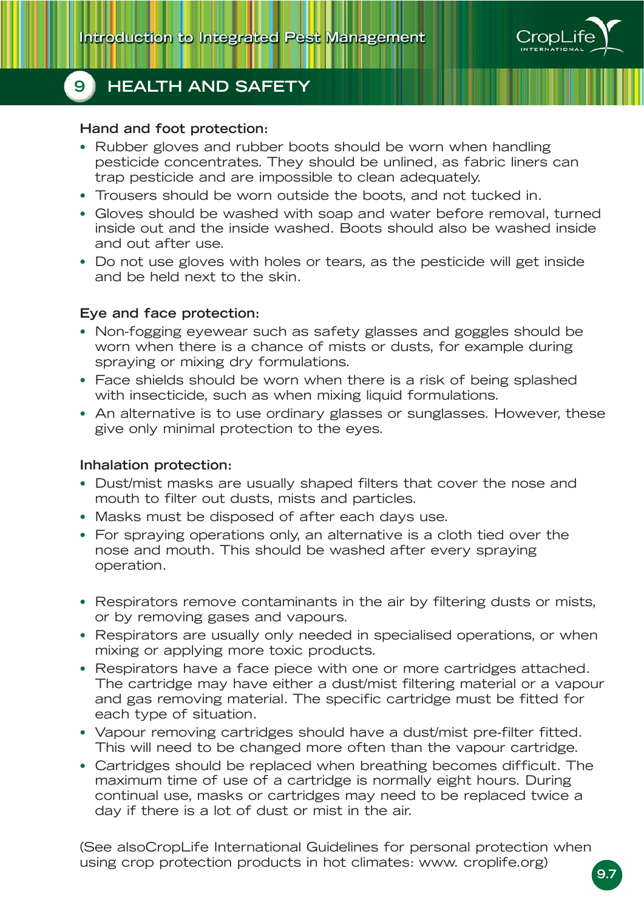## 9 HEALTH AND SAFETY

**Hand and foot protection:**

- Rubber gloves and rubber boots should be worn when handling pesticide concentrates. They should be unlined, as fabric liners can trap pesticide and are impossible to clean adequately.
- Trousers should be worn outside the boots, and not tucked in.
- Gloves should be washed with soap and water before removal, turned inside out and the inside washed. Boots should also be washed inside and out after use.
- Do not use gloves with holes or tears, as the pesticide will get inside and be held next to the skin.

**Eye and face protection:**

- Non-fogging eyewear such as safety glasses and goggles should be worn when there is a chance of mists or dusts, for example during spraying or mixing dry formulations.
- Face shields should be worn when there is a risk of being splashed with insecticide, such as when mixing liquid formulations.
- An alternative is to use ordinary glasses or sunglasses. However, these give only minimal protection to the eyes.

**Inhalation protection:**

- Dust/mist masks are usually shaped filters that cover the nose and mouth to filter out dusts, mists and particles.
- Masks must be disposed of after each days use.
- For spraying operations only, an alternative is a cloth tied over the nose and mouth. This should be washed after every spraying operation.

- Respirators remove contaminants in the air by filtering dusts or mists, or by removing gases and vapours.
- Respirators are usually only needed in specialised operations, or when mixing or applying more toxic products.
- Respirators have a face piece with one or more cartridges attached. The cartridge may have either a dust/mist filtering material or a vapour and gas removing material. The specific cartridge must be fitted for each type of situation.
- Vapour removing cartridges should have a dust/mist pre-filter fitted. This will need to be changed more often than the vapour cartridge.
- Cartridges should be replaced when breathing becomes difficult. The maximum time of use of a cartridge is normally eight hours. During continual use, masks or cartridges may need to be replaced twice a day if there is a lot of dust or mist in the air.

(See alsoCropLife International Guidelines for personal protection when using crop protection products in hot climates: www. croplife.org)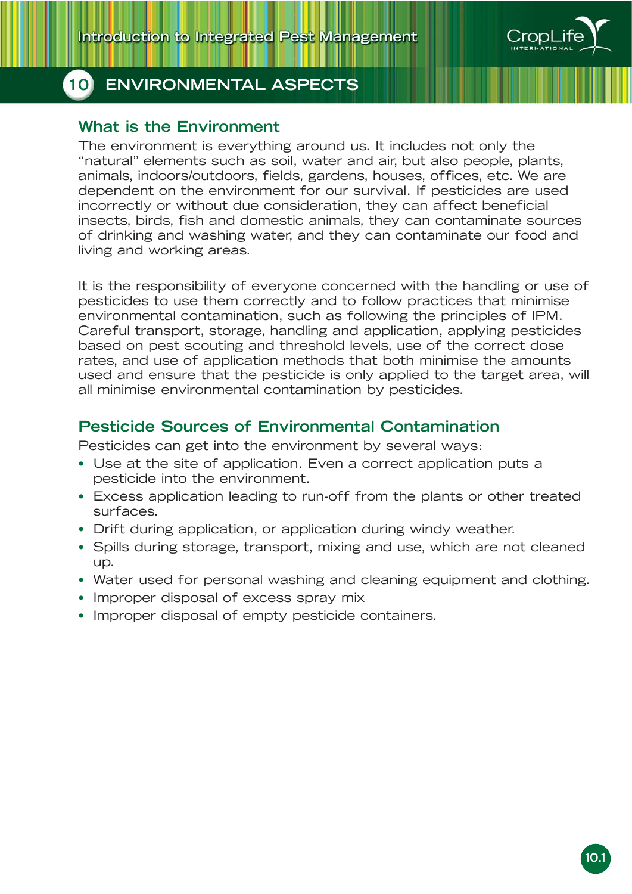# 10 ENVIRONMENTAL ASPECTS

## What is the Environment

The environment is everything around us. It includes not only the "natural" elements such as soil, water and air, but also people, plants, animals, indoors/outdoors, fields, gardens, houses, offices, etc. We are dependent on the environment for our survival. If pesticides are used incorrectly or without due consideration, they can affect beneficial insects, birds, fish and domestic animals, they can contaminate sources of drinking and washing water, and they can contaminate our food and living and working areas.

It is the responsibility of everyone concerned with the handling or use of pesticides to use them correctly and to follow practices that minimise environmental contamination, such as following the principles of IPM. Careful transport, storage, handling and application, applying pesticides based on pest scouting and threshold levels, use of the correct dose rates, and use of application methods that both minimise the amounts used and ensure that the pesticide is only applied to the target area, will all minimise environmental contamination by pesticides.

## Pesticide Sources of Environmental Contamination

Pesticides can get into the environment by several ways:

- Use at the site of application. Even a correct application puts a pesticide into the environment.
- Excess application leading to run-off from the plants or other treated surfaces.
- Drift during application, or application during windy weather.
- Spills during storage, transport, mixing and use, which are not cleaned up.
- Water used for personal washing and cleaning equipment and clothing.
- Improper disposal of excess spray mix
- Improper disposal of empty pesticide containers.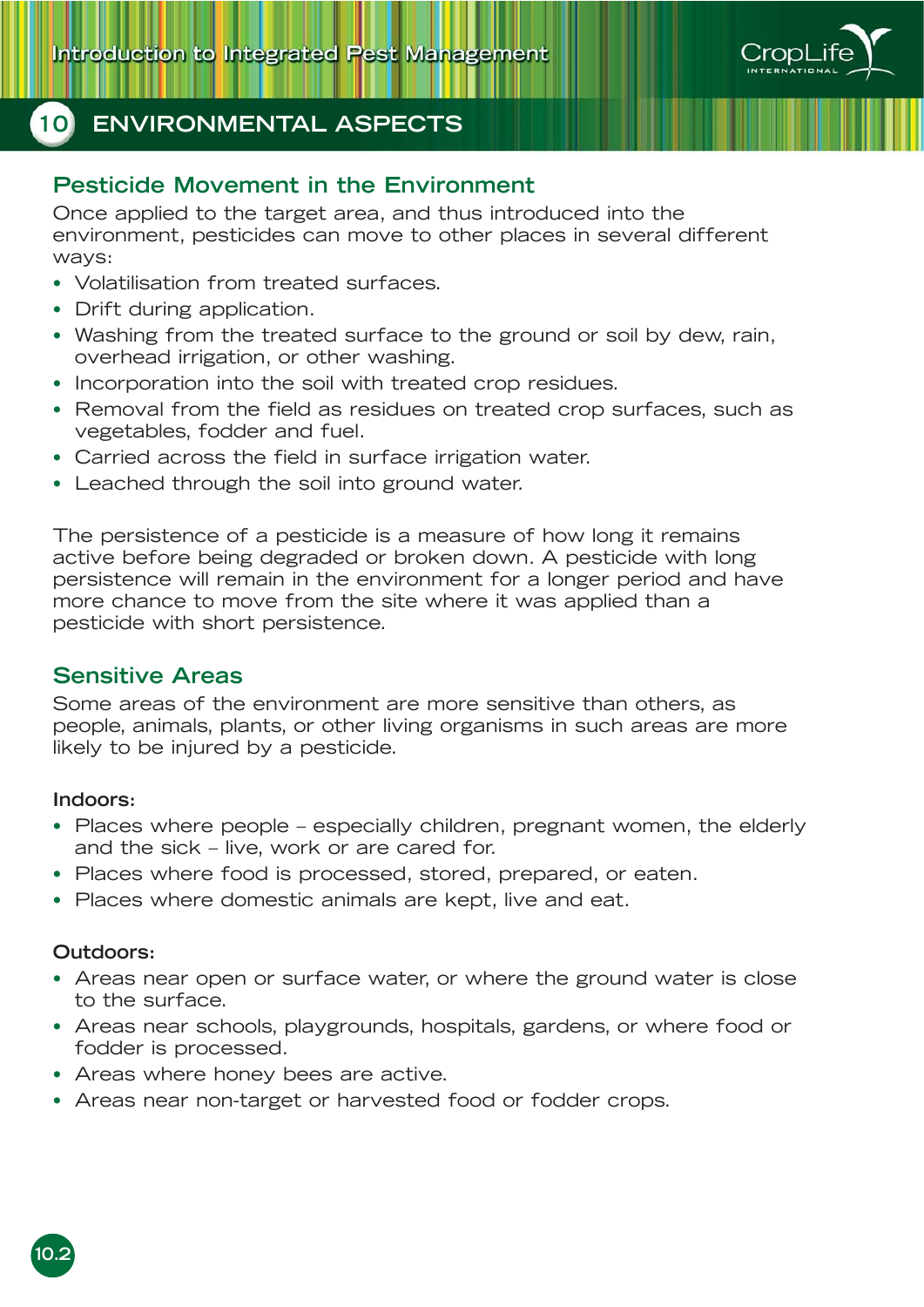## 10 ENVIRONMENTAL ASPECTS

### Pesticide Movement in the Environment

Once applied to the target area, and thus introduced into the environment, pesticides can move to other places in several different ways:

- Volatilisation from treated surfaces.
- Drift during application.
- Washing from the treated surface to the ground or soil by dew, rain, overhead irrigation, or other washing.
- Incorporation into the soil with treated crop residues.
- Removal from the field as residues on treated crop surfaces, such as vegetables, fodder and fuel.
- Carried across the field in surface irrigation water.
- Leached through the soil into ground water.

The persistence of a pesticide is a measure of how long it remains active before being degraded or broken down. A pesticide with long persistence will remain in the environment for a longer period and have more chance to move from the site where it was applied than a pesticide with short persistence.

### Sensitive Areas

Some areas of the environment are more sensitive than others, as people, animals, plants, or other living organisms in such areas are more likely to be injured by a pesticide.

**Indoors:**

- Places where people – especially children, pregnant women, the elderly and the sick – live, work or are cared for.
- Places where food is processed, stored, prepared, or eaten.
- Places where domestic animals are kept, live and eat.

**Outdoors:**

- Areas near open or surface water, or where the ground water is close to the surface.
- Areas near schools, playgrounds, hospitals, gardens, or where food or fodder is processed.
- Areas where honey bees are active.
- Areas near non-target or harvested food or fodder crops.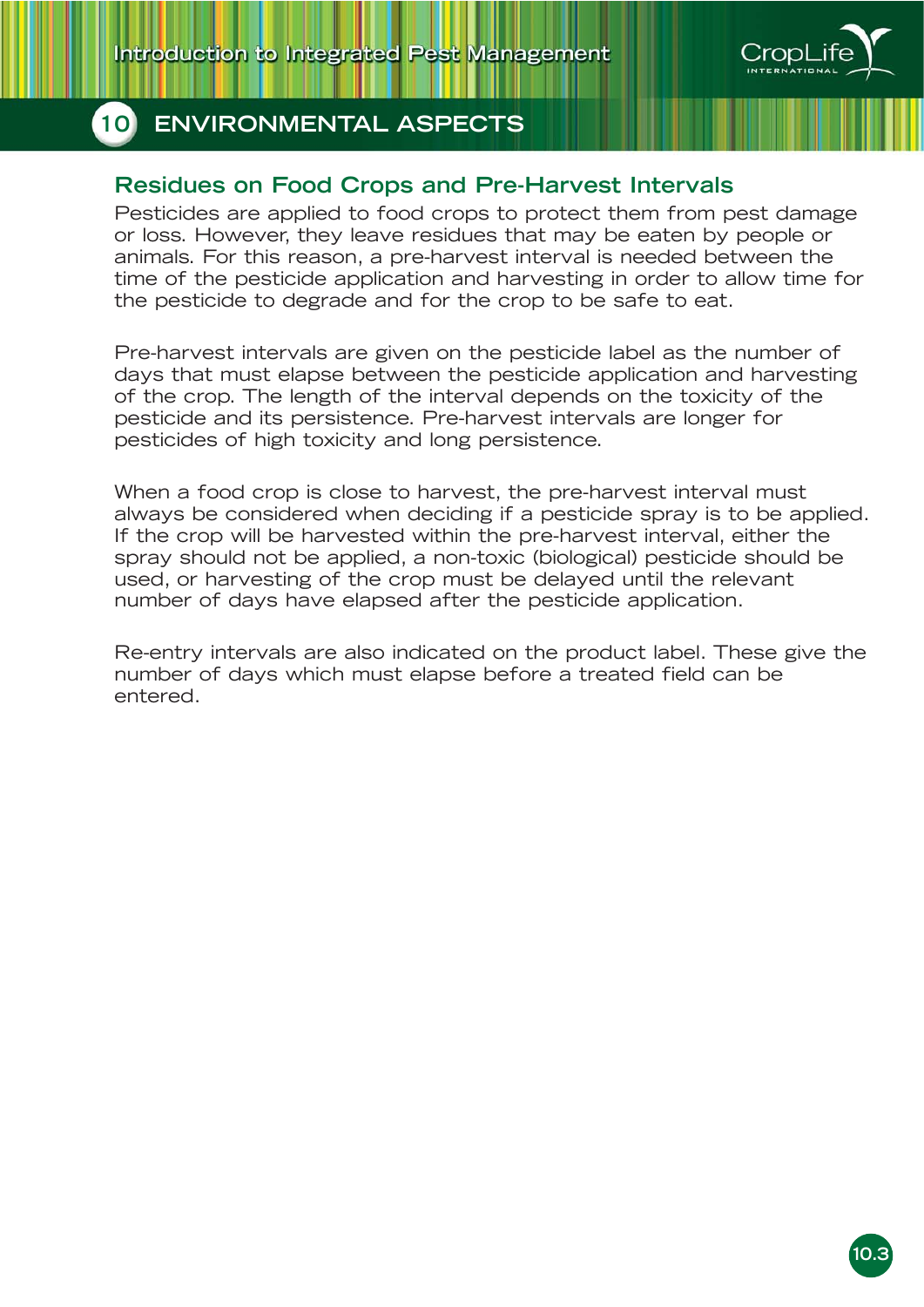## Residues on Food Crops and Pre-Harvest Intervals

Pesticides are applied to food crops to protect them from pest damage or loss. However, they leave residues that may be eaten by people or animals. For this reason, a pre-harvest interval is needed between the time of the pesticide application and harvesting in order to allow time for the pesticide to degrade and for the crop to be safe to eat.

Pre-harvest intervals are given on the pesticide label as the number of days that must elapse between the pesticide application and harvesting of the crop. The length of the interval depends on the toxicity of the pesticide and its persistence. Pre-harvest intervals are longer for pesticides of high toxicity and long persistence.

When a food crop is close to harvest, the pre-harvest interval must always be considered when deciding if a pesticide spray is to be applied. If the crop will be harvested within the pre-harvest interval, either the spray should not be applied, a non-toxic (biological) pesticide should be used, or harvesting of the crop must be delayed until the relevant number of days have elapsed after the pesticide application.

Re-entry intervals are also indicated on the product label. These give the number of days which must elapse before a treated field can be entered.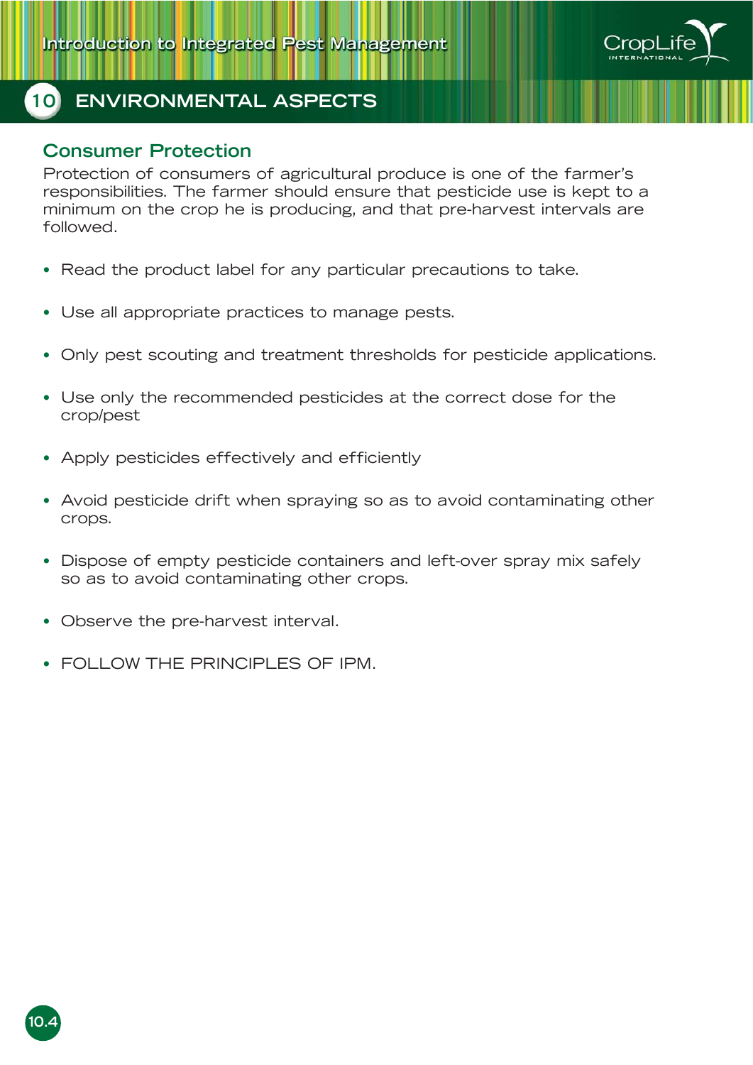## 10 ENVIRONMENTAL ASPECTS

### Consumer Protection

Protection of consumers of agricultural produce is one of the farmer's responsibilities. The farmer should ensure that pesticide use is kept to a minimum on the crop he is producing, and that pre-harvest intervals are followed.

- Read the product label for any particular precautions to take.
- Use all appropriate practices to manage pests.
- Only pest scouting and treatment thresholds for pesticide applications.
- Use only the recommended pesticides at the correct dose for the crop/pest
- Apply pesticides effectively and efficiently
- Avoid pesticide drift when spraying so as to avoid contaminating other crops.
- Dispose of empty pesticide containers and left-over spray mix safely so as to avoid contaminating other crops.
- Observe the pre-harvest interval.
- FOLLOW THE PRINCIPLES OF IPM.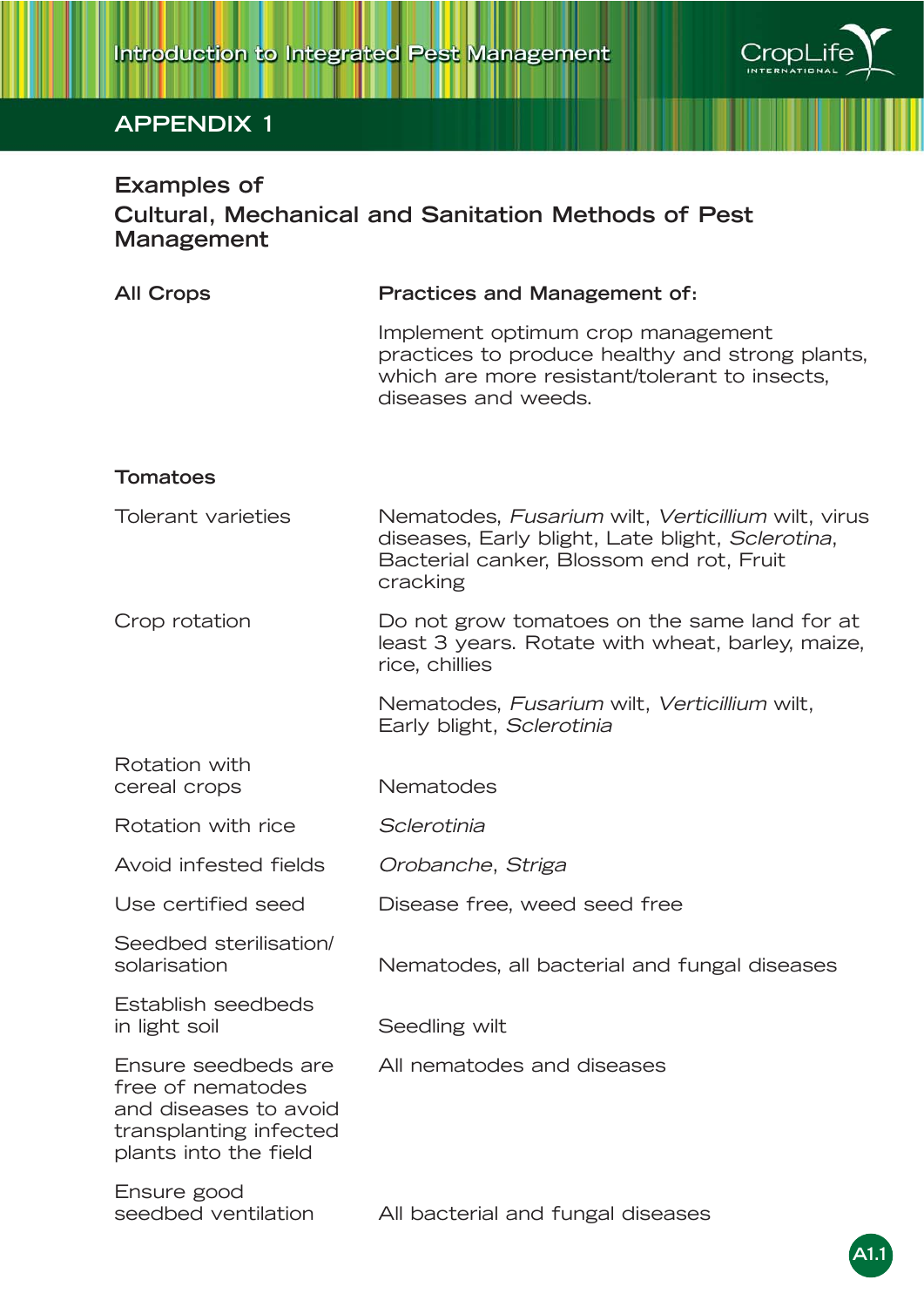## APPENDIX 1

### Examples of Cultural, Mechanical and Sanitation Methods of Pest Management

| **All Crops** | **Practices and Management of:** |
|---|---|
| | Implement optimum crop management practices to produce healthy and strong plants, which are more resistant/tolerant to insects, diseases and weeds. |
| **Tomatoes** | |
| Tolerant varieties | Nematodes, *Fusarium* wilt, *Verticillium* wilt, virus diseases, Early blight, Late blight, *Sclerotina*, Bacterial canker, Blossom end rot, Fruit cracking |
| Crop rotation | Do not grow tomatoes on the same land for at least 3 years. Rotate with wheat, barley, maize, rice, chillies |
| | Nematodes, *Fusarium* wilt, *Verticillium* wilt, Early blight, *Sclerotinia* |
| Rotation with cereal crops | Nematodes |
| Rotation with rice | *Sclerotinia* |
| Avoid infested fields | *Orobanche*, *Striga* |
| Use certified seed | Disease free, weed seed free |
| Seedbed sterilisation/ solarisation | Nematodes, all bacterial and fungal diseases |
| Establish seedbeds in light soil | Seedling wilt |
| Ensure seedbeds are free of nematodes and diseases to avoid transplanting infected plants into the field | All nematodes and diseases |
| Ensure good seedbed ventilation | All bacterial and fungal diseases |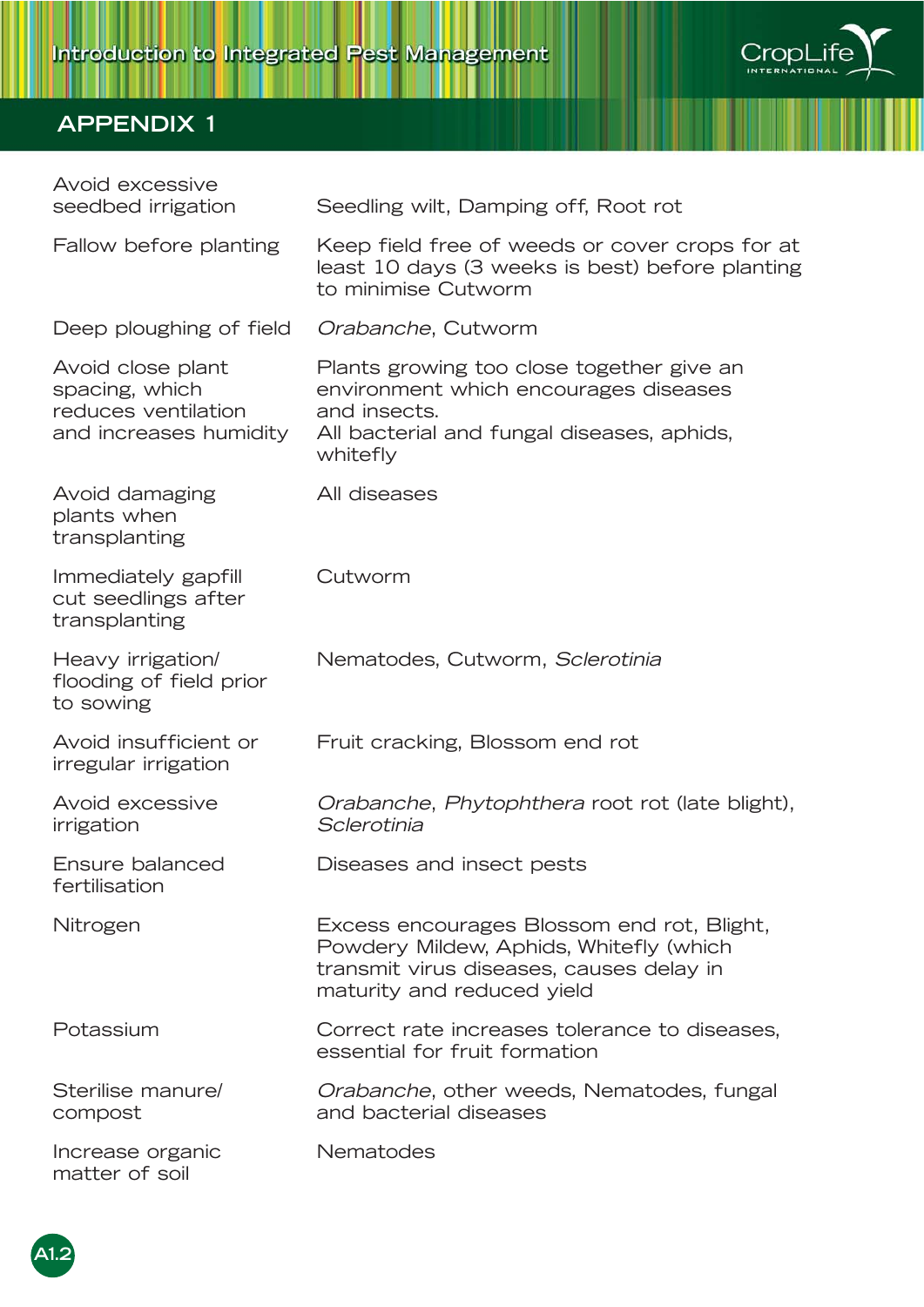## APPENDIX 1

| | |
|---|---|
| Avoid excessive seedbed irrigation | Seedling wilt, Damping off, Root rot |
| Fallow before planting | Keep field free of weeds or cover crops for at least 10 days (3 weeks is best) before planting to minimise Cutworm |
| Deep ploughing of field | *Orabanche*, Cutworm |
| Avoid close plant spacing, which reduces ventilation and increases humidity | Plants growing too close together give an environment which encourages diseases and insects. All bacterial and fungal diseases, aphids, whitefly |
| Avoid damaging plants when transplanting | All diseases |
| Immediately gapfill cut seedlings after transplanting | Cutworm |
| Heavy irrigation/ flooding of field prior to sowing | Nematodes, Cutworm, *Sclerotinia* |
| Avoid insufficient or irregular irrigation | Fruit cracking, Blossom end rot |
| Avoid excessive irrigation | *Orabanche*, *Phytophthera* root rot (late blight), *Sclerotinia* |
| Ensure balanced fertilisation | Diseases and insect pests |
| Nitrogen | Excess encourages Blossom end rot, Blight, Powdery Mildew, Aphids, Whitefly (which transmit virus diseases, causes delay in maturity and reduced yield |
| Potassium | Correct rate increases tolerance to diseases, essential for fruit formation |
| Sterilise manure/ compost | *Orabanche*, other weeds, Nematodes, fungal and bacterial diseases |
| Increase organic matter of soil | Nematodes |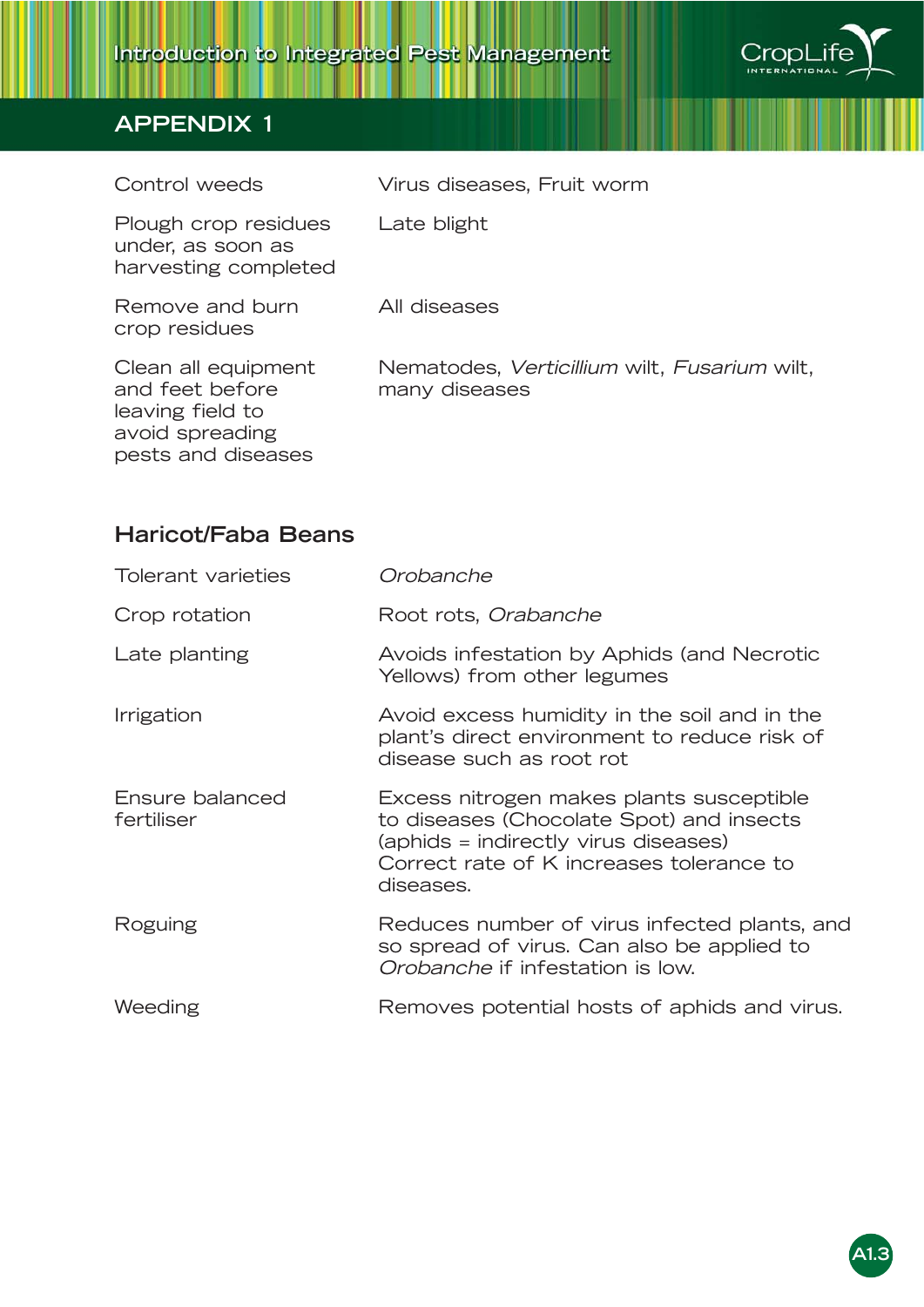## APPENDIX 1

| | |
|---|---|
| Control weeds | Virus diseases, Fruit worm |
| Plough crop residues under, as soon as harvesting completed | Late blight |
| Remove and burn crop residues | All diseases |
| Clean all equipment and feet before leaving field to avoid spreading pests and diseases | Nematodes, *Verticillium* wilt, *Fusarium* wilt, many diseases |

### Haricot/Faba Beans

| | |
|---|---|
| Tolerant varieties | *Orobanche* |
| Crop rotation | Root rots, *Orabanche* |
| Late planting | Avoids infestation by Aphids (and Necrotic Yellows) from other legumes |
| Irrigation | Avoid excess humidity in the soil and in the plant's direct environment to reduce risk of disease such as root rot |
| Ensure balanced fertiliser | Excess nitrogen makes plants susceptible to diseases (Chocolate Spot) and insects (aphids = indirectly virus diseases) Correct rate of K increases tolerance to diseases. |
| Roguing | Reduces number of virus infected plants, and so spread of virus. Can also be applied to *Orobanche* if infestation is low. |
| Weeding | Removes potential hosts of aphids and virus. |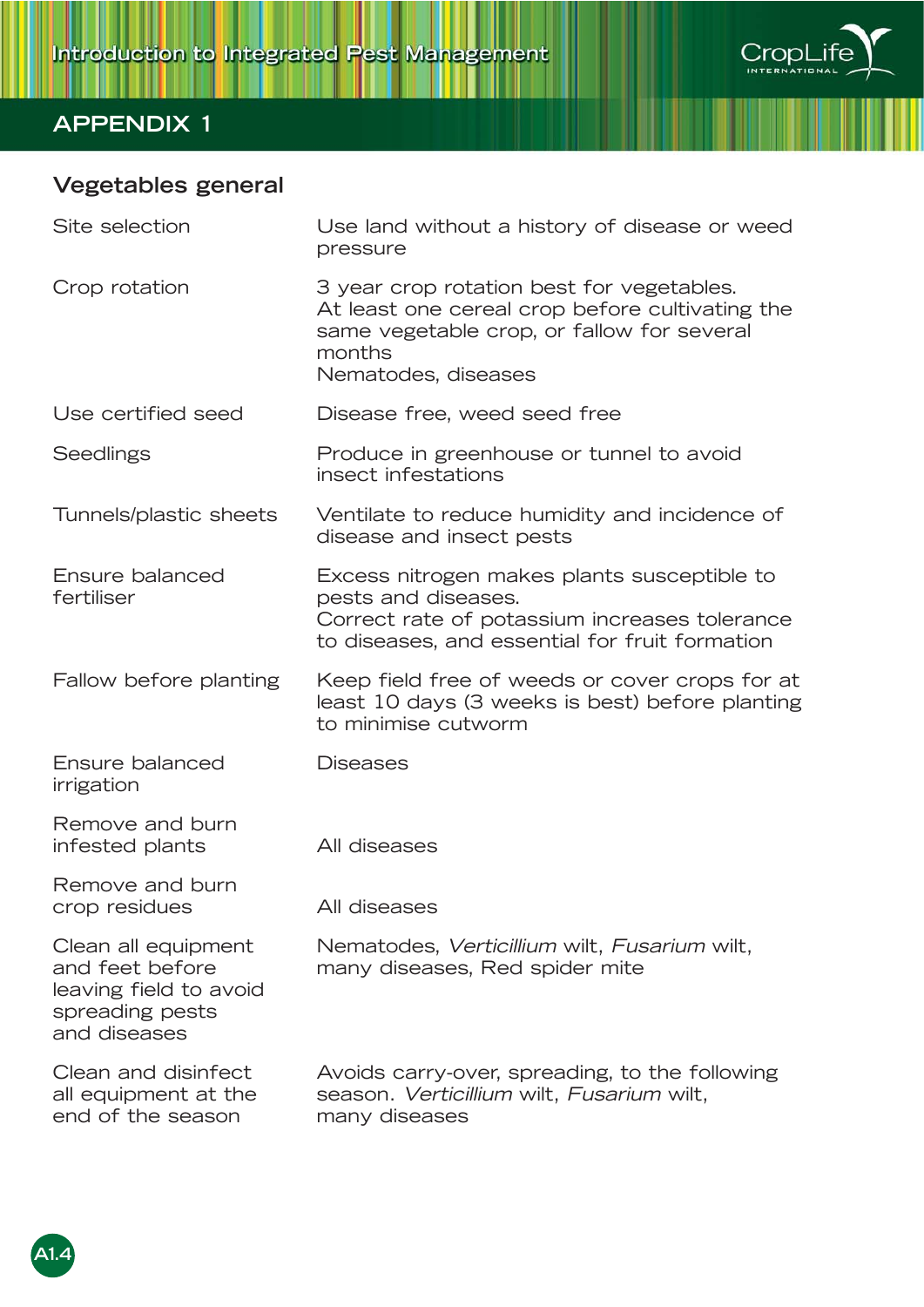## APPENDIX 1

### Vegetables general

| | |
|---|---|
| Site selection | Use land without a history of disease or weed pressure |
| Crop rotation | 3 year crop rotation best for vegetables. At least one cereal crop before cultivating the same vegetable crop, or fallow for several months<br>Nematodes, diseases |
| Use certified seed | Disease free, weed seed free |
| Seedlings | Produce in greenhouse or tunnel to avoid insect infestations |
| Tunnels/plastic sheets | Ventilate to reduce humidity and incidence of disease and insect pests |
| Ensure balanced fertiliser | Excess nitrogen makes plants susceptible to pests and diseases.<br>Correct rate of potassium increases tolerance to diseases, and essential for fruit formation |
| Fallow before planting | Keep field free of weeds or cover crops for at least 10 days (3 weeks is best) before planting to minimise cutworm |
| Ensure balanced irrigation | Diseases |
| Remove and burn infested plants | All diseases |
| Remove and burn crop residues | All diseases |
| Clean all equipment and feet before leaving field to avoid spreading pests and diseases | Nematodes, *Verticillium* wilt, *Fusarium* wilt, many diseases, Red spider mite |
| Clean and disinfect all equipment at the end of the season | Avoids carry-over, spreading, to the following season. *Verticillium* wilt, *Fusarium* wilt, many diseases |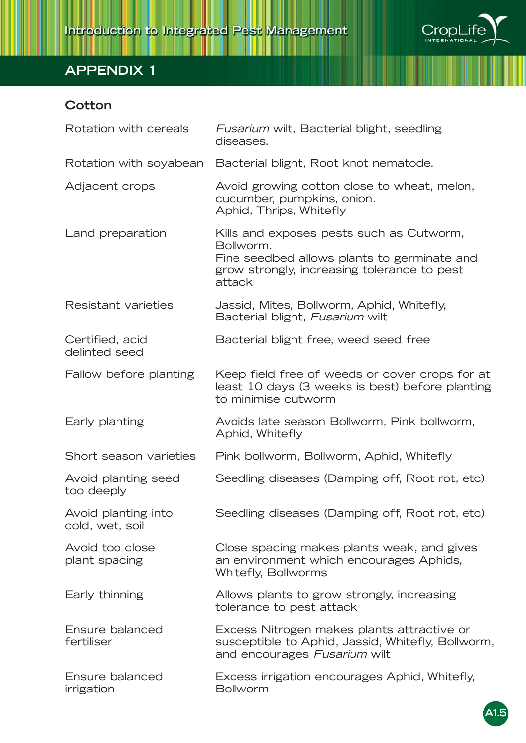## APPENDIX 1

### Cotton

| | |
|---|---|
| Rotation with cereals | *Fusarium* wilt, Bacterial blight, seedling diseases. |
| Rotation with soyabean | Bacterial blight, Root knot nematode. |
| Adjacent crops | Avoid growing cotton close to wheat, melon, cucumber, pumpkins, onion. Aphid, Thrips, Whitefly |
| Land preparation | Kills and exposes pests such as Cutworm, Bollworm. Fine seedbed allows plants to germinate and grow strongly, increasing tolerance to pest attack |
| Resistant varieties | Jassid, Mites, Bollworm, Aphid, Whitefly, Bacterial blight, *Fusarium* wilt |
| Certified, acid delinted seed | Bacterial blight free, weed seed free |
| Fallow before planting | Keep field free of weeds or cover crops for at least 10 days (3 weeks is best) before planting to minimise cutworm |
| Early planting | Avoids late season Bollworm, Pink bollworm, Aphid, Whitefly |
| Short season varieties | Pink bollworm, Bollworm, Aphid, Whitefly |
| Avoid planting seed too deeply | Seedling diseases (Damping off, Root rot, etc) |
| Avoid planting into cold, wet, soil | Seedling diseases (Damping off, Root rot, etc) |
| Avoid too close plant spacing | Close spacing makes plants weak, and gives an environment which encourages Aphids, Whitefly, Bollworms |
| Early thinning | Allows plants to grow strongly, increasing tolerance to pest attack |
| Ensure balanced fertiliser | Excess Nitrogen makes plants attractive or susceptible to Aphid, Jassid, Whitefly, Bollworm, and encourages *Fusarium* wilt |
| Ensure balanced irrigation | Excess irrigation encourages Aphid, Whitefly, Bollworm |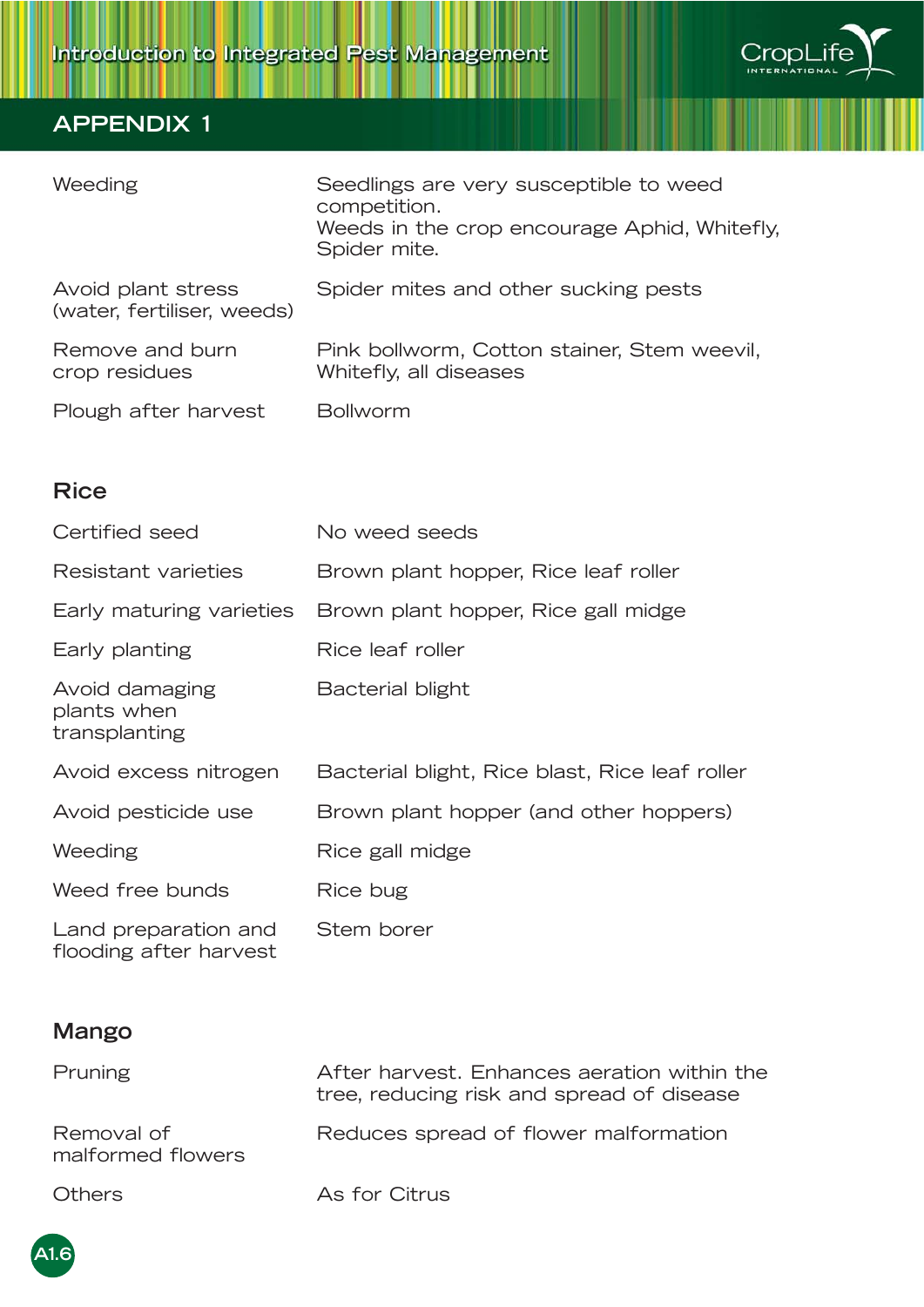## APPENDIX 1

| | |
|---|---|
| Weeding | Seedlings are very susceptible to weed competition. Weeds in the crop encourage Aphid, Whitefly, Spider mite. |
| Avoid plant stress (water, fertiliser, weeds) | Spider mites and other sucking pests |
| Remove and burn crop residues | Pink bollworm, Cotton stainer, Stem weevil, Whitefly, all diseases |
| Plough after harvest | Bollworm |

### Rice

| | |
|---|---|
| Certified seed | No weed seeds |
| Resistant varieties | Brown plant hopper, Rice leaf roller |
| Early maturing varieties | Brown plant hopper, Rice gall midge |
| Early planting | Rice leaf roller |
| Avoid damaging plants when transplanting | Bacterial blight |
| Avoid excess nitrogen | Bacterial blight, Rice blast, Rice leaf roller |
| Avoid pesticide use | Brown plant hopper (and other hoppers) |
| Weeding | Rice gall midge |
| Weed free bunds | Rice bug |
| Land preparation and flooding after harvest | Stem borer |

### Mango

| | |
|---|---|
| Pruning | After harvest. Enhances aeration within the tree, reducing risk and spread of disease |
| Removal of malformed flowers | Reduces spread of flower malformation |
| Others | As for Citrus |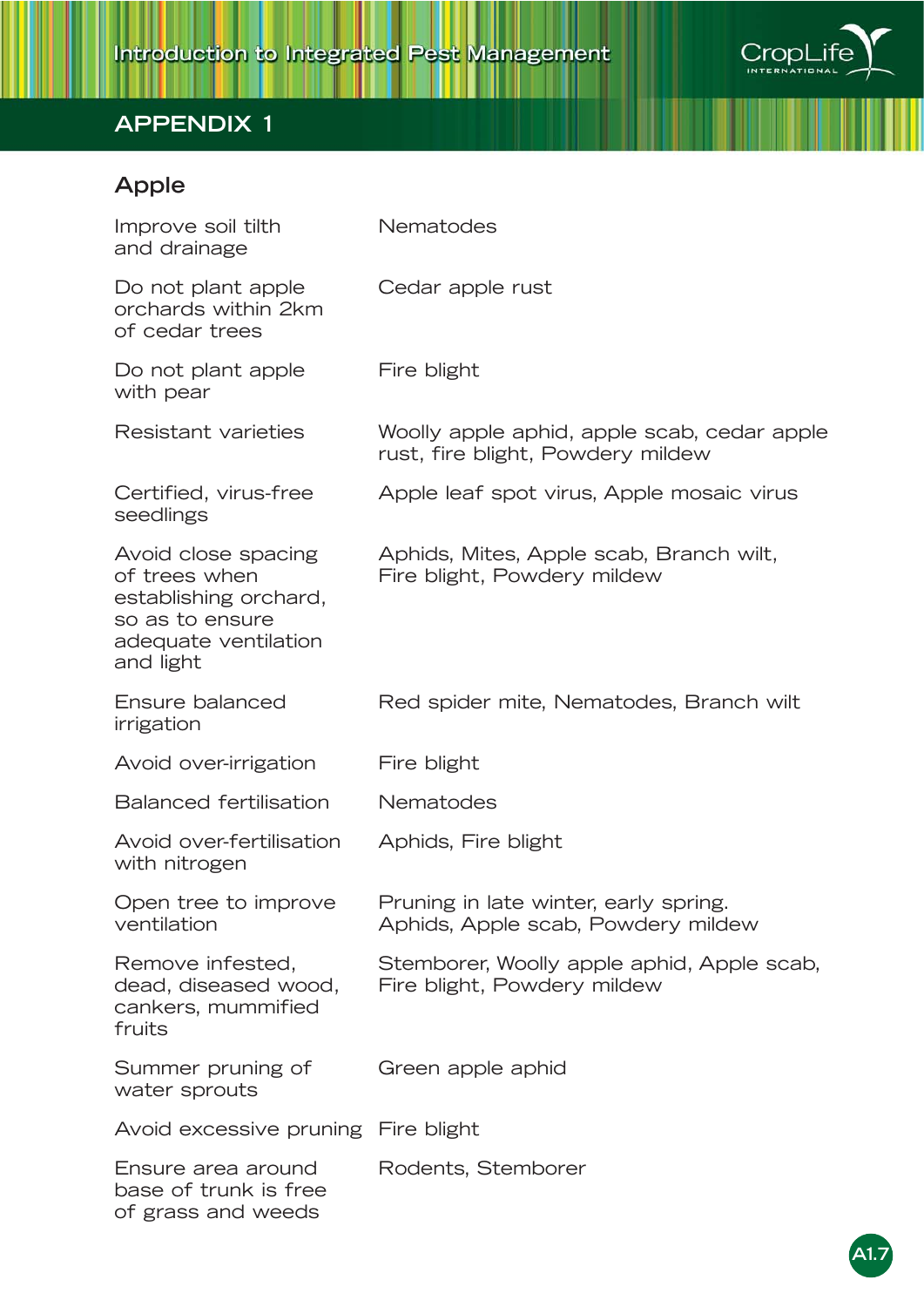## APPENDIX 1

### Apple

| | |
|---|---|
| Improve soil tilth and drainage | Nematodes |
| Do not plant apple orchards within 2km of cedar trees | Cedar apple rust |
| Do not plant apple with pear | Fire blight |
| Resistant varieties | Woolly apple aphid, apple scab, cedar apple rust, fire blight, Powdery mildew |
| Certified, virus-free seedlings | Apple leaf spot virus, Apple mosaic virus |
| Avoid close spacing of trees when establishing orchard, so as to ensure adequate ventilation and light | Aphids, Mites, Apple scab, Branch wilt, Fire blight, Powdery mildew |
| Ensure balanced irrigation | Red spider mite, Nematodes, Branch wilt |
| Avoid over-irrigation | Fire blight |
| Balanced fertilisation | Nematodes |
| Avoid over-fertilisation with nitrogen | Aphids, Fire blight |
| Open tree to improve ventilation | Pruning in late winter, early spring. Aphids, Apple scab, Powdery mildew |
| Remove infested, dead, diseased wood, cankers, mummified fruits | Stemborer, Woolly apple aphid, Apple scab, Fire blight, Powdery mildew |
| Summer pruning of water sprouts | Green apple aphid |
| Avoid excessive pruning | Fire blight |
| Ensure area around base of trunk is free of grass and weeds | Rodents, Stemborer |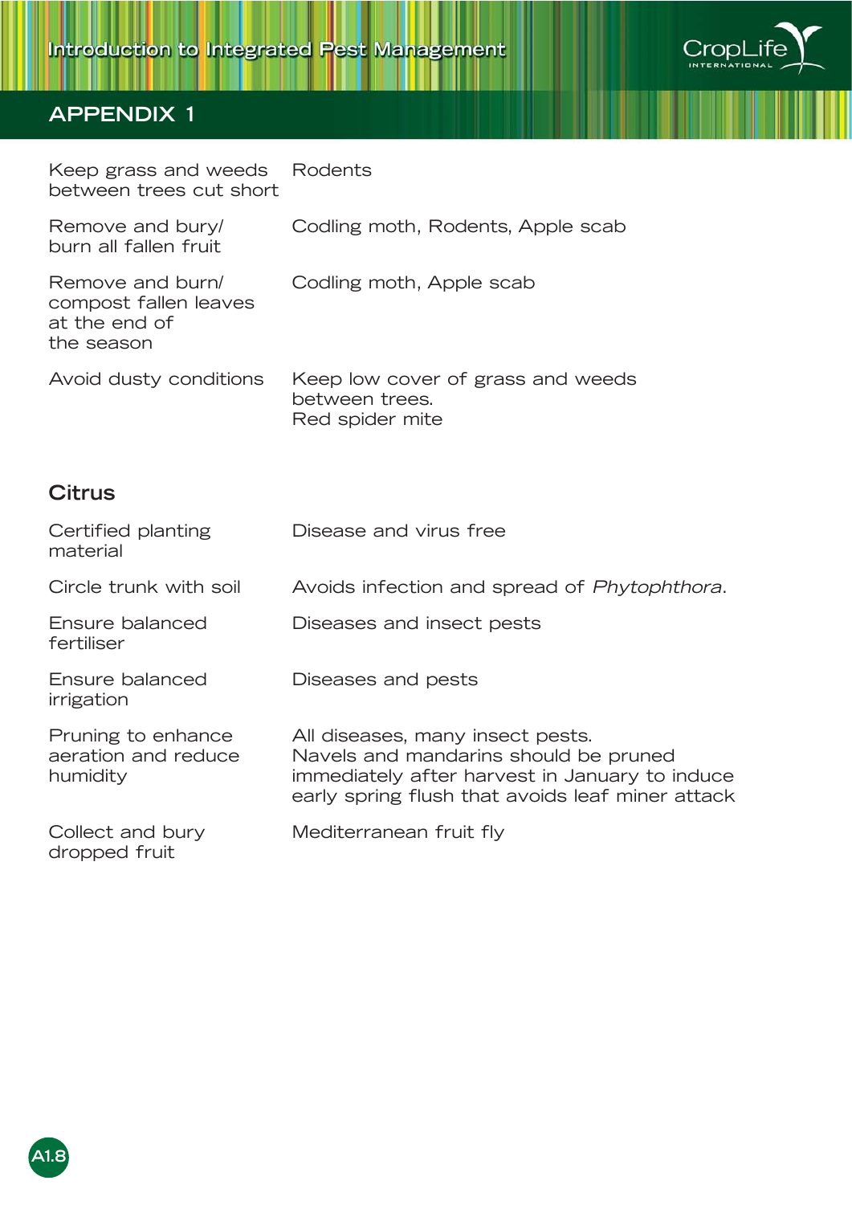## APPENDIX 1

| | |
|---|---|
| Keep grass and weeds between trees cut short | Rodents |
| Remove and bury/ burn all fallen fruit | Codling moth, Rodents, Apple scab |
| Remove and burn/ compost fallen leaves at the end of the season | Codling moth, Apple scab |
| Avoid dusty conditions | Keep low cover of grass and weeds between trees. Red spider mite |

### Citrus

| | |
|---|---|
| Certified planting material | Disease and virus free |
| Circle trunk with soil | Avoids infection and spread of *Phytophthora*. |
| Ensure balanced fertiliser | Diseases and insect pests |
| Ensure balanced irrigation | Diseases and pests |
| Pruning to enhance aeration and reduce humidity | All diseases, many insect pests. Navels and mandarins should be pruned immediately after harvest in January to induce early spring flush that avoids leaf miner attack |
| Collect and bury dropped fruit | Mediterranean fruit fly |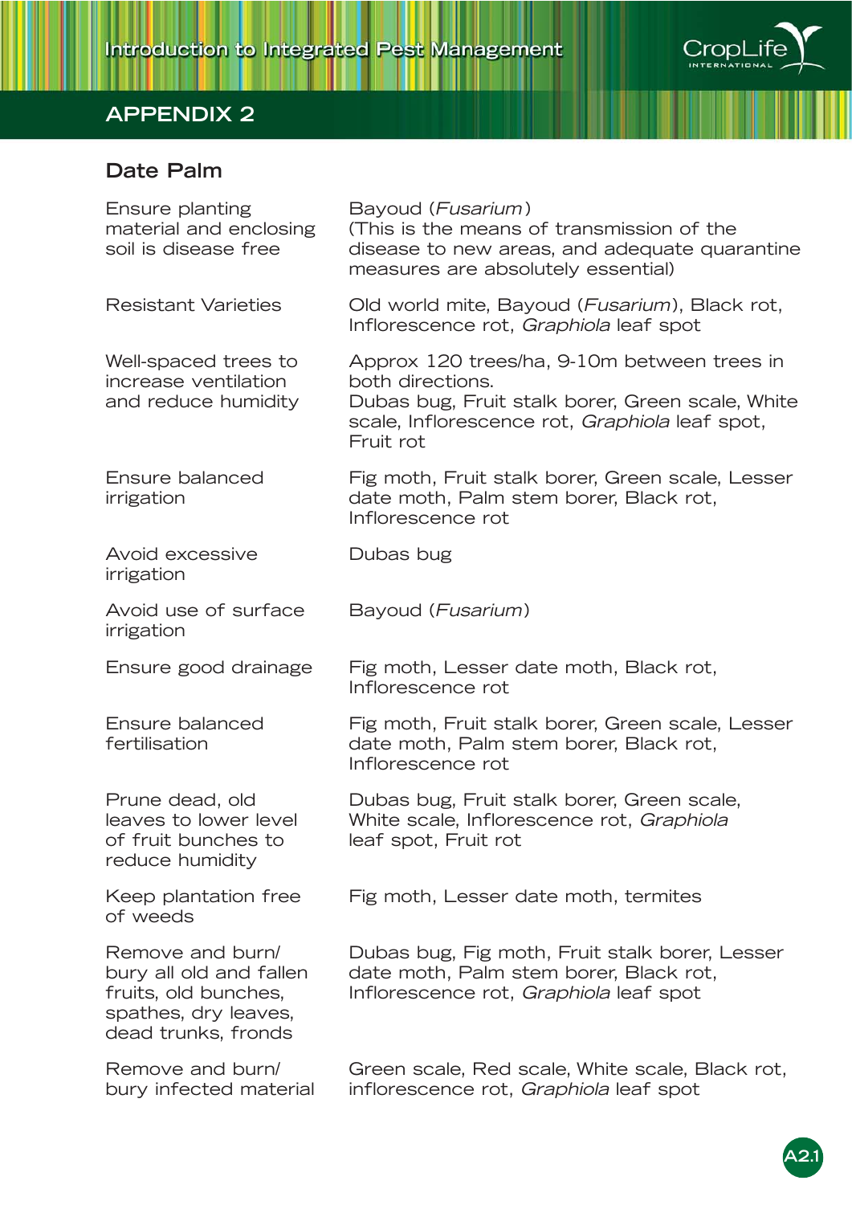## APPENDIX 2

### Date Palm

| | |
|---|---|
| Ensure planting material and enclosing soil is disease free | Bayoud (*Fusarium*) (This is the means of transmission of the disease to new areas, and adequate quarantine measures are absolutely essential) |
| Resistant Varieties | Old world mite, Bayoud (*Fusarium*), Black rot, Inflorescence rot, *Graphiola* leaf spot |
| Well-spaced trees to increase ventilation and reduce humidity | Approx 120 trees/ha, 9-10m between trees in both directions. Dubas bug, Fruit stalk borer, Green scale, White scale, Inflorescence rot, *Graphiola* leaf spot, Fruit rot |
| Ensure balanced irrigation | Fig moth, Fruit stalk borer, Green scale, Lesser date moth, Palm stem borer, Black rot, Inflorescence rot |
| Avoid excessive irrigation | Dubas bug |
| Avoid use of surface irrigation | Bayoud (*Fusarium*) |
| Ensure good drainage | Fig moth, Lesser date moth, Black rot, Inflorescence rot |
| Ensure balanced fertilisation | Fig moth, Fruit stalk borer, Green scale, Lesser date moth, Palm stem borer, Black rot, Inflorescence rot |
| Prune dead, old leaves to lower level of fruit bunches to reduce humidity | Dubas bug, Fruit stalk borer, Green scale, White scale, Inflorescence rot, *Graphiola* leaf spot, Fruit rot |
| Keep plantation free of weeds | Fig moth, Lesser date moth, termites |
| Remove and burn/ bury all old and fallen fruits, old bunches, spathes, dry leaves, dead trunks, fronds | Dubas bug, Fig moth, Fruit stalk borer, Lesser date moth, Palm stem borer, Black rot, Inflorescence rot, *Graphiola* leaf spot |
| Remove and burn/ bury infected material | Green scale, Red scale, White scale, Black rot, inflorescence rot, *Graphiola* leaf spot |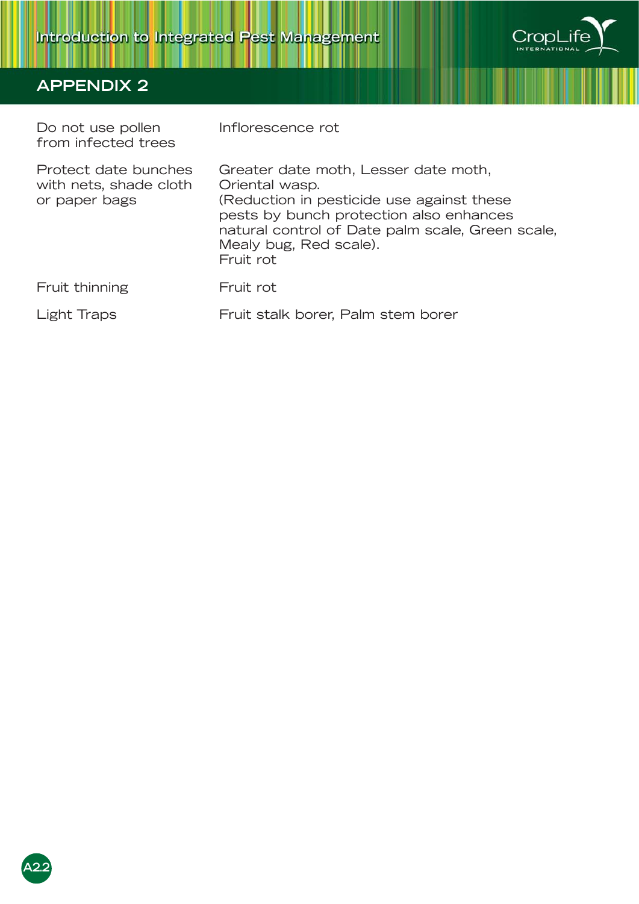## APPENDIX 2

| | |
|---|---|
| Do not use pollen from infected trees | Inflorescence rot |
| Protect date bunches with nets, shade cloth or paper bags | Greater date moth, Lesser date moth, Oriental wasp. (Reduction in pesticide use against these pests by bunch protection also enhances natural control of Date palm scale, Green scale, Mealy bug, Red scale). Fruit rot |
| Fruit thinning | Fruit rot |
| Light Traps | Fruit stalk borer, Palm stem borer |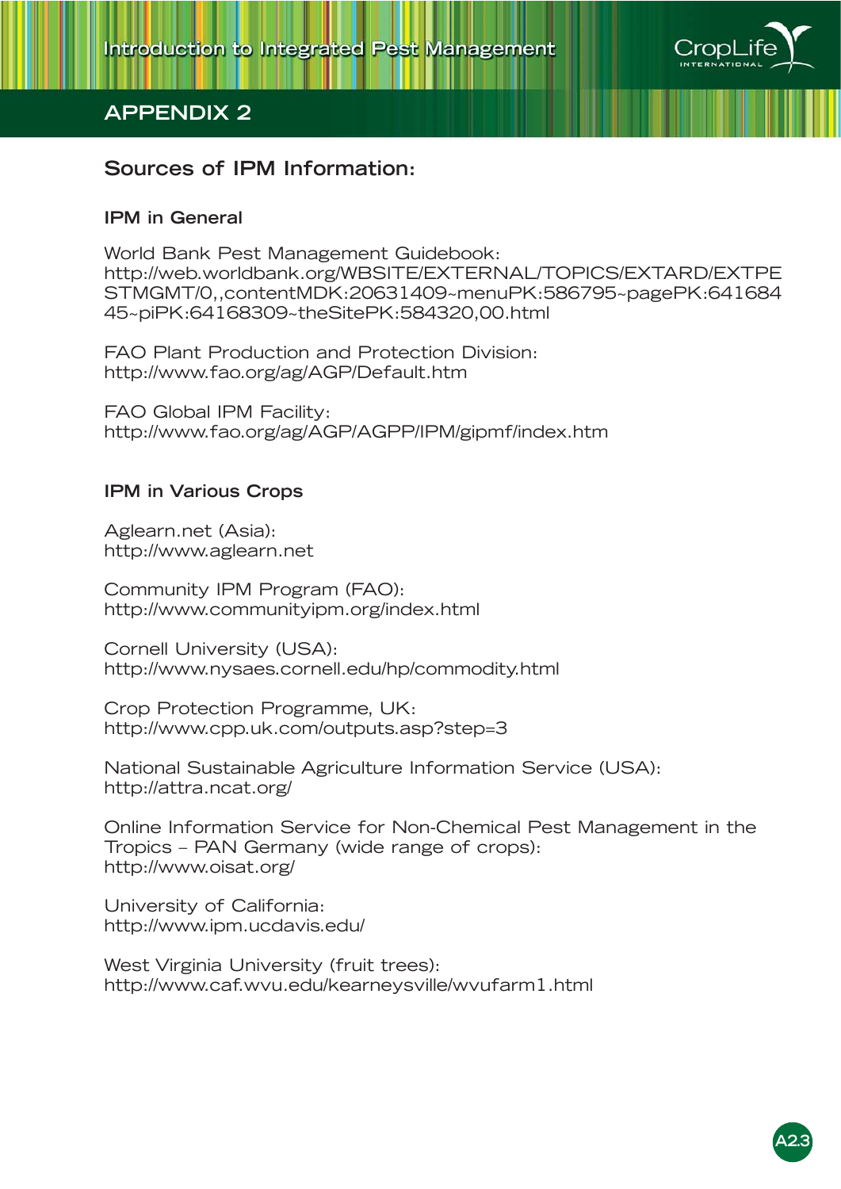## APPENDIX 2

### Sources of IPM Information:

#### IPM in General

World Bank Pest Management Guidebook:
http://web.worldbank.org/WBSITE/EXTERNAL/TOPICS/EXTARD/EXTPESTMGMT/0,,contentMDK:20631409~menuPK:586795~pagePK:64168445~piPK:64168309~theSitePK:584320,00.html

FAO Plant Production and Protection Division:
http://www.fao.org/ag/AGP/Default.htm

FAO Global IPM Facility:
http://www.fao.org/ag/AGP/AGPP/IPM/gipmf/index.htm

#### IPM in Various Crops

Aglearn.net (Asia):
http://www.aglearn.net

Community IPM Program (FAO):
http://www.communityipm.org/index.html

Cornell University (USA):
http://www.nysaes.cornell.edu/hp/commodity.html

Crop Protection Programme, UK:
http://www.cpp.uk.com/outputs.asp?step=3

National Sustainable Agriculture Information Service (USA):
http://attra.ncat.org/

Online Information Service for Non-Chemical Pest Management in the Tropics – PAN Germany (wide range of crops):
http://www.oisat.org/

University of California:
http://www.ipm.ucdavis.edu/

West Virginia University (fruit trees):
http://www.caf.wvu.edu/kearneysville/wvufarm1.html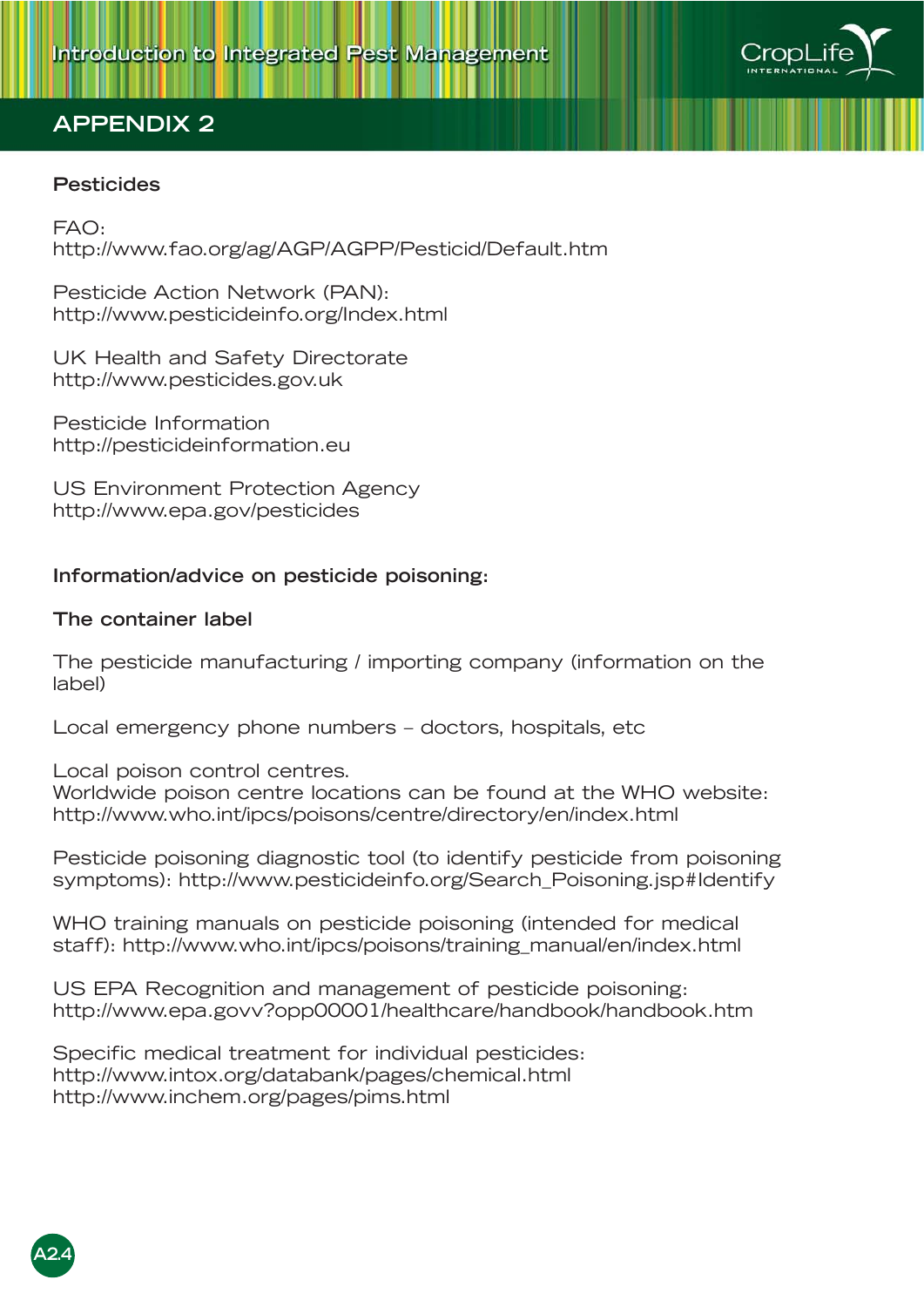## APPENDIX 2

**Pesticides**

FAO:
http://www.fao.org/ag/AGP/AGPP/Pesticid/Default.htm

Pesticide Action Network (PAN):
http://www.pesticideinfo.org/Index.html

UK Health and Safety Directorate
http://www.pesticides.gov.uk

Pesticide Information
http://pesticideinformation.eu

US Environment Protection Agency
http://www.epa.gov/pesticides

**Information/advice on pesticide poisoning:**

**The container label**

The pesticide manufacturing / importing company (information on the label)

Local emergency phone numbers – doctors, hospitals, etc

Local poison control centres.
Worldwide poison centre locations can be found at the WHO website:
http://www.who.int/ipcs/poisons/centre/directory/en/index.html

Pesticide poisoning diagnostic tool (to identify pesticide from poisoning symptoms): http://www.pesticideinfo.org/Search_Poisoning.jsp#Identify

WHO training manuals on pesticide poisoning (intended for medical staff): http://www.who.int/ipcs/poisons/training_manual/en/index.html

US EPA Recognition and management of pesticide poisoning:
http://www.epa.govv?opp00001/healthcare/handbook/handbook.htm

Specific medical treatment for individual pesticides:
http://www.intox.org/databank/pages/chemical.html
http://www.inchem.org/pages/pims.html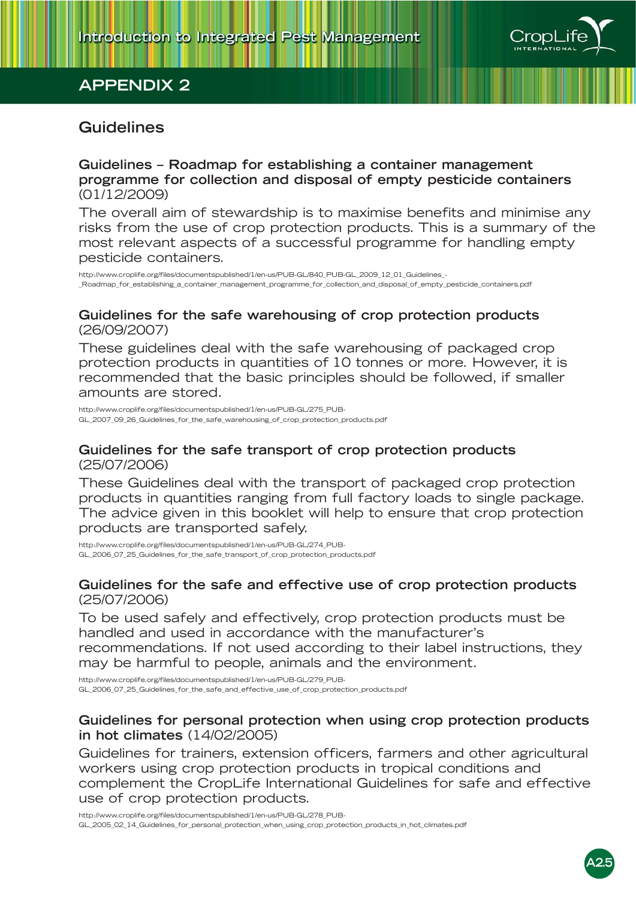# APPENDIX 2

## Guidelines

### Guidelines – Roadmap for establishing a container management programme for collection and disposal of empty pesticide containers (01/12/2009)

The overall aim of stewardship is to maximise benefits and minimise any risks from the use of crop protection products. This is a summary of the most relevant aspects of a successful programme for handling empty pesticide containers.

http://www.croplife.org/files/documentspublished/1/en-us/PUB-GL/840_PUB-GL_2009_12_01_Guidelines_-_Roadmap_for_establishing_a_container_management_programme_for_collection_and_disposal_of_empty_pesticide_containers.pdf

### Guidelines for the safe warehousing of crop protection products (26/09/2007)

These guidelines deal with the safe warehousing of packaged crop protection products in quantities of 10 tonnes or more. However, it is recommended that the basic principles should be followed, if smaller amounts are stored.

http://www.croplife.org/files/documentspublished/1/en-us/PUB-GL/275_PUB-GL_2007_09_26_Guidelines_for_the_safe_warehousing_of_crop_protection_products.pdf

### Guidelines for the safe transport of crop protection products (25/07/2006)

These Guidelines deal with the transport of packaged crop protection products in quantities ranging from full factory loads to single package. The advice given in this booklet will help to ensure that crop protection products are transported safely.

http://www.croplife.org/files/documentspublished/1/en-us/PUB-GL/274_PUB-GL_2006_07_25_Guidelines_for_the_safe_transport_of_crop_protection_products.pdf

### Guidelines for the safe and effective use of crop protection products (25/07/2006)

To be used safely and effectively, crop protection products must be handled and used in accordance with the manufacturer's recommendations. If not used according to their label instructions, they may be harmful to people, animals and the environment.

http://www.croplife.org/files/documentspublished/1/en-us/PUB-GL/279_PUB-GL_2006_07_25_Guidelines_for_the_safe_and_effective_use_of_crop_protection_products.pdf

### Guidelines for personal protection when using crop protection products in hot climates (14/02/2005)

Guidelines for trainers, extension officers, farmers and other agricultural workers using crop protection products in tropical conditions and complement the CropLife International Guidelines for safe and effective use of crop protection products.

http://www.croplife.org/files/documentspublished/1/en-us/PUB-GL/278_PUB-GL_2005_02_14_Guidelines_for_personal_protection_when_using_crop_protection_products_in_hot_climates.pdf